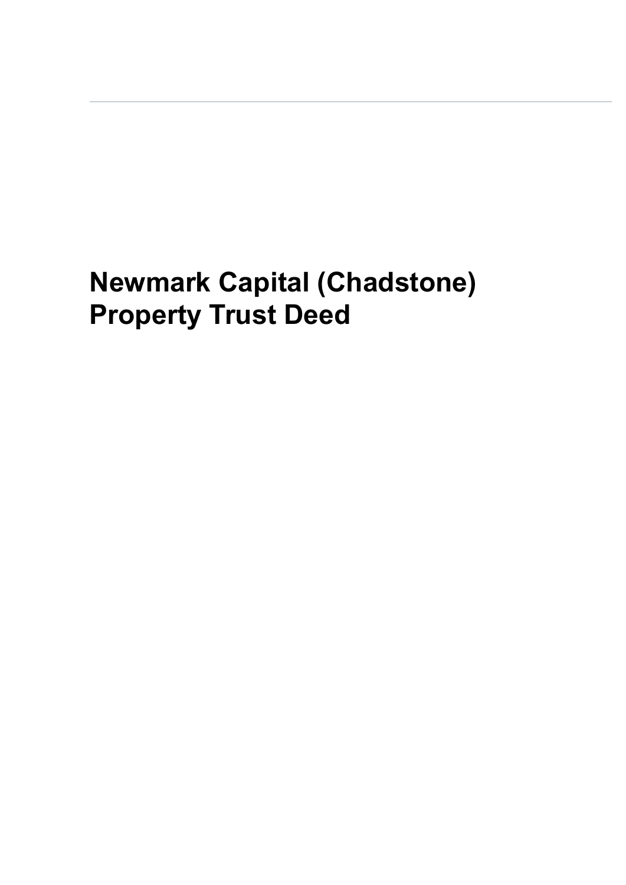# Newmark Capital (Chadstone) Property Trust Deed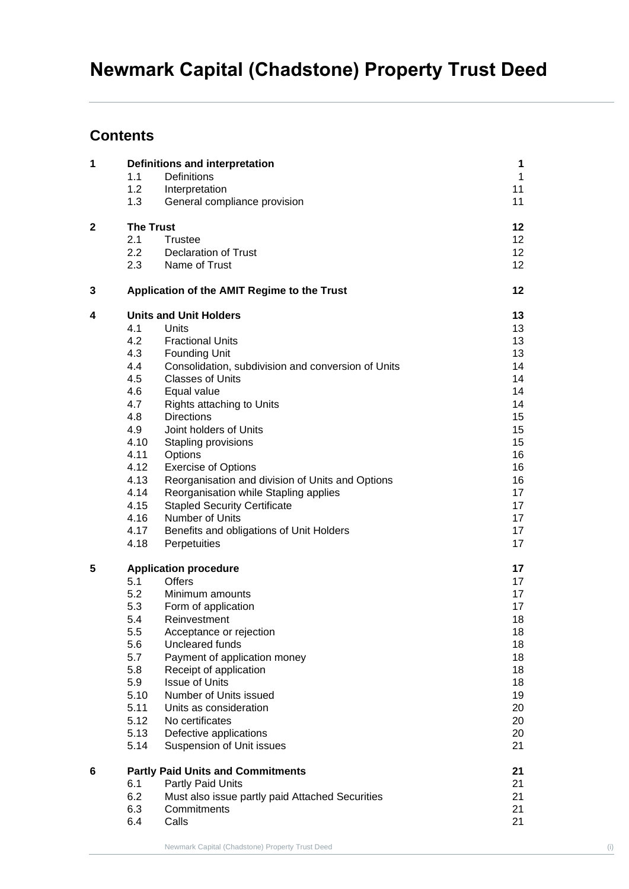# Newmark Capital (Chadstone) Property Trust Deed

## Contents

| | | | |
|---|---|---|---|
| **1** | **Definitions and interpretation** | | **1** |
| | 1.1 | Definitions | 1 |
| | 1.2 | Interpretation | 11 |
| | 1.3 | General compliance provision | 11 |
| **2** | **The Trust** | | **12** |
| | 2.1 | Trustee | 12 |
| | 2.2 | Declaration of Trust | 12 |
| | 2.3 | Name of Trust | 12 |
| **3** | **Application of the AMIT Regime to the Trust** | | **12** |
| **4** | **Units and Unit Holders** | | **13** |
| | 4.1 | Units | 13 |
| | 4.2 | Fractional Units | 13 |
| | 4.3 | Founding Unit | 13 |
| | 4.4 | Consolidation, subdivision and conversion of Units | 14 |
| | 4.5 | Classes of Units | 14 |
| | 4.6 | Equal value | 14 |
| | 4.7 | Rights attaching to Units | 14 |
| | 4.8 | Directions | 15 |
| | 4.9 | Joint holders of Units | 15 |
| | 4.10 | Stapling provisions | 15 |
| | 4.11 | Options | 16 |
| | 4.12 | Exercise of Options | 16 |
| | 4.13 | Reorganisation and division of Units and Options | 16 |
| | 4.14 | Reorganisation while Stapling applies | 17 |
| | 4.15 | Stapled Security Certificate | 17 |
| | 4.16 | Number of Units | 17 |
| | 4.17 | Benefits and obligations of Unit Holders | 17 |
| | 4.18 | Perpetuities | 17 |
| **5** | **Application procedure** | | **17** |
| | 5.1 | Offers | 17 |
| | 5.2 | Minimum amounts | 17 |
| | 5.3 | Form of application | 17 |
| | 5.4 | Reinvestment | 18 |
| | 5.5 | Acceptance or rejection | 18 |
| | 5.6 | Uncleared funds | 18 |
| | 5.7 | Payment of application money | 18 |
| | 5.8 | Receipt of application | 18 |
| | 5.9 | Issue of Units | 18 |
| | 5.10 | Number of Units issued | 19 |
| | 5.11 | Units as consideration | 20 |
| | 5.12 | No certificates | 20 |
| | 5.13 | Defective applications | 20 |
| | 5.14 | Suspension of Unit issues | 21 |
| **6** | **Partly Paid Units and Commitments** | | **21** |
| | 6.1 | Partly Paid Units | 21 |
| | 6.2 | Must also issue partly paid Attached Securities | 21 |
| | 6.3 | Commitments | 21 |
| | 6.4 | Calls | 21 |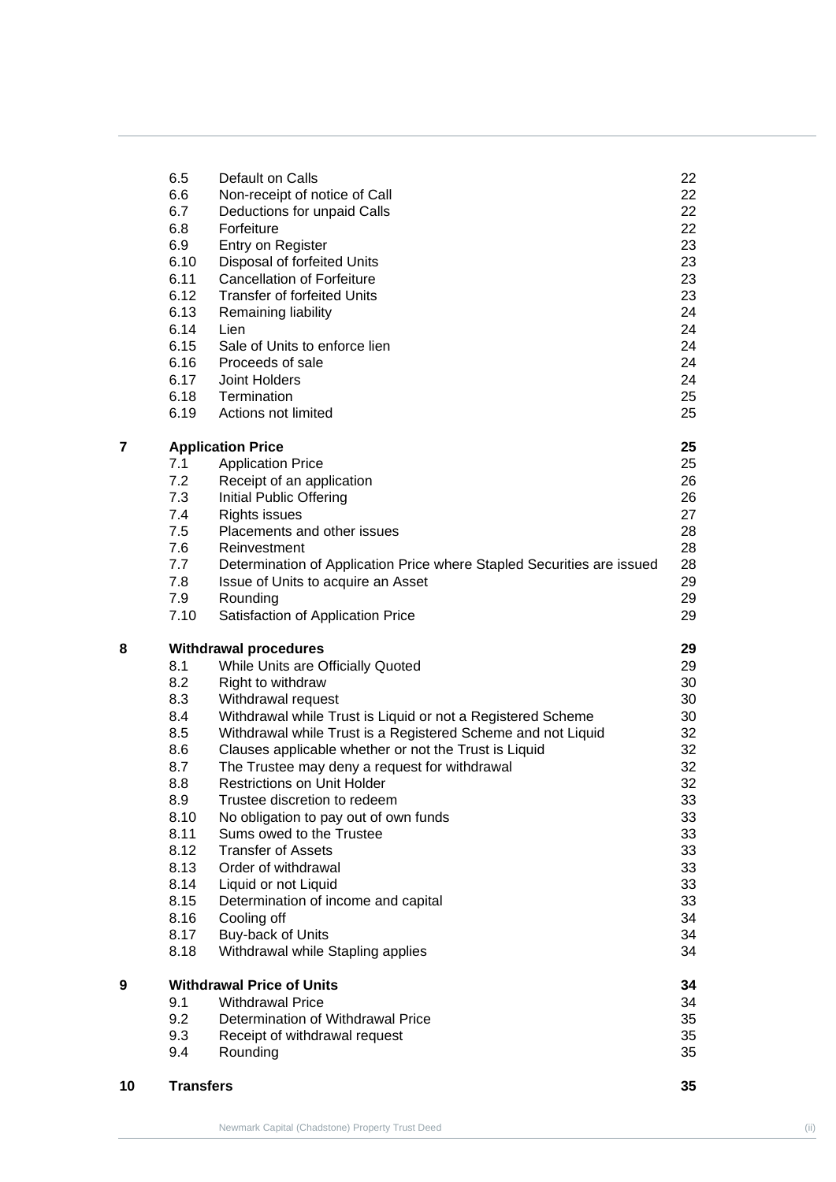| | | | |
|---|---|---|---|
| | 6.5 | Default on Calls | 22 |
| | 6.6 | Non-receipt of notice of Call | 22 |
| | 6.7 | Deductions for unpaid Calls | 22 |
| | 6.8 | Forfeiture | 22 |
| | 6.9 | Entry on Register | 23 |
| | 6.10 | Disposal of forfeited Units | 23 |
| | 6.11 | Cancellation of Forfeiture | 23 |
| | 6.12 | Transfer of forfeited Units | 23 |
| | 6.13 | Remaining liability | 24 |
| | 6.14 | Lien | 24 |
| | 6.15 | Sale of Units to enforce lien | 24 |
| | 6.16 | Proceeds of sale | 24 |
| | 6.17 | Joint Holders | 24 |
| | 6.18 | Termination | 25 |
| | 6.19 | Actions not limited | 25 |
| **7** | **Application Price** | | **25** |
| | 7.1 | Application Price | 25 |
| | 7.2 | Receipt of an application | 26 |
| | 7.3 | Initial Public Offering | 26 |
| | 7.4 | Rights issues | 27 |
| | 7.5 | Placements and other issues | 28 |
| | 7.6 | Reinvestment | 28 |
| | 7.7 | Determination of Application Price where Stapled Securities are issued | 28 |
| | 7.8 | Issue of Units to acquire an Asset | 29 |
| | 7.9 | Rounding | 29 |
| | 7.10 | Satisfaction of Application Price | 29 |
| **8** | **Withdrawal procedures** | | **29** |
| | 8.1 | While Units are Officially Quoted | 29 |
| | 8.2 | Right to withdraw | 30 |
| | 8.3 | Withdrawal request | 30 |
| | 8.4 | Withdrawal while Trust is Liquid or not a Registered Scheme | 30 |
| | 8.5 | Withdrawal while Trust is a Registered Scheme and not Liquid | 32 |
| | 8.6 | Clauses applicable whether or not the Trust is Liquid | 32 |
| | 8.7 | The Trustee may deny a request for withdrawal | 32 |
| | 8.8 | Restrictions on Unit Holder | 32 |
| | 8.9 | Trustee discretion to redeem | 33 |
| | 8.10 | No obligation to pay out of own funds | 33 |
| | 8.11 | Sums owed to the Trustee | 33 |
| | 8.12 | Transfer of Assets | 33 |
| | 8.13 | Order of withdrawal | 33 |
| | 8.14 | Liquid or not Liquid | 33 |
| | 8.15 | Determination of income and capital | 33 |
| | 8.16 | Cooling off | 34 |
| | 8.17 | Buy-back of Units | 34 |
| | 8.18 | Withdrawal while Stapling applies | 34 |
| **9** | **Withdrawal Price of Units** | | **34** |
| | 9.1 | Withdrawal Price | 34 |
| | 9.2 | Determination of Withdrawal Price | 35 |
| | 9.3 | Receipt of withdrawal request | 35 |
| | 9.4 | Rounding | 35 |
| **10** | **Transfers** | | **35** |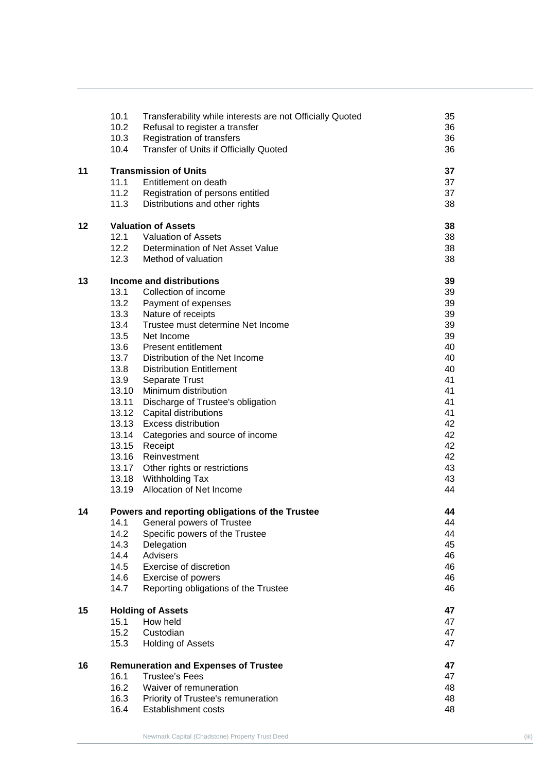| | | | |
|---|---|---|---|
| | 10.1 | Transferability while interests are not Officially Quoted | 35 |
| | 10.2 | Refusal to register a transfer | 36 |
| | 10.3 | Registration of transfers | 36 |
| | 10.4 | Transfer of Units if Officially Quoted | 36 |
| **11** | **Transmission of Units** | | **37** |
| | 11.1 | Entitlement on death | 37 |
| | 11.2 | Registration of persons entitled | 37 |
| | 11.3 | Distributions and other rights | 38 |
| **12** | **Valuation of Assets** | | **38** |
| | 12.1 | Valuation of Assets | 38 |
| | 12.2 | Determination of Net Asset Value | 38 |
| | 12.3 | Method of valuation | 38 |
| **13** | **Income and distributions** | | **39** |
| | 13.1 | Collection of income | 39 |
| | 13.2 | Payment of expenses | 39 |
| | 13.3 | Nature of receipts | 39 |
| | 13.4 | Trustee must determine Net Income | 39 |
| | 13.5 | Net Income | 39 |
| | 13.6 | Present entitlement | 40 |
| | 13.7 | Distribution of the Net Income | 40 |
| | 13.8 | Distribution Entitlement | 40 |
| | 13.9 | Separate Trust | 41 |
| | 13.10 | Minimum distribution | 41 |
| | 13.11 | Discharge of Trustee's obligation | 41 |
| | 13.12 | Capital distributions | 41 |
| | 13.13 | Excess distribution | 42 |
| | 13.14 | Categories and source of income | 42 |
| | 13.15 | Receipt | 42 |
| | 13.16 | Reinvestment | 42 |
| | 13.17 | Other rights or restrictions | 43 |
| | 13.18 | Withholding Tax | 43 |
| | 13.19 | Allocation of Net Income | 44 |
| **14** | **Powers and reporting obligations of the Trustee** | | **44** |
| | 14.1 | General powers of Trustee | 44 |
| | 14.2 | Specific powers of the Trustee | 44 |
| | 14.3 | Delegation | 45 |
| | 14.4 | Advisers | 46 |
| | 14.5 | Exercise of discretion | 46 |
| | 14.6 | Exercise of powers | 46 |
| | 14.7 | Reporting obligations of the Trustee | 46 |
| **15** | **Holding of Assets** | | **47** |
| | 15.1 | How held | 47 |
| | 15.2 | Custodian | 47 |
| | 15.3 | Holding of Assets | 47 |
| **16** | **Remuneration and Expenses of Trustee** | | **47** |
| | 16.1 | Trustee's Fees | 47 |
| | 16.2 | Waiver of remuneration | 48 |
| | 16.3 | Priority of Trustee's remuneration | 48 |
| | 16.4 | Establishment costs | 48 |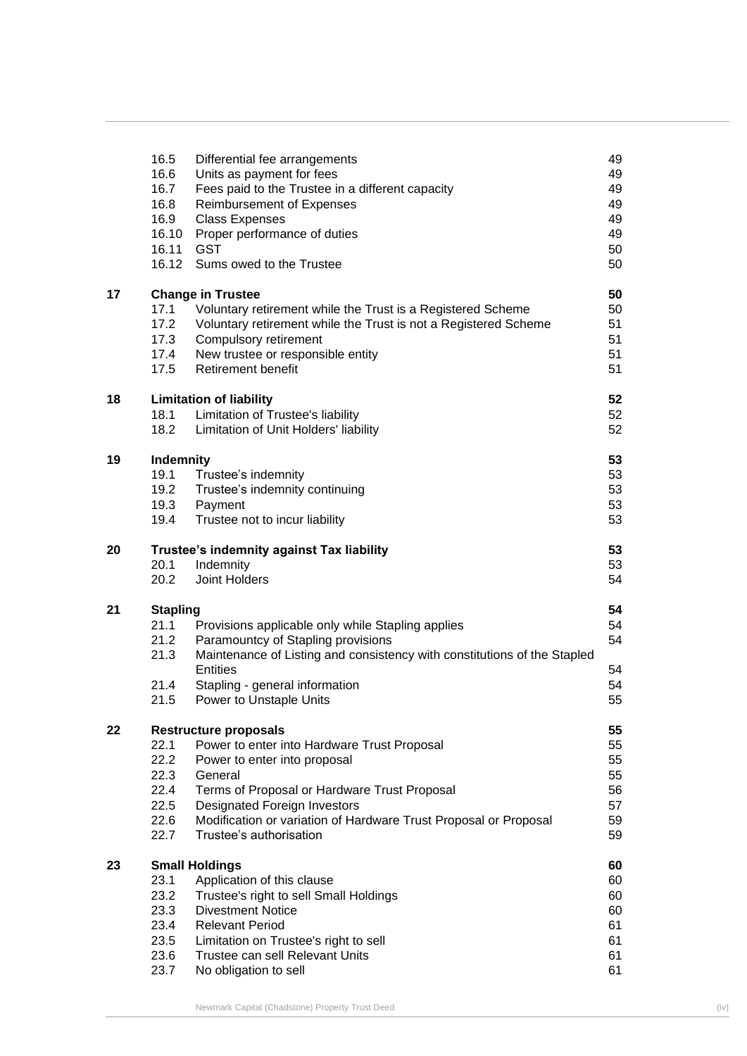| | | | |
|---|---|---|---|
| | 16.5 | Differential fee arrangements | 49 |
| | 16.6 | Units as payment for fees | 49 |
| | 16.7 | Fees paid to the Trustee in a different capacity | 49 |
| | 16.8 | Reimbursement of Expenses | 49 |
| | 16.9 | Class Expenses | 49 |
| | 16.10 | Proper performance of duties | 49 |
| | 16.11 | GST | 50 |
| | 16.12 | Sums owed to the Trustee | 50 |
| **17** | **Change in Trustee** | | **50** |
| | 17.1 | Voluntary retirement while the Trust is a Registered Scheme | 50 |
| | 17.2 | Voluntary retirement while the Trust is not a Registered Scheme | 51 |
| | 17.3 | Compulsory retirement | 51 |
| | 17.4 | New trustee or responsible entity | 51 |
| | 17.5 | Retirement benefit | 51 |
| **18** | **Limitation of liability** | | **52** |
| | 18.1 | Limitation of Trustee's liability | 52 |
| | 18.2 | Limitation of Unit Holders' liability | 52 |
| **19** | **Indemnity** | | **53** |
| | 19.1 | Trustee's indemnity | 53 |
| | 19.2 | Trustee's indemnity continuing | 53 |
| | 19.3 | Payment | 53 |
| | 19.4 | Trustee not to incur liability | 53 |
| **20** | **Trustee's indemnity against Tax liability** | | **53** |
| | 20.1 | Indemnity | 53 |
| | 20.2 | Joint Holders | 54 |
| **21** | **Stapling** | | **54** |
| | 21.1 | Provisions applicable only while Stapling applies | 54 |
| | 21.2 | Paramountcy of Stapling provisions | 54 |
| | 21.3 | Maintenance of Listing and consistency with constitutions of the Stapled Entities | 54 |
| | 21.4 | Stapling - general information | 54 |
| | 21.5 | Power to Unstaple Units | 55 |
| **22** | **Restructure proposals** | | **55** |
| | 22.1 | Power to enter into Hardware Trust Proposal | 55 |
| | 22.2 | Power to enter into proposal | 55 |
| | 22.3 | General | 55 |
| | 22.4 | Terms of Proposal or Hardware Trust Proposal | 56 |
| | 22.5 | Designated Foreign Investors | 57 |
| | 22.6 | Modification or variation of Hardware Trust Proposal or Proposal | 59 |
| | 22.7 | Trustee's authorisation | 59 |
| **23** | **Small Holdings** | | **60** |
| | 23.1 | Application of this clause | 60 |
| | 23.2 | Trustee's right to sell Small Holdings | 60 |
| | 23.3 | Divestment Notice | 60 |
| | 23.4 | Relevant Period | 61 |
| | 23.5 | Limitation on Trustee's right to sell | 61 |
| | 23.6 | Trustee can sell Relevant Units | 61 |
| | 23.7 | No obligation to sell | 61 |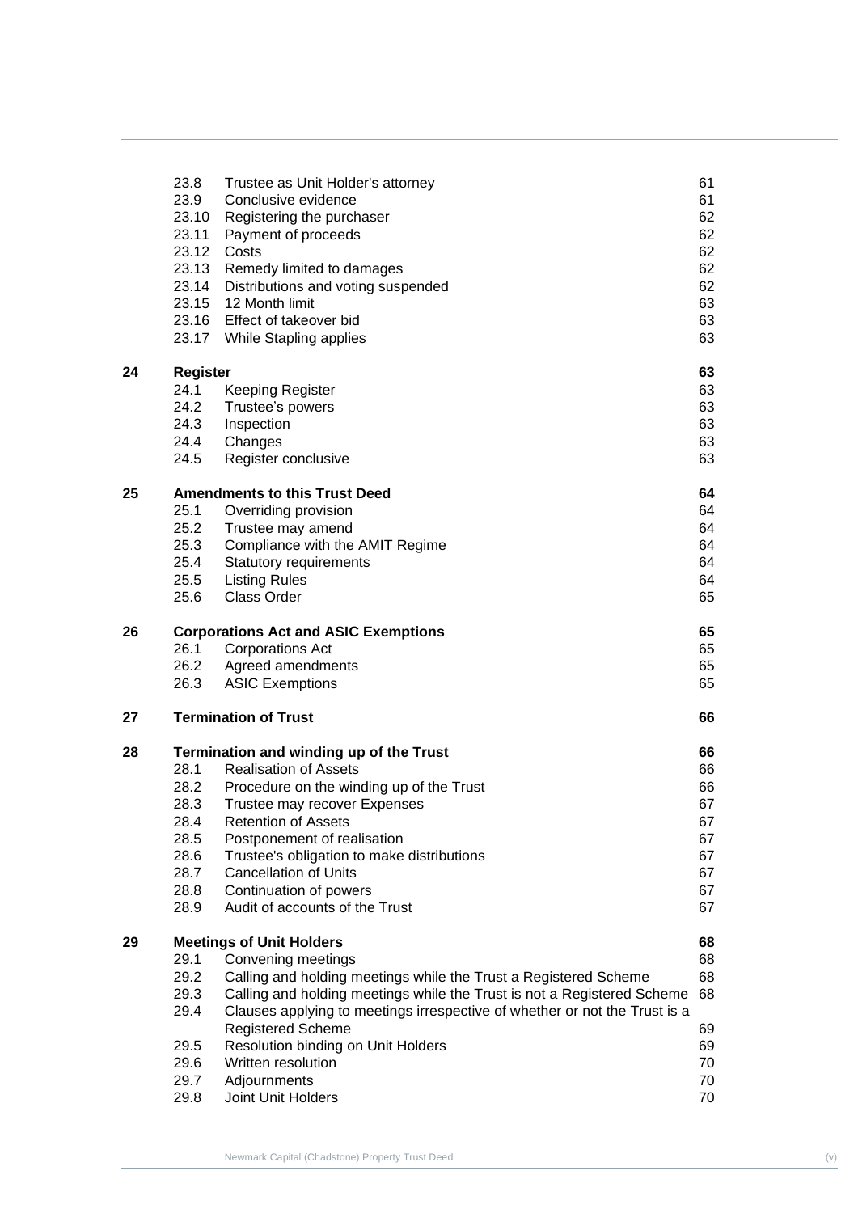| | | | |
|---|---|---|---|
| | 23.8 | Trustee as Unit Holder's attorney | 61 |
| | 23.9 | Conclusive evidence | 61 |
| | 23.10 | Registering the purchaser | 62 |
| | 23.11 | Payment of proceeds | 62 |
| | 23.12 | Costs | 62 |
| | 23.13 | Remedy limited to damages | 62 |
| | 23.14 | Distributions and voting suspended | 62 |
| | 23.15 | 12 Month limit | 63 |
| | 23.16 | Effect of takeover bid | 63 |
| | 23.17 | While Stapling applies | 63 |
| **24** | **Register** | | **63** |
| | 24.1 | Keeping Register | 63 |
| | 24.2 | Trustee's powers | 63 |
| | 24.3 | Inspection | 63 |
| | 24.4 | Changes | 63 |
| | 24.5 | Register conclusive | 63 |
| **25** | **Amendments to this Trust Deed** | | **64** |
| | 25.1 | Overriding provision | 64 |
| | 25.2 | Trustee may amend | 64 |
| | 25.3 | Compliance with the AMIT Regime | 64 |
| | 25.4 | Statutory requirements | 64 |
| | 25.5 | Listing Rules | 64 |
| | 25.6 | Class Order | 65 |
| **26** | **Corporations Act and ASIC Exemptions** | | **65** |
| | 26.1 | Corporations Act | 65 |
| | 26.2 | Agreed amendments | 65 |
| | 26.3 | ASIC Exemptions | 65 |
| **27** | **Termination of Trust** | | **66** |
| **28** | **Termination and winding up of the Trust** | | **66** |
| | 28.1 | Realisation of Assets | 66 |
| | 28.2 | Procedure on the winding up of the Trust | 66 |
| | 28.3 | Trustee may recover Expenses | 67 |
| | 28.4 | Retention of Assets | 67 |
| | 28.5 | Postponement of realisation | 67 |
| | 28.6 | Trustee's obligation to make distributions | 67 |
| | 28.7 | Cancellation of Units | 67 |
| | 28.8 | Continuation of powers | 67 |
| | 28.9 | Audit of accounts of the Trust | 67 |
| **29** | **Meetings of Unit Holders** | | **68** |
| | 29.1 | Convening meetings | 68 |
| | 29.2 | Calling and holding meetings while the Trust a Registered Scheme | 68 |
| | 29.3 | Calling and holding meetings while the Trust is not a Registered Scheme | 68 |
| | 29.4 | Clauses applying to meetings irrespective of whether or not the Trust is a Registered Scheme | 69 |
| | 29.5 | Resolution binding on Unit Holders | 69 |
| | 29.6 | Written resolution | 70 |
| | 29.7 | Adjournments | 70 |
| | 29.8 | Joint Unit Holders | 70 |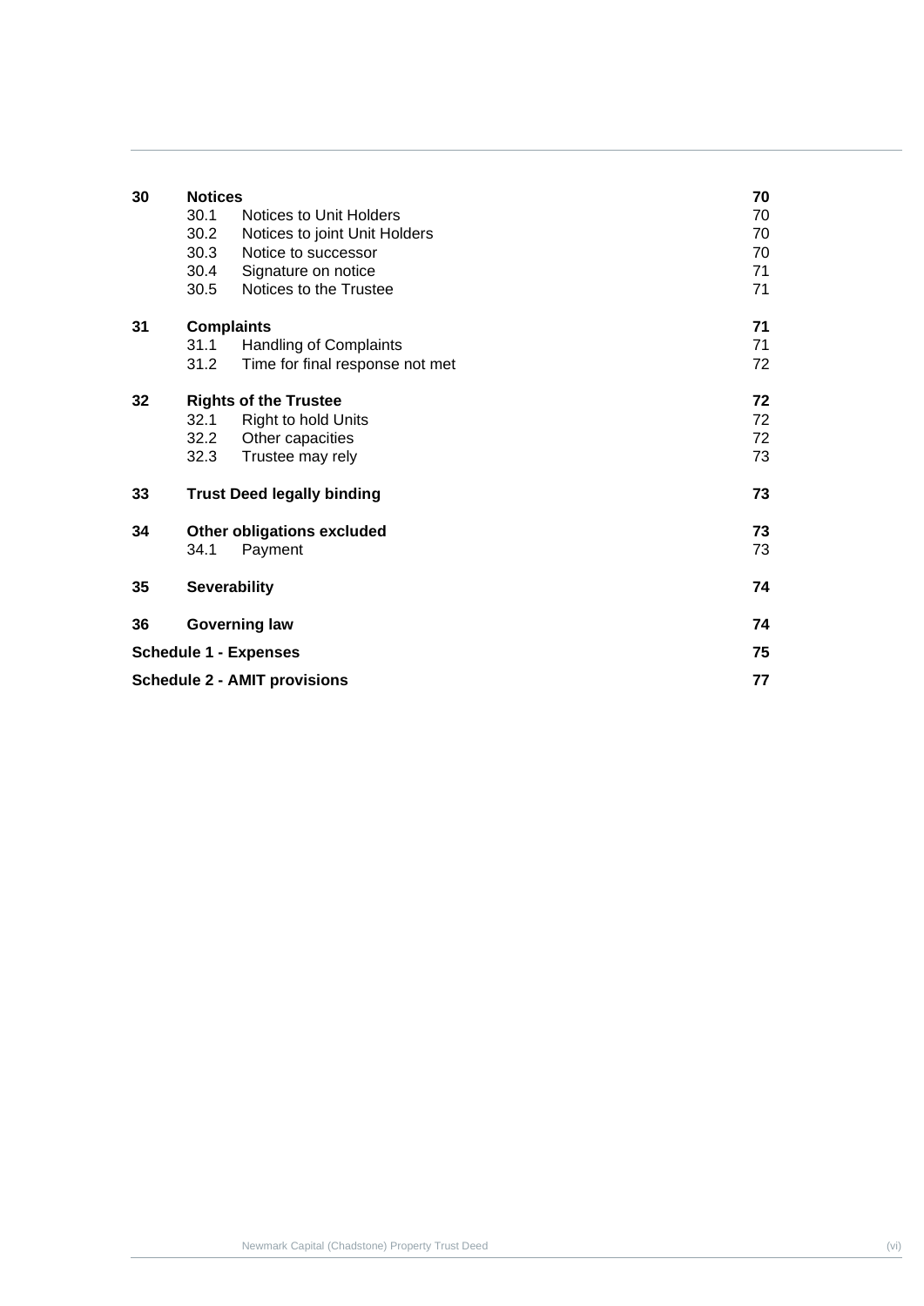| | | | |
|---|---|---|---|
| **30** | **Notices** | | **70** |
| | 30.1 | Notices to Unit Holders | 70 |
| | 30.2 | Notices to joint Unit Holders | 70 |
| | 30.3 | Notice to successor | 70 |
| | 30.4 | Signature on notice | 71 |
| | 30.5 | Notices to the Trustee | 71 |
| **31** | **Complaints** | | **71** |
| | 31.1 | Handling of Complaints | 71 |
| | 31.2 | Time for final response not met | 72 |
| **32** | **Rights of the Trustee** | | **72** |
| | 32.1 | Right to hold Units | 72 |
| | 32.2 | Other capacities | 72 |
| | 32.3 | Trustee may rely | 73 |
| **33** | **Trust Deed legally binding** | | **73** |
| **34** | **Other obligations excluded** | | **73** |
| | 34.1 | Payment | 73 |
| **35** | **Severability** | | **74** |
| **36** | **Governing law** | | **74** |
| **Schedule 1 - Expenses** | | | **75** |
| **Schedule 2 - AMIT provisions** | | | **77** |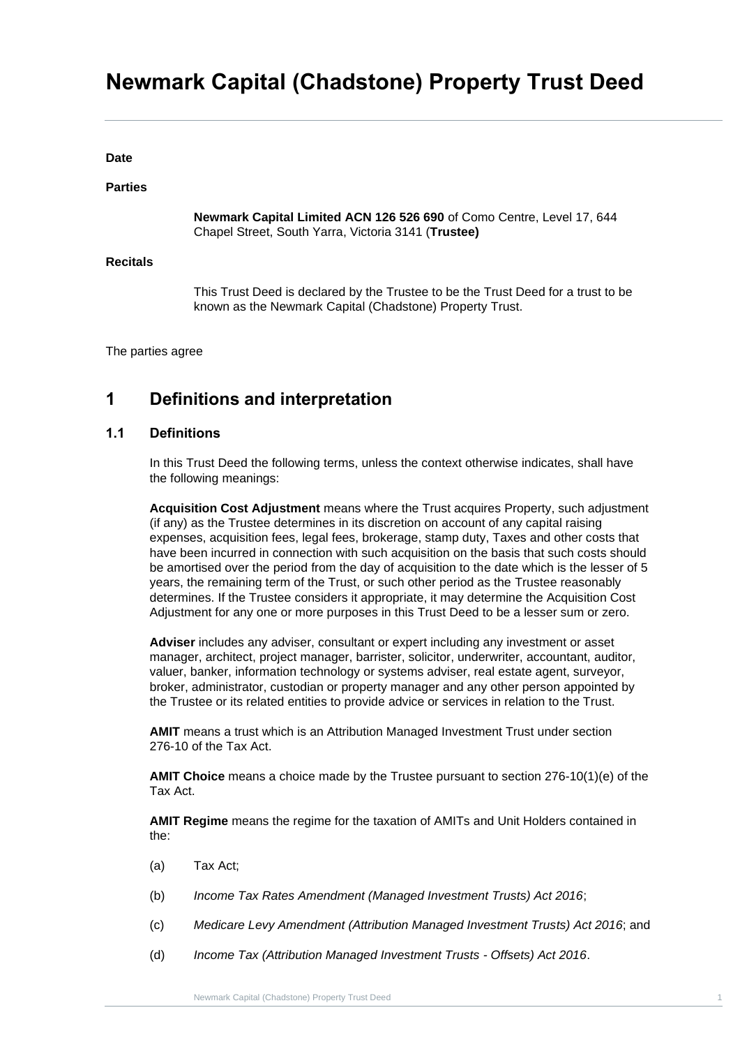# Newmark Capital (Chadstone) Property Trust Deed

**Date**

**Parties**

**Newmark Capital Limited ACN 126 526 690** of Como Centre, Level 17, 644 Chapel Street, South Yarra, Victoria 3141 (**Trustee)**

**Recitals**

This Trust Deed is declared by the Trustee to be the Trust Deed for a trust to be known as the Newmark Capital (Chadstone) Property Trust.

The parties agree

## 1 Definitions and interpretation

### 1.1 Definitions

In this Trust Deed the following terms, unless the context otherwise indicates, shall have the following meanings:

**Acquisition Cost Adjustment** means where the Trust acquires Property, such adjustment (if any) as the Trustee determines in its discretion on account of any capital raising expenses, acquisition fees, legal fees, brokerage, stamp duty, Taxes and other costs that have been incurred in connection with such acquisition on the basis that such costs should be amortised over the period from the day of acquisition to the date which is the lesser of 5 years, the remaining term of the Trust, or such other period as the Trustee reasonably determines. If the Trustee considers it appropriate, it may determine the Acquisition Cost Adjustment for any one or more purposes in this Trust Deed to be a lesser sum or zero.

**Adviser** includes any adviser, consultant or expert including any investment or asset manager, architect, project manager, barrister, solicitor, underwriter, accountant, auditor, valuer, banker, information technology or systems adviser, real estate agent, surveyor, broker, administrator, custodian or property manager and any other person appointed by the Trustee or its related entities to provide advice or services in relation to the Trust.

**AMIT** means a trust which is an Attribution Managed Investment Trust under section 276-10 of the Tax Act.

**AMIT Choice** means a choice made by the Trustee pursuant to section 276-10(1)(e) of the Tax Act.

**AMIT Regime** means the regime for the taxation of AMITs and Unit Holders contained in the:

(a) Tax Act;

(b) *Income Tax Rates Amendment (Managed Investment Trusts) Act 2016*;

(c) *Medicare Levy Amendment (Attribution Managed Investment Trusts) Act 2016*; and

(d) *Income Tax (Attribution Managed Investment Trusts - Offsets) Act 2016*.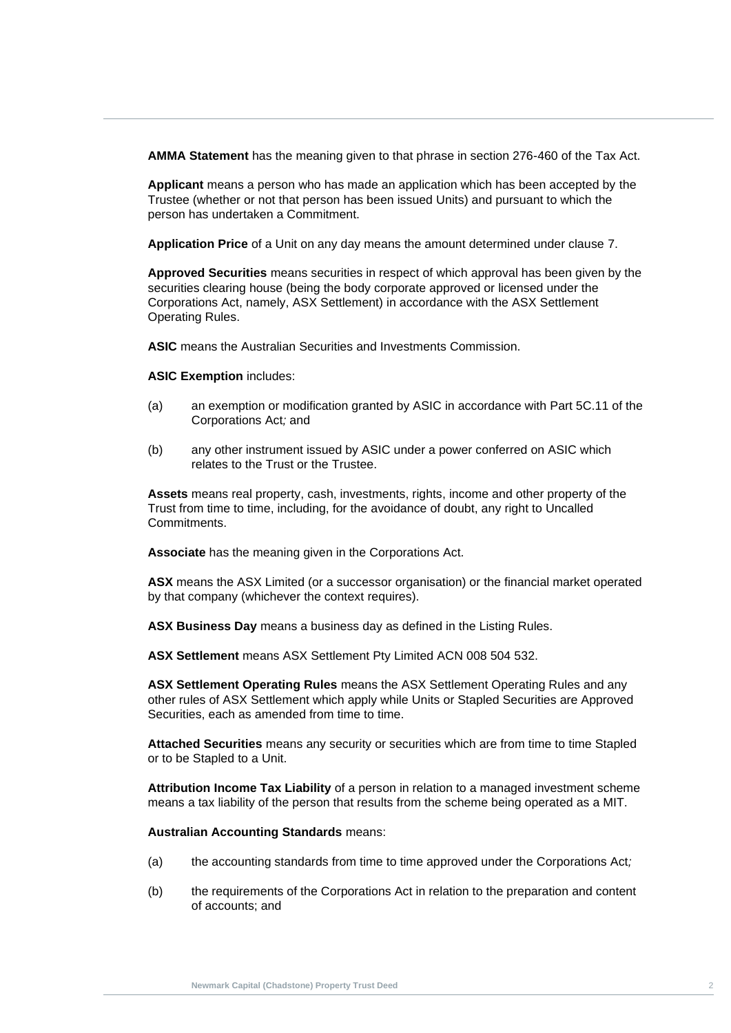**AMMA Statement** has the meaning given to that phrase in section 276-460 of the Tax Act.

**Applicant** means a person who has made an application which has been accepted by the Trustee (whether or not that person has been issued Units) and pursuant to which the person has undertaken a Commitment.

**Application Price** of a Unit on any day means the amount determined under clause 7.

**Approved Securities** means securities in respect of which approval has been given by the securities clearing house (being the body corporate approved or licensed under the Corporations Act, namely, ASX Settlement) in accordance with the ASX Settlement Operating Rules.

**ASIC** means the Australian Securities and Investments Commission.

**ASIC Exemption** includes:

(a) an exemption or modification granted by ASIC in accordance with Part 5C.11 of the Corporations Act*;* and

(b) any other instrument issued by ASIC under a power conferred on ASIC which relates to the Trust or the Trustee.

**Assets** means real property, cash, investments, rights, income and other property of the Trust from time to time, including, for the avoidance of doubt, any right to Uncalled Commitments.

**Associate** has the meaning given in the Corporations Act.

**ASX** means the ASX Limited (or a successor organisation) or the financial market operated by that company (whichever the context requires).

**ASX Business Day** means a business day as defined in the Listing Rules.

**ASX Settlement** means ASX Settlement Pty Limited ACN 008 504 532.

**ASX Settlement Operating Rules** means the ASX Settlement Operating Rules and any other rules of ASX Settlement which apply while Units or Stapled Securities are Approved Securities, each as amended from time to time.

**Attached Securities** means any security or securities which are from time to time Stapled or to be Stapled to a Unit.

**Attribution Income Tax Liability** of a person in relation to a managed investment scheme means a tax liability of the person that results from the scheme being operated as a MIT.

**Australian Accounting Standards** means:

(a) the accounting standards from time to time approved under the Corporations Act*;*

(b) the requirements of the Corporations Act in relation to the preparation and content of accounts; and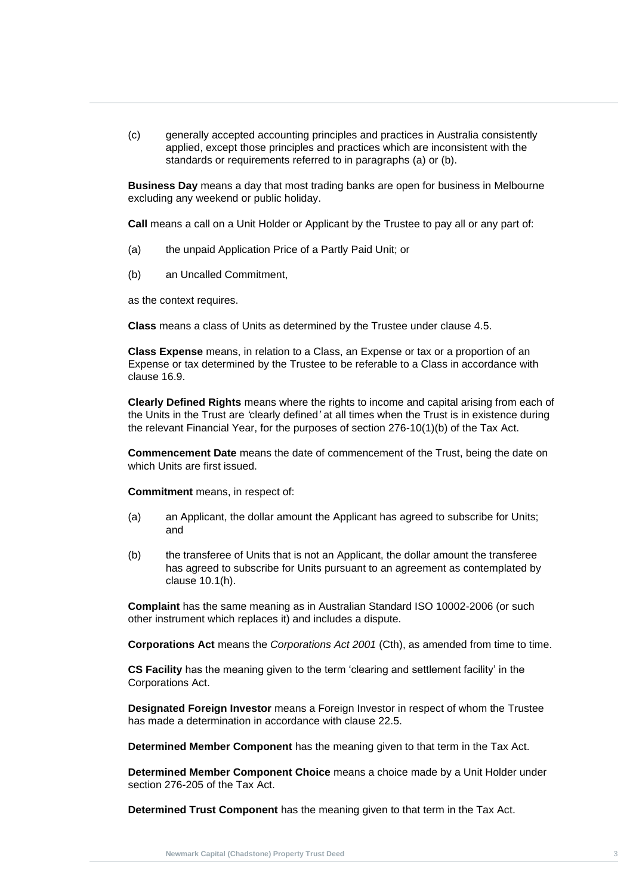(c) generally accepted accounting principles and practices in Australia consistently applied, except those principles and practices which are inconsistent with the standards or requirements referred to in paragraphs (a) or (b).

**Business Day** means a day that most trading banks are open for business in Melbourne excluding any weekend or public holiday.

**Call** means a call on a Unit Holder or Applicant by the Trustee to pay all or any part of:

(a) the unpaid Application Price of a Partly Paid Unit; or

(b) an Uncalled Commitment,

as the context requires.

**Class** means a class of Units as determined by the Trustee under clause 4.5.

**Class Expense** means, in relation to a Class, an Expense or tax or a proportion of an Expense or tax determined by the Trustee to be referable to a Class in accordance with clause 16.9.

**Clearly Defined Rights** means where the rights to income and capital arising from each of the Units in the Trust are *'clearly defined'* at all times when the Trust is in existence during the relevant Financial Year, for the purposes of section 276-10(1)(b) of the Tax Act.

**Commencement Date** means the date of commencement of the Trust, being the date on which Units are first issued.

**Commitment** means, in respect of:

(a) an Applicant, the dollar amount the Applicant has agreed to subscribe for Units; and

(b) the transferee of Units that is not an Applicant, the dollar amount the transferee has agreed to subscribe for Units pursuant to an agreement as contemplated by clause 10.1(h).

**Complaint** has the same meaning as in Australian Standard ISO 10002-2006 (or such other instrument which replaces it) and includes a dispute.

**Corporations Act** means the *Corporations Act 2001* (Cth), as amended from time to time.

**CS Facility** has the meaning given to the term 'clearing and settlement facility' in the Corporations Act.

**Designated Foreign Investor** means a Foreign Investor in respect of whom the Trustee has made a determination in accordance with clause 22.5.

**Determined Member Component** has the meaning given to that term in the Tax Act.

**Determined Member Component Choice** means a choice made by a Unit Holder under section 276-205 of the Tax Act.

**Determined Trust Component** has the meaning given to that term in the Tax Act.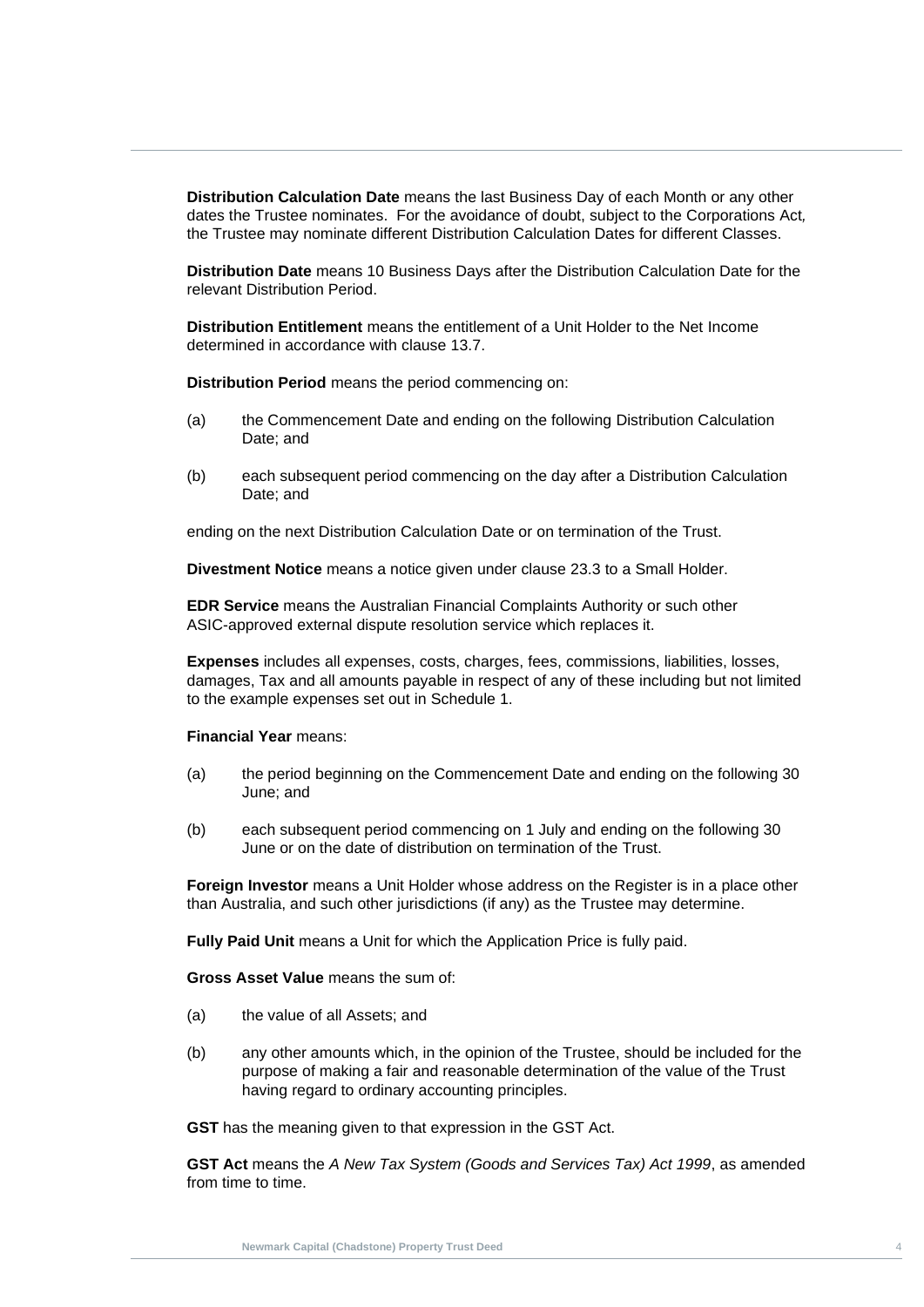**Distribution Calculation Date** means the last Business Day of each Month or any other dates the Trustee nominates. For the avoidance of doubt, subject to the Corporations Act, the Trustee may nominate different Distribution Calculation Dates for different Classes.

**Distribution Date** means 10 Business Days after the Distribution Calculation Date for the relevant Distribution Period.

**Distribution Entitlement** means the entitlement of a Unit Holder to the Net Income determined in accordance with clause 13.7.

**Distribution Period** means the period commencing on:

(a) the Commencement Date and ending on the following Distribution Calculation Date; and

(b) each subsequent period commencing on the day after a Distribution Calculation Date; and

ending on the next Distribution Calculation Date or on termination of the Trust.

**Divestment Notice** means a notice given under clause 23.3 to a Small Holder.

**EDR Service** means the Australian Financial Complaints Authority or such other ASIC-approved external dispute resolution service which replaces it.

**Expenses** includes all expenses, costs, charges, fees, commissions, liabilities, losses, damages, Tax and all amounts payable in respect of any of these including but not limited to the example expenses set out in Schedule 1.

**Financial Year** means:

(a) the period beginning on the Commencement Date and ending on the following 30 June; and

(b) each subsequent period commencing on 1 July and ending on the following 30 June or on the date of distribution on termination of the Trust.

**Foreign Investor** means a Unit Holder whose address on the Register is in a place other than Australia, and such other jurisdictions (if any) as the Trustee may determine.

**Fully Paid Unit** means a Unit for which the Application Price is fully paid.

**Gross Asset Value** means the sum of:

(a) the value of all Assets; and

(b) any other amounts which, in the opinion of the Trustee, should be included for the purpose of making a fair and reasonable determination of the value of the Trust having regard to ordinary accounting principles.

**GST** has the meaning given to that expression in the GST Act.

**GST Act** means the *A New Tax System (Goods and Services Tax) Act 1999*, as amended from time to time.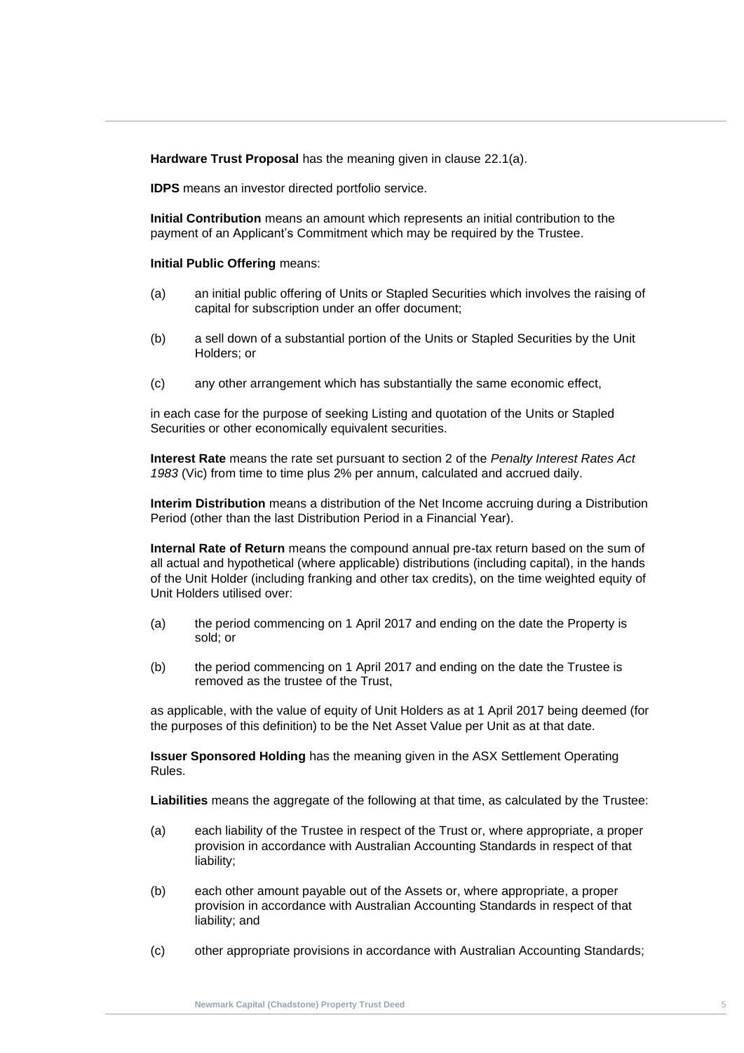**Hardware Trust Proposal** has the meaning given in clause 22.1(a).

**IDPS** means an investor directed portfolio service.

**Initial Contribution** means an amount which represents an initial contribution to the payment of an Applicant's Commitment which may be required by the Trustee.

**Initial Public Offering** means:

(a) an initial public offering of Units or Stapled Securities which involves the raising of capital for subscription under an offer document;

(b) a sell down of a substantial portion of the Units or Stapled Securities by the Unit Holders; or

(c) any other arrangement which has substantially the same economic effect,

in each case for the purpose of seeking Listing and quotation of the Units or Stapled Securities or other economically equivalent securities.

**Interest Rate** means the rate set pursuant to section 2 of the *Penalty Interest Rates Act 1983* (Vic) from time to time plus 2% per annum, calculated and accrued daily.

**Interim Distribution** means a distribution of the Net Income accruing during a Distribution Period (other than the last Distribution Period in a Financial Year).

**Internal Rate of Return** means the compound annual pre-tax return based on the sum of all actual and hypothetical (where applicable) distributions (including capital), in the hands of the Unit Holder (including franking and other tax credits), on the time weighted equity of Unit Holders utilised over:

(a) the period commencing on 1 April 2017 and ending on the date the Property is sold; or

(b) the period commencing on 1 April 2017 and ending on the date the Trustee is removed as the trustee of the Trust,

as applicable, with the value of equity of Unit Holders as at 1 April 2017 being deemed (for the purposes of this definition) to be the Net Asset Value per Unit as at that date.

**Issuer Sponsored Holding** has the meaning given in the ASX Settlement Operating Rules.

**Liabilities** means the aggregate of the following at that time, as calculated by the Trustee:

(a) each liability of the Trustee in respect of the Trust or, where appropriate, a proper provision in accordance with Australian Accounting Standards in respect of that liability;

(b) each other amount payable out of the Assets or, where appropriate, a proper provision in accordance with Australian Accounting Standards in respect of that liability; and

(c) other appropriate provisions in accordance with Australian Accounting Standards;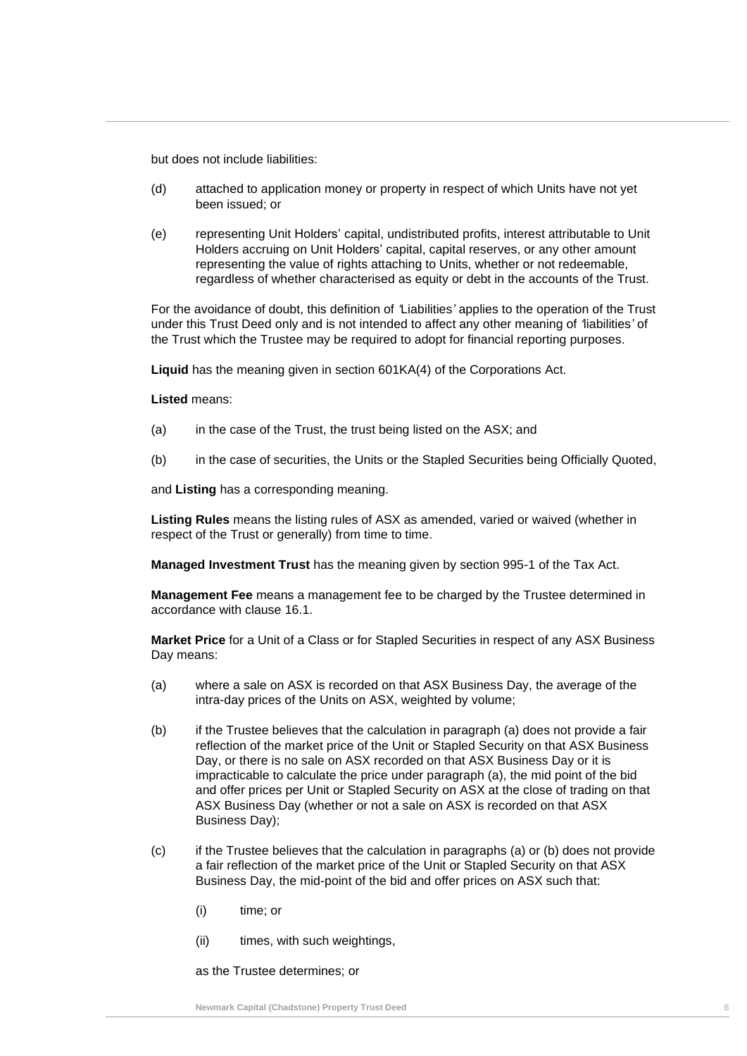but does not include liabilities:

(d) attached to application money or property in respect of which Units have not yet been issued; or

(e) representing Unit Holders' capital, undistributed profits, interest attributable to Unit Holders accruing on Unit Holders' capital, capital reserves, or any other amount representing the value of rights attaching to Units, whether or not redeemable, regardless of whether characterised as equity or debt in the accounts of the Trust.

For the avoidance of doubt, this definition of *'*Liabilities*'* applies to the operation of the Trust under this Trust Deed only and is not intended to affect any other meaning of *'*liabilities*'* of the Trust which the Trustee may be required to adopt for financial reporting purposes.

**Liquid** has the meaning given in section 601KA(4) of the Corporations Act.

**Listed** means:

(a) in the case of the Trust, the trust being listed on the ASX; and

(b) in the case of securities, the Units or the Stapled Securities being Officially Quoted,

and **Listing** has a corresponding meaning.

**Listing Rules** means the listing rules of ASX as amended, varied or waived (whether in respect of the Trust or generally) from time to time.

**Managed Investment Trust** has the meaning given by section 995-1 of the Tax Act.

**Management Fee** means a management fee to be charged by the Trustee determined in accordance with clause 16.1.

**Market Price** for a Unit of a Class or for Stapled Securities in respect of any ASX Business Day means:

(a) where a sale on ASX is recorded on that ASX Business Day, the average of the intra-day prices of the Units on ASX, weighted by volume;

(b) if the Trustee believes that the calculation in paragraph (a) does not provide a fair reflection of the market price of the Unit or Stapled Security on that ASX Business Day, or there is no sale on ASX recorded on that ASX Business Day or it is impracticable to calculate the price under paragraph (a), the mid point of the bid and offer prices per Unit or Stapled Security on ASX at the close of trading on that ASX Business Day (whether or not a sale on ASX is recorded on that ASX Business Day);

(c) if the Trustee believes that the calculation in paragraphs (a) or (b) does not provide a fair reflection of the market price of the Unit or Stapled Security on that ASX Business Day, the mid-point of the bid and offer prices on ASX such that:

    (i) time; or

    (ii) times, with such weightings,

    as the Trustee determines; or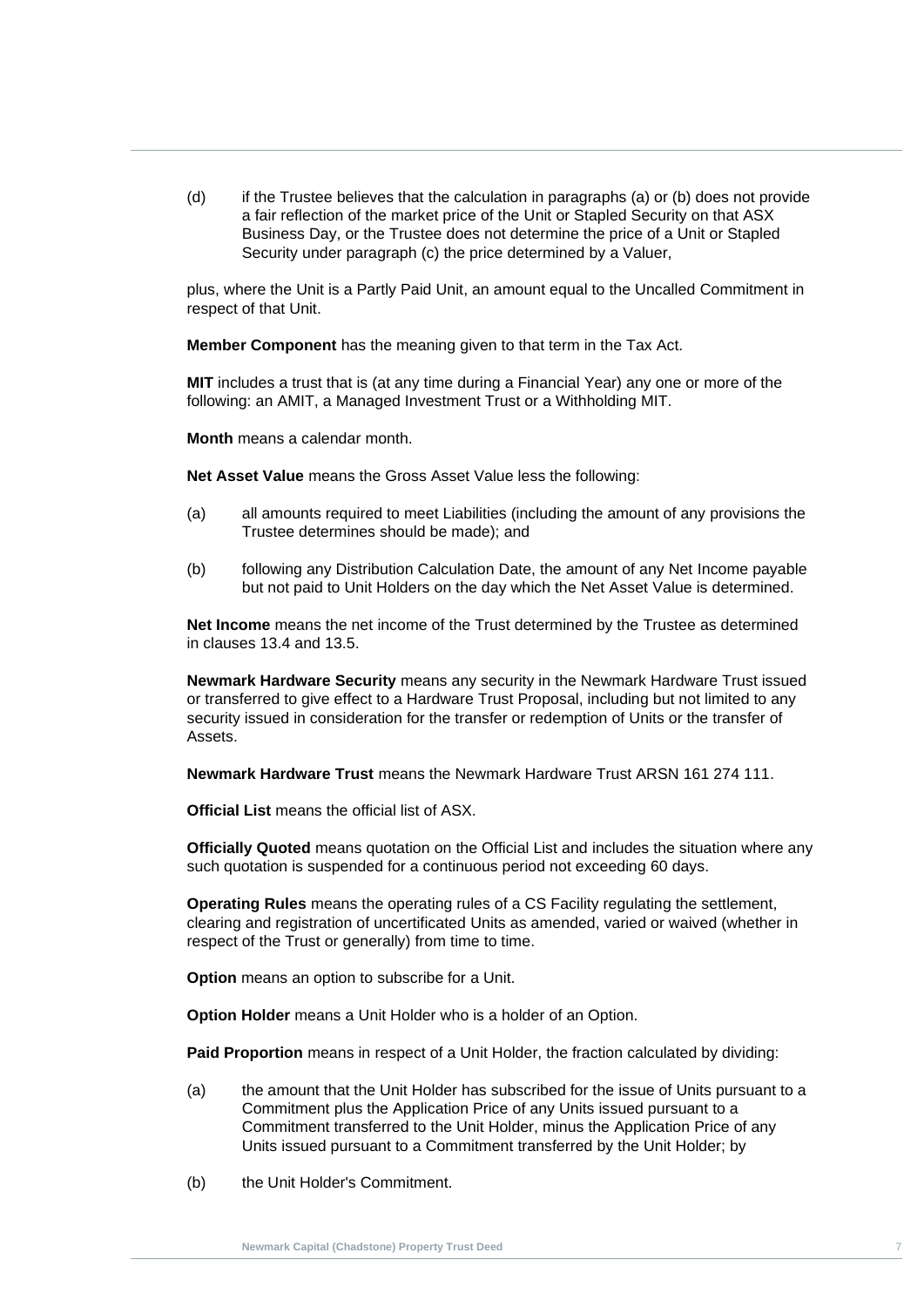(d) if the Trustee believes that the calculation in paragraphs (a) or (b) does not provide a fair reflection of the market price of the Unit or Stapled Security on that ASX Business Day, or the Trustee does not determine the price of a Unit or Stapled Security under paragraph (c) the price determined by a Valuer,

plus, where the Unit is a Partly Paid Unit, an amount equal to the Uncalled Commitment in respect of that Unit.

**Member Component** has the meaning given to that term in the Tax Act.

**MIT** includes a trust that is (at any time during a Financial Year) any one or more of the following: an AMIT, a Managed Investment Trust or a Withholding MIT.

**Month** means a calendar month.

**Net Asset Value** means the Gross Asset Value less the following:

(a) all amounts required to meet Liabilities (including the amount of any provisions the Trustee determines should be made); and

(b) following any Distribution Calculation Date, the amount of any Net Income payable but not paid to Unit Holders on the day which the Net Asset Value is determined.

**Net Income** means the net income of the Trust determined by the Trustee as determined in clauses 13.4 and 13.5.

**Newmark Hardware Security** means any security in the Newmark Hardware Trust issued or transferred to give effect to a Hardware Trust Proposal, including but not limited to any security issued in consideration for the transfer or redemption of Units or the transfer of Assets.

**Newmark Hardware Trust** means the Newmark Hardware Trust ARSN 161 274 111.

**Official List** means the official list of ASX.

**Officially Quoted** means quotation on the Official List and includes the situation where any such quotation is suspended for a continuous period not exceeding 60 days.

**Operating Rules** means the operating rules of a CS Facility regulating the settlement, clearing and registration of uncertificated Units as amended, varied or waived (whether in respect of the Trust or generally) from time to time.

**Option** means an option to subscribe for a Unit.

**Option Holder** means a Unit Holder who is a holder of an Option.

**Paid Proportion** means in respect of a Unit Holder, the fraction calculated by dividing:

(a) the amount that the Unit Holder has subscribed for the issue of Units pursuant to a Commitment plus the Application Price of any Units issued pursuant to a Commitment transferred to the Unit Holder, minus the Application Price of any Units issued pursuant to a Commitment transferred by the Unit Holder; by

(b) the Unit Holder's Commitment.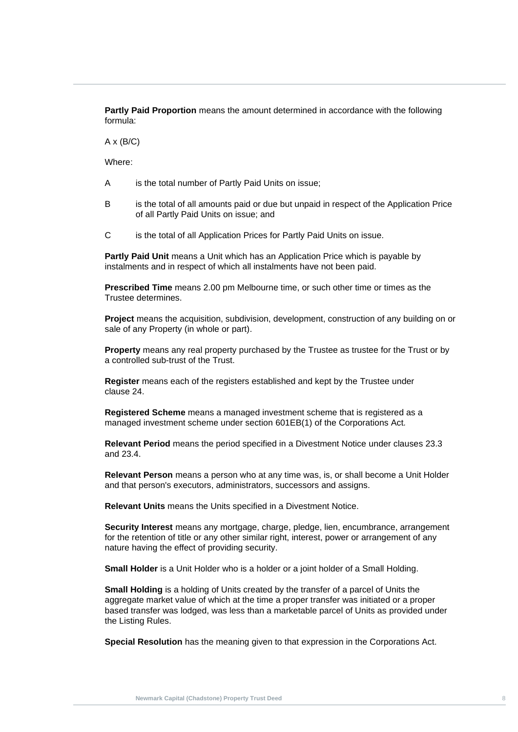**Partly Paid Proportion** means the amount determined in accordance with the following formula:

$A \times (B/C)$

Where:

A is the total number of Partly Paid Units on issue;

B is the total of all amounts paid or due but unpaid in respect of the Application Price of all Partly Paid Units on issue; and

C is the total of all Application Prices for Partly Paid Units on issue.

**Partly Paid Unit** means a Unit which has an Application Price which is payable by instalments and in respect of which all instalments have not been paid.

**Prescribed Time** means 2.00 pm Melbourne time, or such other time or times as the Trustee determines.

**Project** means the acquisition, subdivision, development, construction of any building on or sale of any Property (in whole or part).

**Property** means any real property purchased by the Trustee as trustee for the Trust or by a controlled sub-trust of the Trust.

**Register** means each of the registers established and kept by the Trustee under clause 24.

**Registered Scheme** means a managed investment scheme that is registered as a managed investment scheme under section 601EB(1) of the Corporations Act.

**Relevant Period** means the period specified in a Divestment Notice under clauses 23.3 and 23.4.

**Relevant Person** means a person who at any time was, is, or shall become a Unit Holder and that person's executors, administrators, successors and assigns.

**Relevant Units** means the Units specified in a Divestment Notice.

**Security Interest** means any mortgage, charge, pledge, lien, encumbrance, arrangement for the retention of title or any other similar right, interest, power or arrangement of any nature having the effect of providing security.

**Small Holder** is a Unit Holder who is a holder or a joint holder of a Small Holding.

**Small Holding** is a holding of Units created by the transfer of a parcel of Units the aggregate market value of which at the time a proper transfer was initiated or a proper based transfer was lodged, was less than a marketable parcel of Units as provided under the Listing Rules.

**Special Resolution** has the meaning given to that expression in the Corporations Act.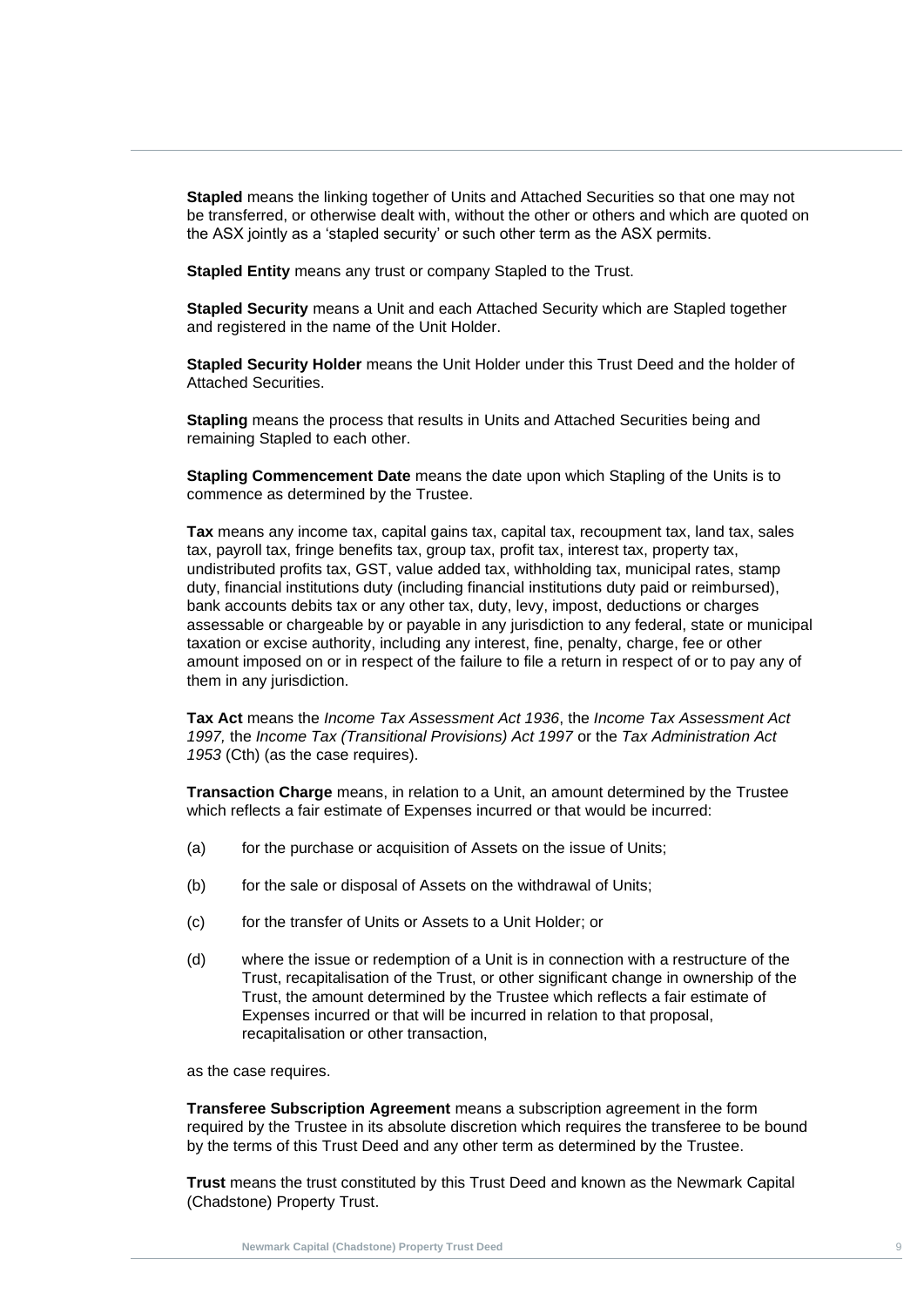**Stapled** means the linking together of Units and Attached Securities so that one may not be transferred, or otherwise dealt with, without the other or others and which are quoted on the ASX jointly as a 'stapled security' or such other term as the ASX permits.

**Stapled Entity** means any trust or company Stapled to the Trust.

**Stapled Security** means a Unit and each Attached Security which are Stapled together and registered in the name of the Unit Holder.

**Stapled Security Holder** means the Unit Holder under this Trust Deed and the holder of Attached Securities.

**Stapling** means the process that results in Units and Attached Securities being and remaining Stapled to each other.

**Stapling Commencement Date** means the date upon which Stapling of the Units is to commence as determined by the Trustee.

**Tax** means any income tax, capital gains tax, capital tax, recoupment tax, land tax, sales tax, payroll tax, fringe benefits tax, group tax, profit tax, interest tax, property tax, undistributed profits tax, GST, value added tax, withholding tax, municipal rates, stamp duty, financial institutions duty (including financial institutions duty paid or reimbursed), bank accounts debits tax or any other tax, duty, levy, impost, deductions or charges assessable or chargeable by or payable in any jurisdiction to any federal, state or municipal taxation or excise authority, including any interest, fine, penalty, charge, fee or other amount imposed on or in respect of the failure to file a return in respect of or to pay any of them in any jurisdiction.

**Tax Act** means the *Income Tax Assessment Act 1936*, the *Income Tax Assessment Act 1997,* the *Income Tax (Transitional Provisions) Act 1997* or the *Tax Administration Act 1953* (Cth) (as the case requires).

**Transaction Charge** means, in relation to a Unit, an amount determined by the Trustee which reflects a fair estimate of Expenses incurred or that would be incurred:

(a) for the purchase or acquisition of Assets on the issue of Units;

(b) for the sale or disposal of Assets on the withdrawal of Units;

(c) for the transfer of Units or Assets to a Unit Holder; or

(d) where the issue or redemption of a Unit is in connection with a restructure of the Trust, recapitalisation of the Trust, or other significant change in ownership of the Trust, the amount determined by the Trustee which reflects a fair estimate of Expenses incurred or that will be incurred in relation to that proposal, recapitalisation or other transaction,

as the case requires.

**Transferee Subscription Agreement** means a subscription agreement in the form required by the Trustee in its absolute discretion which requires the transferee to be bound by the terms of this Trust Deed and any other term as determined by the Trustee.

**Trust** means the trust constituted by this Trust Deed and known as the Newmark Capital (Chadstone) Property Trust.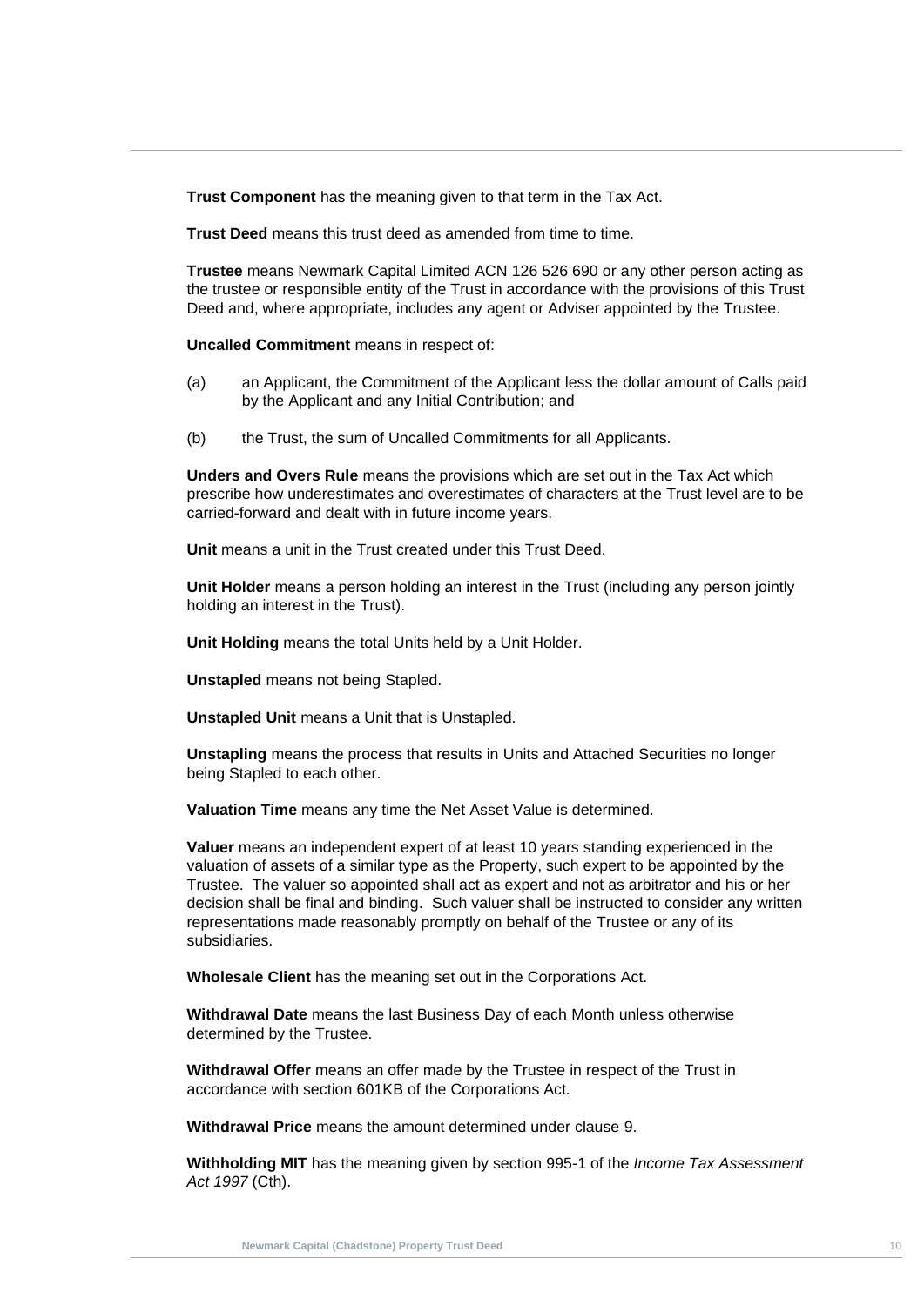**Trust Component** has the meaning given to that term in the Tax Act.

**Trust Deed** means this trust deed as amended from time to time.

**Trustee** means Newmark Capital Limited ACN 126 526 690 or any other person acting as the trustee or responsible entity of the Trust in accordance with the provisions of this Trust Deed and, where appropriate, includes any agent or Adviser appointed by the Trustee.

**Uncalled Commitment** means in respect of:

(a) an Applicant, the Commitment of the Applicant less the dollar amount of Calls paid by the Applicant and any Initial Contribution; and

(b) the Trust, the sum of Uncalled Commitments for all Applicants.

**Unders and Overs Rule** means the provisions which are set out in the Tax Act which prescribe how underestimates and overestimates of characters at the Trust level are to be carried-forward and dealt with in future income years.

**Unit** means a unit in the Trust created under this Trust Deed.

**Unit Holder** means a person holding an interest in the Trust (including any person jointly holding an interest in the Trust).

**Unit Holding** means the total Units held by a Unit Holder.

**Unstapled** means not being Stapled.

**Unstapled Unit** means a Unit that is Unstapled.

**Unstapling** means the process that results in Units and Attached Securities no longer being Stapled to each other.

**Valuation Time** means any time the Net Asset Value is determined.

**Valuer** means an independent expert of at least 10 years standing experienced in the valuation of assets of a similar type as the Property, such expert to be appointed by the Trustee. The valuer so appointed shall act as expert and not as arbitrator and his or her decision shall be final and binding. Such valuer shall be instructed to consider any written representations made reasonably promptly on behalf of the Trustee or any of its subsidiaries.

**Wholesale Client** has the meaning set out in the Corporations Act.

**Withdrawal Date** means the last Business Day of each Month unless otherwise determined by the Trustee.

**Withdrawal Offer** means an offer made by the Trustee in respect of the Trust in accordance with section 601KB of the Corporations Act*.*

**Withdrawal Price** means the amount determined under clause 9.

**Withholding MIT** has the meaning given by section 995-1 of the *Income Tax Assessment Act 1997* (Cth).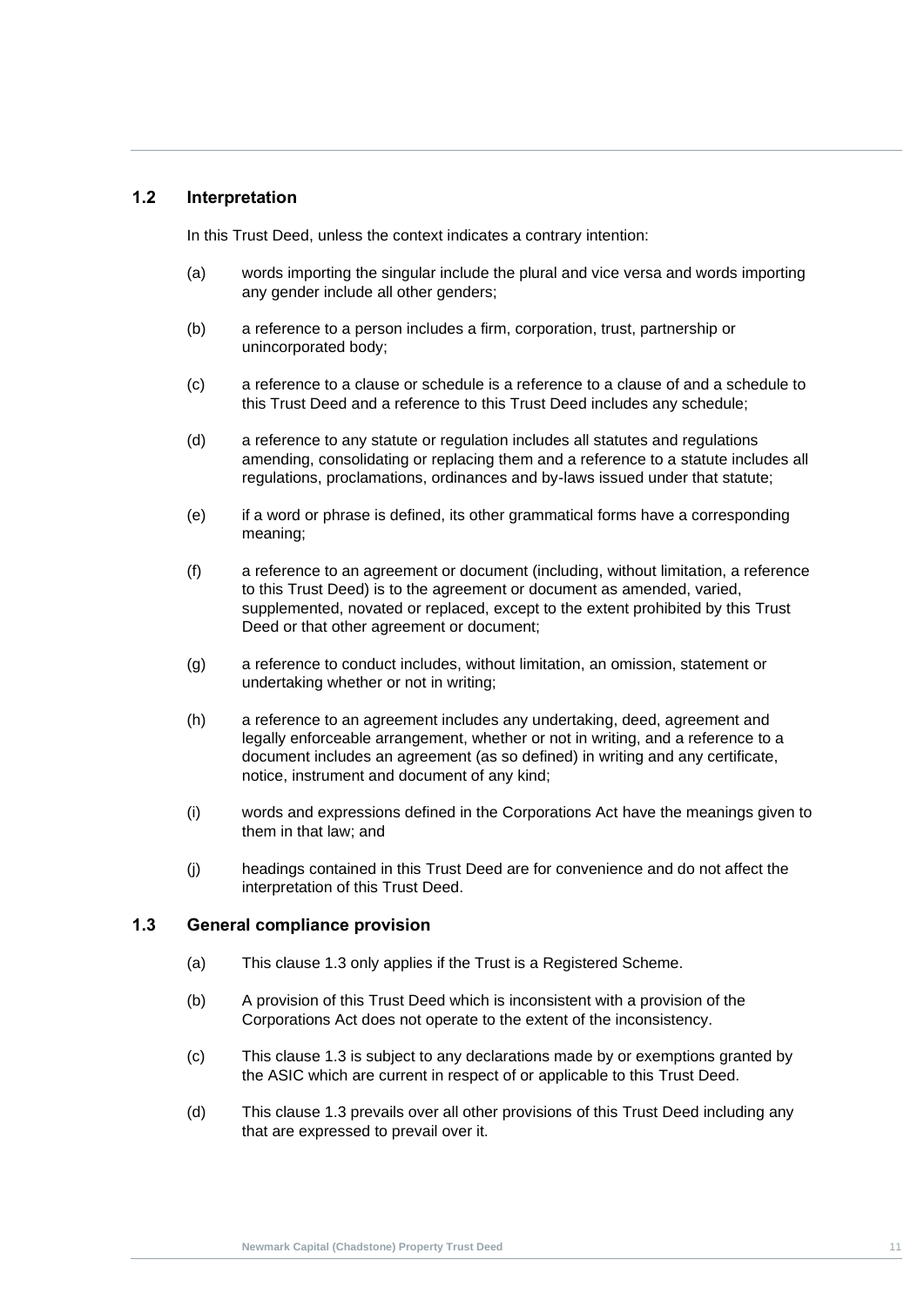### 1.2 Interpretation

In this Trust Deed, unless the context indicates a contrary intention:

(a) words importing the singular include the plural and vice versa and words importing any gender include all other genders;

(b) a reference to a person includes a firm, corporation, trust, partnership or unincorporated body;

(c) a reference to a clause or schedule is a reference to a clause of and a schedule to this Trust Deed and a reference to this Trust Deed includes any schedule;

(d) a reference to any statute or regulation includes all statutes and regulations amending, consolidating or replacing them and a reference to a statute includes all regulations, proclamations, ordinances and by-laws issued under that statute;

(e) if a word or phrase is defined, its other grammatical forms have a corresponding meaning;

(f) a reference to an agreement or document (including, without limitation, a reference to this Trust Deed) is to the agreement or document as amended, varied, supplemented, novated or replaced, except to the extent prohibited by this Trust Deed or that other agreement or document;

(g) a reference to conduct includes, without limitation, an omission, statement or undertaking whether or not in writing;

(h) a reference to an agreement includes any undertaking, deed, agreement and legally enforceable arrangement, whether or not in writing, and a reference to a document includes an agreement (as so defined) in writing and any certificate, notice, instrument and document of any kind;

(i) words and expressions defined in the Corporations Act have the meanings given to them in that law; and

(j) headings contained in this Trust Deed are for convenience and do not affect the interpretation of this Trust Deed.

### 1.3 General compliance provision

(a) This clause 1.3 only applies if the Trust is a Registered Scheme.

(b) A provision of this Trust Deed which is inconsistent with a provision of the Corporations Act does not operate to the extent of the inconsistency.

(c) This clause 1.3 is subject to any declarations made by or exemptions granted by the ASIC which are current in respect of or applicable to this Trust Deed.

(d) This clause 1.3 prevails over all other provisions of this Trust Deed including any that are expressed to prevail over it.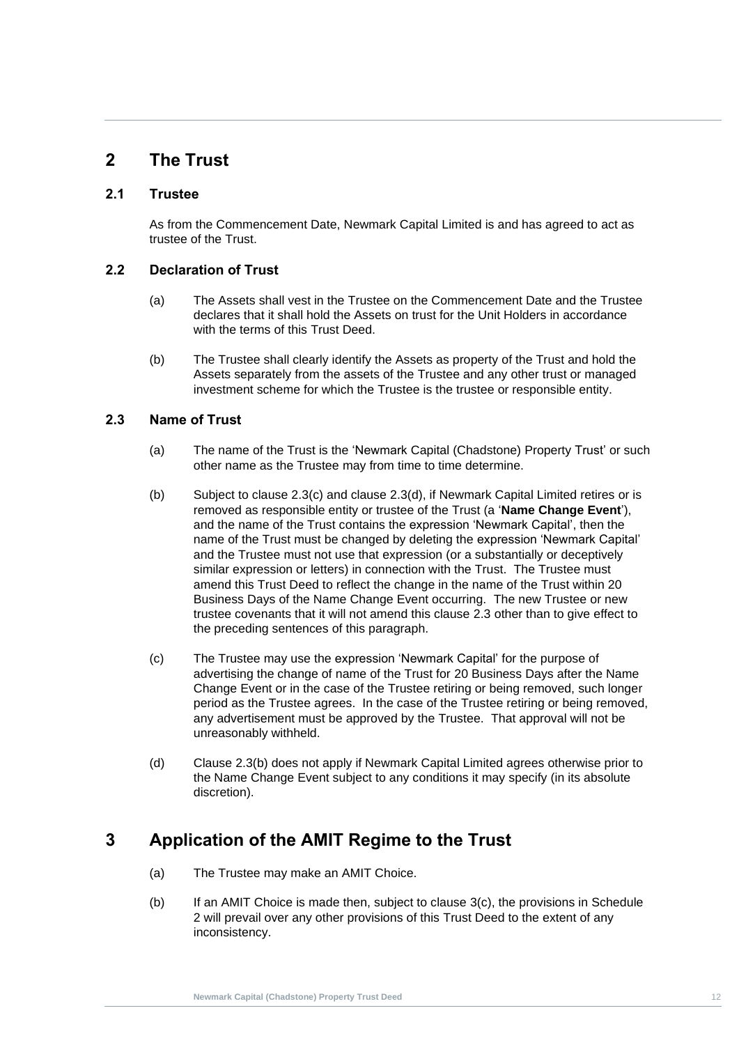# 2 The Trust

## 2.1 Trustee

As from the Commencement Date, Newmark Capital Limited is and has agreed to act as trustee of the Trust.

## 2.2 Declaration of Trust

(a) The Assets shall vest in the Trustee on the Commencement Date and the Trustee declares that it shall hold the Assets on trust for the Unit Holders in accordance with the terms of this Trust Deed.

(b) The Trustee shall clearly identify the Assets as property of the Trust and hold the Assets separately from the assets of the Trustee and any other trust or managed investment scheme for which the Trustee is the trustee or responsible entity.

## 2.3 Name of Trust

(a) The name of the Trust is the 'Newmark Capital (Chadstone) Property Trust' or such other name as the Trustee may from time to time determine.

(b) Subject to clause 2.3(c) and clause 2.3(d), if Newmark Capital Limited retires or is removed as responsible entity or trustee of the Trust (a '**Name Change Event**'), and the name of the Trust contains the expression 'Newmark Capital', then the name of the Trust must be changed by deleting the expression 'Newmark Capital' and the Trustee must not use that expression (or a substantially or deceptively similar expression or letters) in connection with the Trust. The Trustee must amend this Trust Deed to reflect the change in the name of the Trust within 20 Business Days of the Name Change Event occurring. The new Trustee or new trustee covenants that it will not amend this clause 2.3 other than to give effect to the preceding sentences of this paragraph.

(c) The Trustee may use the expression 'Newmark Capital' for the purpose of advertising the change of name of the Trust for 20 Business Days after the Name Change Event or in the case of the Trustee retiring or being removed, such longer period as the Trustee agrees. In the case of the Trustee retiring or being removed, any advertisement must be approved by the Trustee. That approval will not be unreasonably withheld.

(d) Clause 2.3(b) does not apply if Newmark Capital Limited agrees otherwise prior to the Name Change Event subject to any conditions it may specify (in its absolute discretion).

# 3 Application of the AMIT Regime to the Trust

(a) The Trustee may make an AMIT Choice.

(b) If an AMIT Choice is made then, subject to clause 3(c), the provisions in Schedule 2 will prevail over any other provisions of this Trust Deed to the extent of any inconsistency.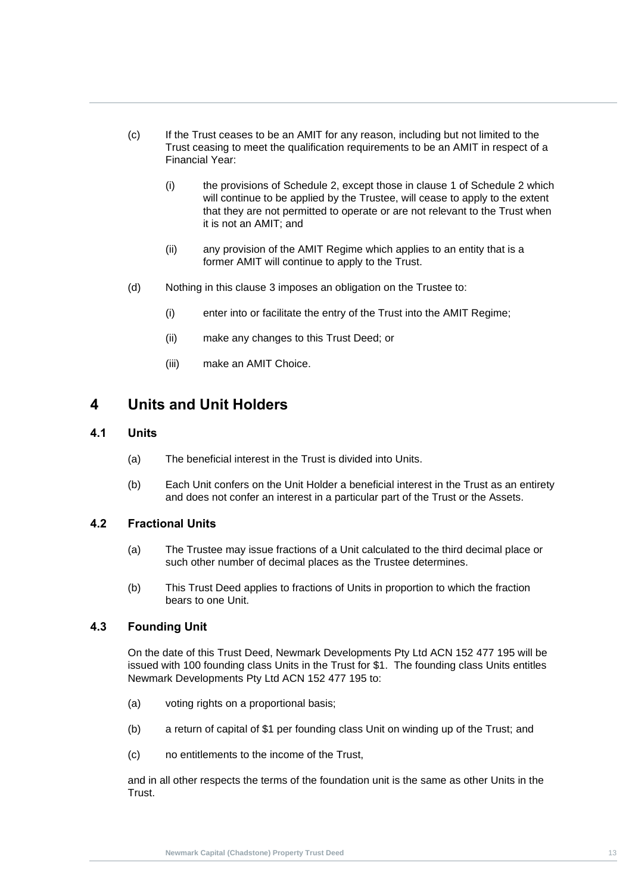(c) If the Trust ceases to be an AMIT for any reason, including but not limited to the Trust ceasing to meet the qualification requirements to be an AMIT in respect of a Financial Year:

   (i) the provisions of Schedule 2, except those in clause 1 of Schedule 2 which will continue to be applied by the Trustee, will cease to apply to the extent that they are not permitted to operate or are not relevant to the Trust when it is not an AMIT; and

   (ii) any provision of the AMIT Regime which applies to an entity that is a former AMIT will continue to apply to the Trust.

(d) Nothing in this clause 3 imposes an obligation on the Trustee to:

   (i) enter into or facilitate the entry of the Trust into the AMIT Regime;

   (ii) make any changes to this Trust Deed; or

   (iii) make an AMIT Choice.

# 4 Units and Unit Holders

## 4.1 Units

(a) The beneficial interest in the Trust is divided into Units.

(b) Each Unit confers on the Unit Holder a beneficial interest in the Trust as an entirety and does not confer an interest in a particular part of the Trust or the Assets.

## 4.2 Fractional Units

(a) The Trustee may issue fractions of a Unit calculated to the third decimal place or such other number of decimal places as the Trustee determines.

(b) This Trust Deed applies to fractions of Units in proportion to which the fraction bears to one Unit.

## 4.3 Founding Unit

On the date of this Trust Deed, Newmark Developments Pty Ltd ACN 152 477 195 will be issued with 100 founding class Units in the Trust for $1. The founding class Units entitles Newmark Developments Pty Ltd ACN 152 477 195 to:

(a) voting rights on a proportional basis;

(b) a return of capital of $1 per founding class Unit on winding up of the Trust; and

(c) no entitlements to the income of the Trust,

and in all other respects the terms of the foundation unit is the same as other Units in the Trust.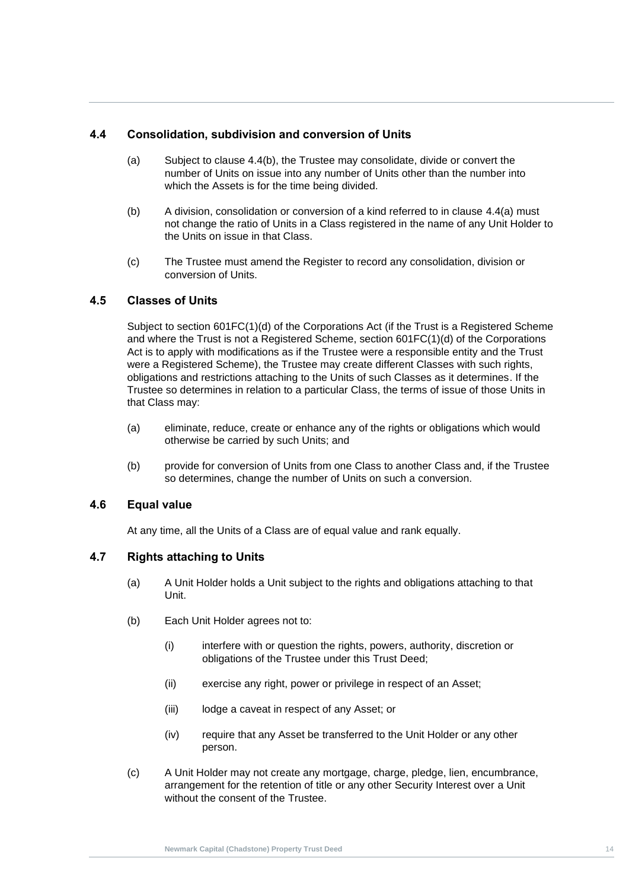### 4.4 Consolidation, subdivision and conversion of Units

(a) Subject to clause 4.4(b), the Trustee may consolidate, divide or convert the number of Units on issue into any number of Units other than the number into which the Assets is for the time being divided.

(b) A division, consolidation or conversion of a kind referred to in clause 4.4(a) must not change the ratio of Units in a Class registered in the name of any Unit Holder to the Units on issue in that Class.

(c) The Trustee must amend the Register to record any consolidation, division or conversion of Units.

### 4.5 Classes of Units

Subject to section 601FC(1)(d) of the Corporations Act (if the Trust is a Registered Scheme and where the Trust is not a Registered Scheme, section 601FC(1)(d) of the Corporations Act is to apply with modifications as if the Trustee were a responsible entity and the Trust were a Registered Scheme), the Trustee may create different Classes with such rights, obligations and restrictions attaching to the Units of such Classes as it determines. If the Trustee so determines in relation to a particular Class, the terms of issue of those Units in that Class may:

(a) eliminate, reduce, create or enhance any of the rights or obligations which would otherwise be carried by such Units; and

(b) provide for conversion of Units from one Class to another Class and, if the Trustee so determines, change the number of Units on such a conversion.

### 4.6 Equal value

At any time, all the Units of a Class are of equal value and rank equally.

### 4.7 Rights attaching to Units

(a) A Unit Holder holds a Unit subject to the rights and obligations attaching to that Unit.

(b) Each Unit Holder agrees not to:

  (i) interfere with or question the rights, powers, authority, discretion or obligations of the Trustee under this Trust Deed;

  (ii) exercise any right, power or privilege in respect of an Asset;

  (iii) lodge a caveat in respect of any Asset; or

  (iv) require that any Asset be transferred to the Unit Holder or any other person.

(c) A Unit Holder may not create any mortgage, charge, pledge, lien, encumbrance, arrangement for the retention of title or any other Security Interest over a Unit without the consent of the Trustee.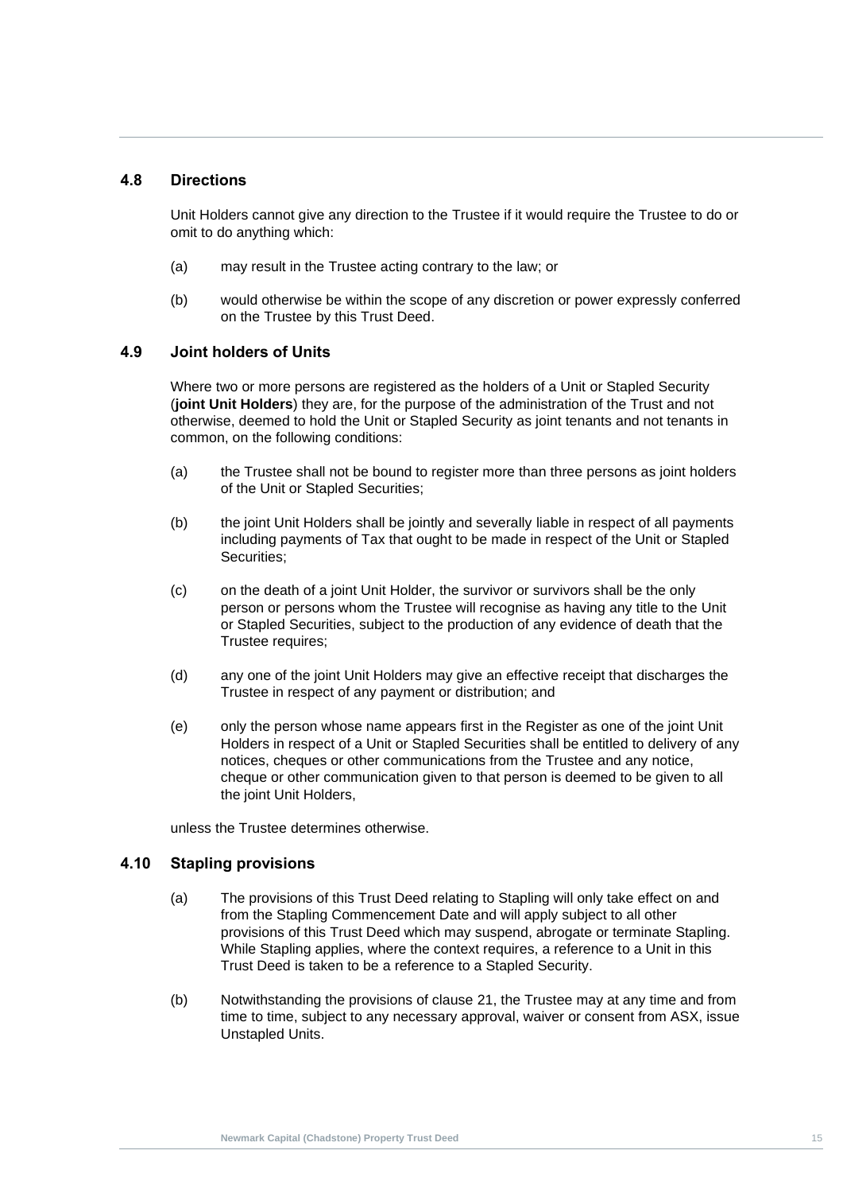### 4.8 Directions

Unit Holders cannot give any direction to the Trustee if it would require the Trustee to do or omit to do anything which:

(a) may result in the Trustee acting contrary to the law; or

(b) would otherwise be within the scope of any discretion or power expressly conferred on the Trustee by this Trust Deed.

### 4.9 Joint holders of Units

Where two or more persons are registered as the holders of a Unit or Stapled Security (**joint Unit Holders**) they are, for the purpose of the administration of the Trust and not otherwise, deemed to hold the Unit or Stapled Security as joint tenants and not tenants in common, on the following conditions:

(a) the Trustee shall not be bound to register more than three persons as joint holders of the Unit or Stapled Securities;

(b) the joint Unit Holders shall be jointly and severally liable in respect of all payments including payments of Tax that ought to be made in respect of the Unit or Stapled Securities;

(c) on the death of a joint Unit Holder, the survivor or survivors shall be the only person or persons whom the Trustee will recognise as having any title to the Unit or Stapled Securities, subject to the production of any evidence of death that the Trustee requires;

(d) any one of the joint Unit Holders may give an effective receipt that discharges the Trustee in respect of any payment or distribution; and

(e) only the person whose name appears first in the Register as one of the joint Unit Holders in respect of a Unit or Stapled Securities shall be entitled to delivery of any notices, cheques or other communications from the Trustee and any notice, cheque or other communication given to that person is deemed to be given to all the joint Unit Holders,

unless the Trustee determines otherwise.

### 4.10 Stapling provisions

(a) The provisions of this Trust Deed relating to Stapling will only take effect on and from the Stapling Commencement Date and will apply subject to all other provisions of this Trust Deed which may suspend, abrogate or terminate Stapling. While Stapling applies, where the context requires, a reference to a Unit in this Trust Deed is taken to be a reference to a Stapled Security.

(b) Notwithstanding the provisions of clause 21, the Trustee may at any time and from time to time, subject to any necessary approval, waiver or consent from ASX, issue Unstapled Units.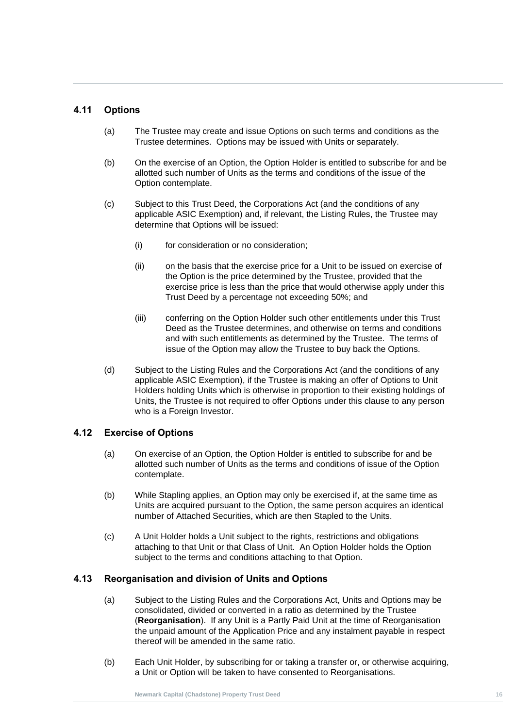### 4.11 Options

(a) The Trustee may create and issue Options on such terms and conditions as the Trustee determines. Options may be issued with Units or separately.

(b) On the exercise of an Option, the Option Holder is entitled to subscribe for and be allotted such number of Units as the terms and conditions of the issue of the Option contemplate.

(c) Subject to this Trust Deed, the Corporations Act (and the conditions of any applicable ASIC Exemption) and, if relevant, the Listing Rules, the Trustee may determine that Options will be issued:

   (i) for consideration or no consideration;

   (ii) on the basis that the exercise price for a Unit to be issued on exercise of the Option is the price determined by the Trustee, provided that the exercise price is less than the price that would otherwise apply under this Trust Deed by a percentage not exceeding 50%; and

   (iii) conferring on the Option Holder such other entitlements under this Trust Deed as the Trustee determines, and otherwise on terms and conditions and with such entitlements as determined by the Trustee. The terms of issue of the Option may allow the Trustee to buy back the Options.

(d) Subject to the Listing Rules and the Corporations Act (and the conditions of any applicable ASIC Exemption), if the Trustee is making an offer of Options to Unit Holders holding Units which is otherwise in proportion to their existing holdings of Units, the Trustee is not required to offer Options under this clause to any person who is a Foreign Investor.

### 4.12 Exercise of Options

(a) On exercise of an Option, the Option Holder is entitled to subscribe for and be allotted such number of Units as the terms and conditions of issue of the Option contemplate.

(b) While Stapling applies, an Option may only be exercised if, at the same time as Units are acquired pursuant to the Option, the same person acquires an identical number of Attached Securities, which are then Stapled to the Units.

(c) A Unit Holder holds a Unit subject to the rights, restrictions and obligations attaching to that Unit or that Class of Unit. An Option Holder holds the Option subject to the terms and conditions attaching to that Option.

### 4.13 Reorganisation and division of Units and Options

(a) Subject to the Listing Rules and the Corporations Act, Units and Options may be consolidated, divided or converted in a ratio as determined by the Trustee (**Reorganisation**). If any Unit is a Partly Paid Unit at the time of Reorganisation the unpaid amount of the Application Price and any instalment payable in respect thereof will be amended in the same ratio.

(b) Each Unit Holder, by subscribing for or taking a transfer or, or otherwise acquiring, a Unit or Option will be taken to have consented to Reorganisations.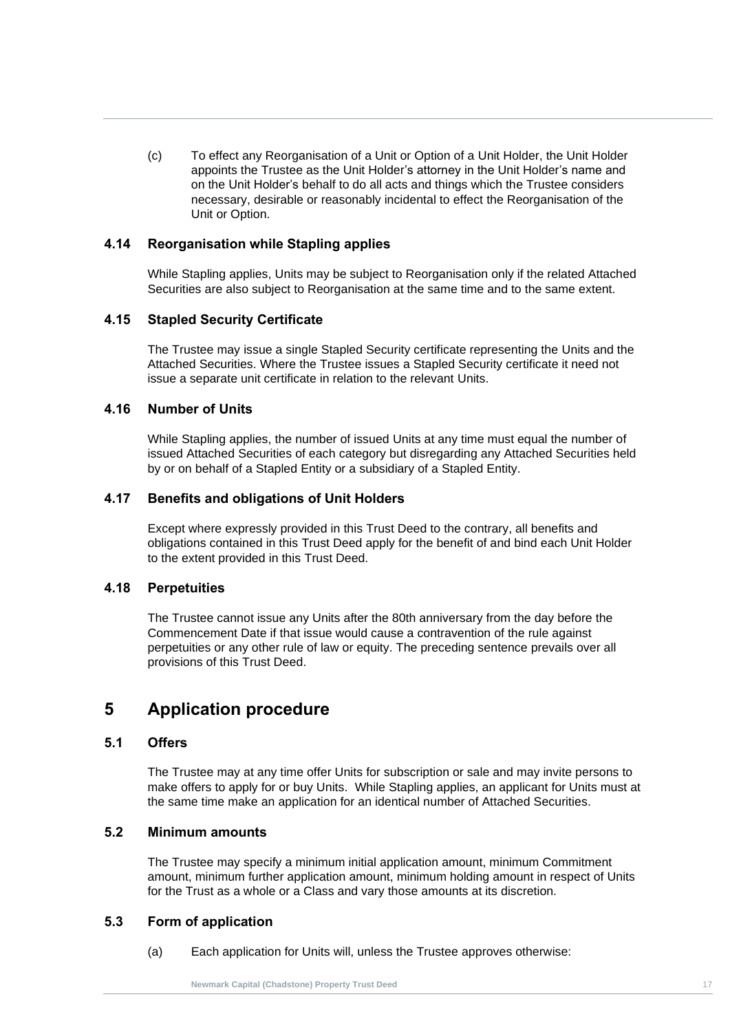(c) To effect any Reorganisation of a Unit or Option of a Unit Holder, the Unit Holder appoints the Trustee as the Unit Holder's attorney in the Unit Holder's name and on the Unit Holder's behalf to do all acts and things which the Trustee considers necessary, desirable or reasonably incidental to effect the Reorganisation of the Unit or Option.

### 4.14 Reorganisation while Stapling applies

While Stapling applies, Units may be subject to Reorganisation only if the related Attached Securities are also subject to Reorganisation at the same time and to the same extent.

### 4.15 Stapled Security Certificate

The Trustee may issue a single Stapled Security certificate representing the Units and the Attached Securities. Where the Trustee issues a Stapled Security certificate it need not issue a separate unit certificate in relation to the relevant Units.

### 4.16 Number of Units

While Stapling applies, the number of issued Units at any time must equal the number of issued Attached Securities of each category but disregarding any Attached Securities held by or on behalf of a Stapled Entity or a subsidiary of a Stapled Entity.

### 4.17 Benefits and obligations of Unit Holders

Except where expressly provided in this Trust Deed to the contrary, all benefits and obligations contained in this Trust Deed apply for the benefit of and bind each Unit Holder to the extent provided in this Trust Deed.

### 4.18 Perpetuities

The Trustee cannot issue any Units after the 80th anniversary from the day before the Commencement Date if that issue would cause a contravention of the rule against perpetuities or any other rule of law or equity. The preceding sentence prevails over all provisions of this Trust Deed.

## 5 Application procedure

### 5.1 Offers

The Trustee may at any time offer Units for subscription or sale and may invite persons to make offers to apply for or buy Units. While Stapling applies, an applicant for Units must at the same time make an application for an identical number of Attached Securities.

### 5.2 Minimum amounts

The Trustee may specify a minimum initial application amount, minimum Commitment amount, minimum further application amount, minimum holding amount in respect of Units for the Trust as a whole or a Class and vary those amounts at its discretion.

### 5.3 Form of application

(a) Each application for Units will, unless the Trustee approves otherwise: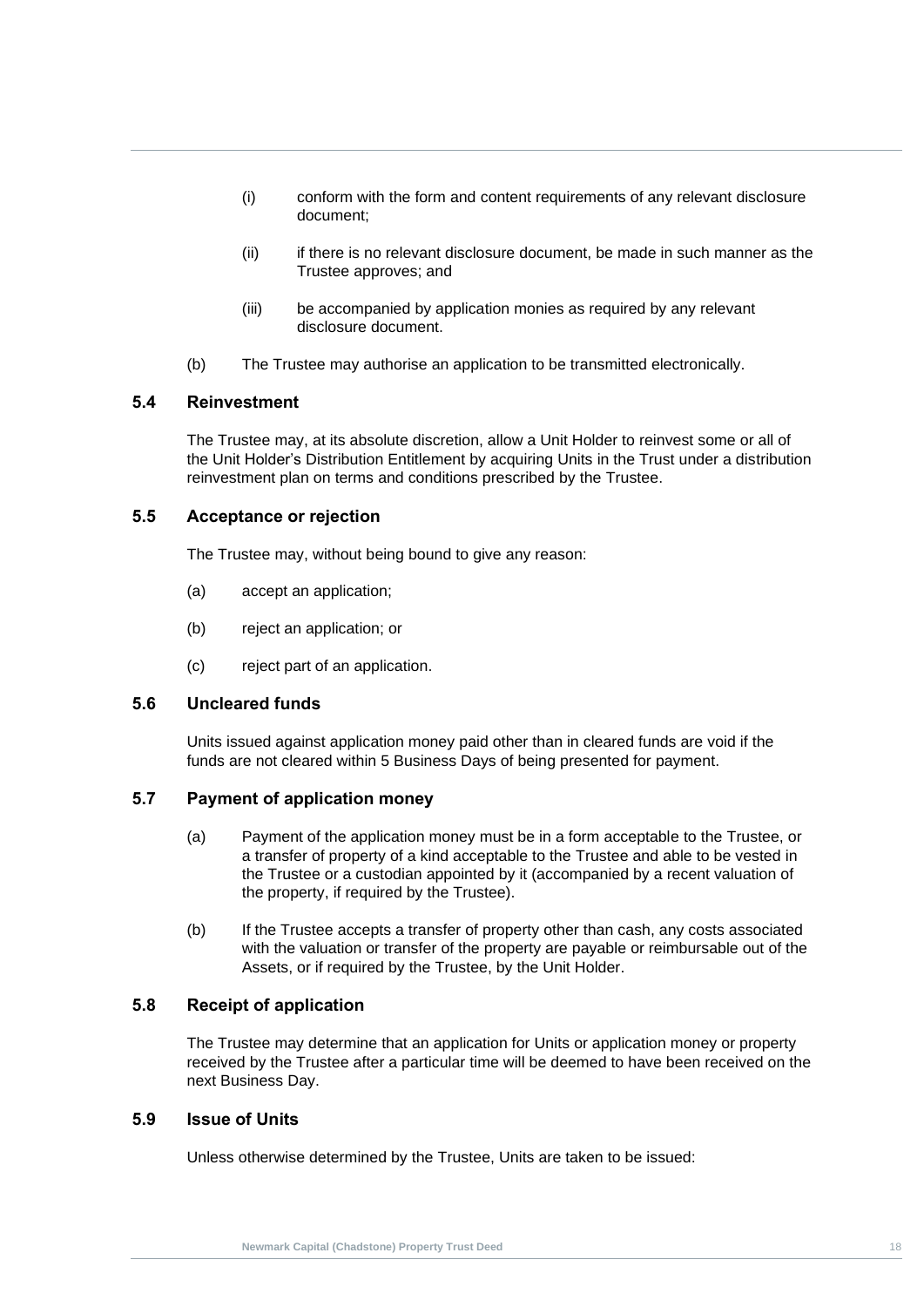(i) conform with the form and content requirements of any relevant disclosure document;

(ii) if there is no relevant disclosure document, be made in such manner as the Trustee approves; and

(iii) be accompanied by application monies as required by any relevant disclosure document.

(b) The Trustee may authorise an application to be transmitted electronically.

### 5.4 Reinvestment

The Trustee may, at its absolute discretion, allow a Unit Holder to reinvest some or all of the Unit Holder's Distribution Entitlement by acquiring Units in the Trust under a distribution reinvestment plan on terms and conditions prescribed by the Trustee.

### 5.5 Acceptance or rejection

The Trustee may, without being bound to give any reason:

(a) accept an application;

(b) reject an application; or

(c) reject part of an application.

### 5.6 Uncleared funds

Units issued against application money paid other than in cleared funds are void if the funds are not cleared within 5 Business Days of being presented for payment.

### 5.7 Payment of application money

(a) Payment of the application money must be in a form acceptable to the Trustee, or a transfer of property of a kind acceptable to the Trustee and able to be vested in the Trustee or a custodian appointed by it (accompanied by a recent valuation of the property, if required by the Trustee).

(b) If the Trustee accepts a transfer of property other than cash, any costs associated with the valuation or transfer of the property are payable or reimbursable out of the Assets, or if required by the Trustee, by the Unit Holder.

### 5.8 Receipt of application

The Trustee may determine that an application for Units or application money or property received by the Trustee after a particular time will be deemed to have been received on the next Business Day.

### 5.9 Issue of Units

Unless otherwise determined by the Trustee, Units are taken to be issued: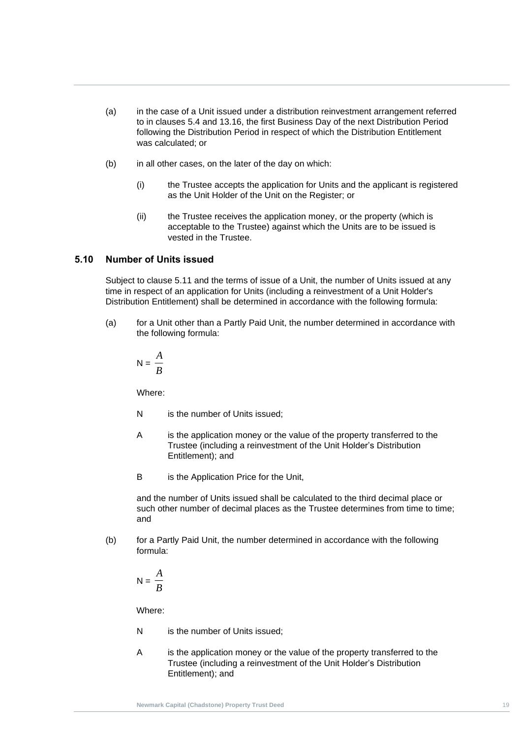(a) in the case of a Unit issued under a distribution reinvestment arrangement referred to in clauses 5.4 and 13.16, the first Business Day of the next Distribution Period following the Distribution Period in respect of which the Distribution Entitlement was calculated; or

(b) in all other cases, on the later of the day on which:

(i) the Trustee accepts the application for Units and the applicant is registered as the Unit Holder of the Unit on the Register; or

(ii) the Trustee receives the application money, or the property (which is acceptable to the Trustee) against which the Units are to be issued is vested in the Trustee.

## 5.10 Number of Units issued

Subject to clause 5.11 and the terms of issue of a Unit, the number of Units issued at any time in respect of an application for Units (including a reinvestment of a Unit Holder's Distribution Entitlement) shall be determined in accordance with the following formula:

(a) for a Unit other than a Partly Paid Unit, the number determined in accordance with the following formula:

$$N = \frac{A}{B}$$

Where:

N is the number of Units issued;

A is the application money or the value of the property transferred to the Trustee (including a reinvestment of the Unit Holder's Distribution Entitlement); and

B is the Application Price for the Unit,

and the number of Units issued shall be calculated to the third decimal place or such other number of decimal places as the Trustee determines from time to time; and

(b) for a Partly Paid Unit, the number determined in accordance with the following formula:

$$N = \frac{A}{B}$$

Where:

N is the number of Units issued;

A is the application money or the value of the property transferred to the Trustee (including a reinvestment of the Unit Holder's Distribution Entitlement); and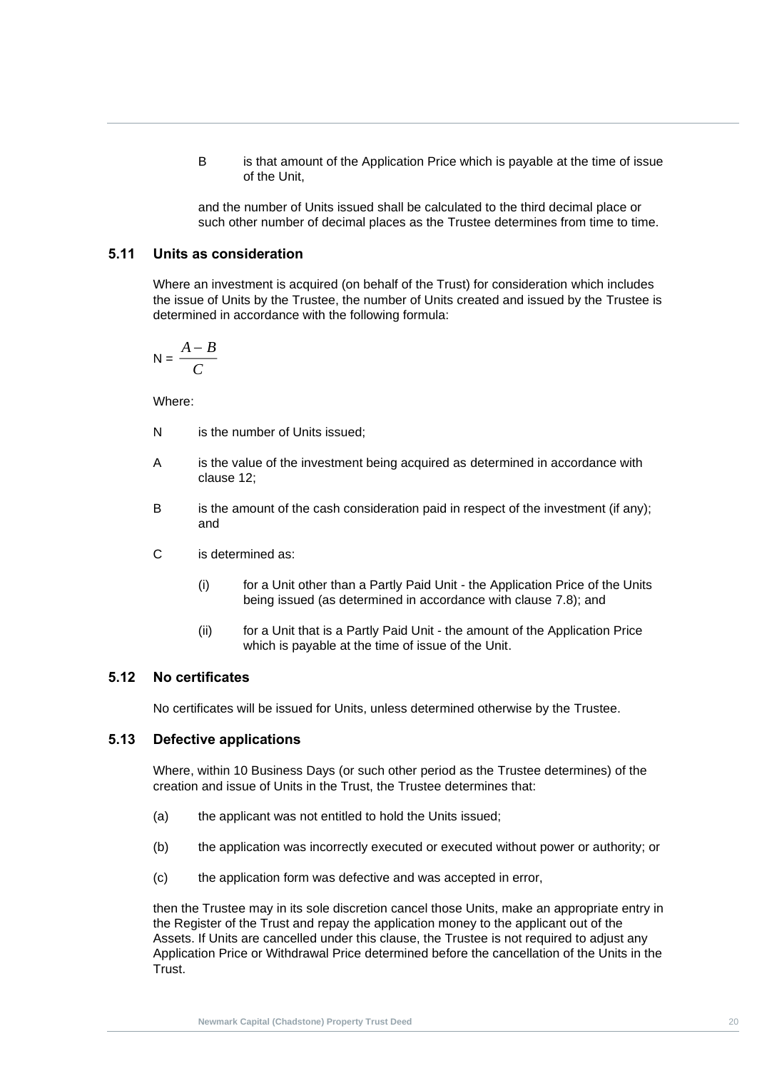B is that amount of the Application Price which is payable at the time of issue of the Unit,

and the number of Units issued shall be calculated to the third decimal place or such other number of decimal places as the Trustee determines from time to time.

### 5.11 Units as consideration

Where an investment is acquired (on behalf of the Trust) for consideration which includes the issue of Units by the Trustee, the number of Units created and issued by the Trustee is determined in accordance with the following formula:

$$N = \frac{A - B}{C}$$

Where:

N is the number of Units issued;

A is the value of the investment being acquired as determined in accordance with clause 12;

B is the amount of the cash consideration paid in respect of the investment (if any); and

C is determined as:

(i) for a Unit other than a Partly Paid Unit - the Application Price of the Units being issued (as determined in accordance with clause 7.8); and

(ii) for a Unit that is a Partly Paid Unit - the amount of the Application Price which is payable at the time of issue of the Unit.

### 5.12 No certificates

No certificates will be issued for Units, unless determined otherwise by the Trustee.

### 5.13 Defective applications

Where, within 10 Business Days (or such other period as the Trustee determines) of the creation and issue of Units in the Trust, the Trustee determines that:

(a) the applicant was not entitled to hold the Units issued;

(b) the application was incorrectly executed or executed without power or authority; or

(c) the application form was defective and was accepted in error,

then the Trustee may in its sole discretion cancel those Units, make an appropriate entry in the Register of the Trust and repay the application money to the applicant out of the Assets. If Units are cancelled under this clause, the Trustee is not required to adjust any Application Price or Withdrawal Price determined before the cancellation of the Units in the Trust.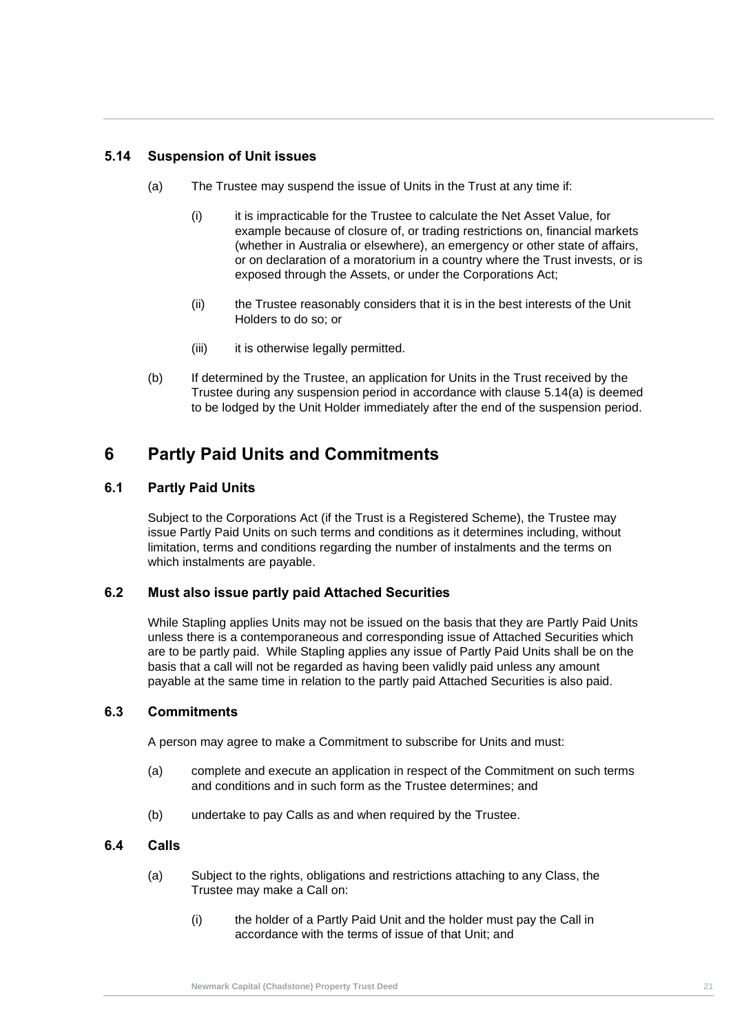### 5.14 Suspension of Unit issues

(a) The Trustee may suspend the issue of Units in the Trust at any time if:

(i) it is impracticable for the Trustee to calculate the Net Asset Value, for example because of closure of, or trading restrictions on, financial markets (whether in Australia or elsewhere), an emergency or other state of affairs, or on declaration of a moratorium in a country where the Trust invests, or is exposed through the Assets, or under the Corporations Act;

(ii) the Trustee reasonably considers that it is in the best interests of the Unit Holders to do so; or

(iii) it is otherwise legally permitted.

(b) If determined by the Trustee, an application for Units in the Trust received by the Trustee during any suspension period in accordance with clause 5.14(a) is deemed to be lodged by the Unit Holder immediately after the end of the suspension period.

## 6 Partly Paid Units and Commitments

### 6.1 Partly Paid Units

Subject to the Corporations Act (if the Trust is a Registered Scheme), the Trustee may issue Partly Paid Units on such terms and conditions as it determines including, without limitation, terms and conditions regarding the number of instalments and the terms on which instalments are payable.

### 6.2 Must also issue partly paid Attached Securities

While Stapling applies Units may not be issued on the basis that they are Partly Paid Units unless there is a contemporaneous and corresponding issue of Attached Securities which are to be partly paid. While Stapling applies any issue of Partly Paid Units shall be on the basis that a call will not be regarded as having been validly paid unless any amount payable at the same time in relation to the partly paid Attached Securities is also paid.

### 6.3 Commitments

A person may agree to make a Commitment to subscribe for Units and must:

(a) complete and execute an application in respect of the Commitment on such terms and conditions and in such form as the Trustee determines; and

(b) undertake to pay Calls as and when required by the Trustee.

### 6.4 Calls

(a) Subject to the rights, obligations and restrictions attaching to any Class, the Trustee may make a Call on:

(i) the holder of a Partly Paid Unit and the holder must pay the Call in accordance with the terms of issue of that Unit; and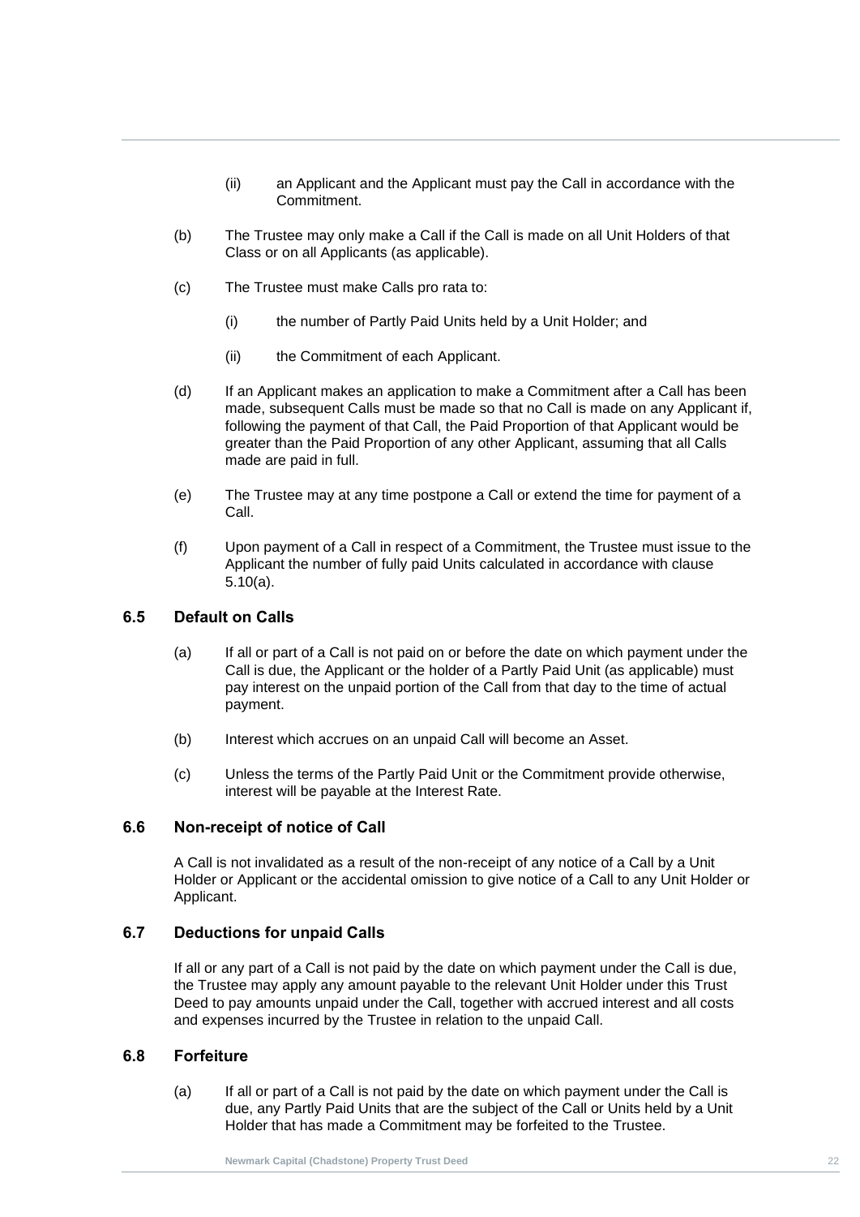(ii) an Applicant and the Applicant must pay the Call in accordance with the Commitment.

(b) The Trustee may only make a Call if the Call is made on all Unit Holders of that Class or on all Applicants (as applicable).

(c) The Trustee must make Calls pro rata to:

(i) the number of Partly Paid Units held by a Unit Holder; and

(ii) the Commitment of each Applicant.

(d) If an Applicant makes an application to make a Commitment after a Call has been made, subsequent Calls must be made so that no Call is made on any Applicant if, following the payment of that Call, the Paid Proportion of that Applicant would be greater than the Paid Proportion of any other Applicant, assuming that all Calls made are paid in full.

(e) The Trustee may at any time postpone a Call or extend the time for payment of a Call.

(f) Upon payment of a Call in respect of a Commitment, the Trustee must issue to the Applicant the number of fully paid Units calculated in accordance with clause 5.10(a).

### 6.5 Default on Calls

(a) If all or part of a Call is not paid on or before the date on which payment under the Call is due, the Applicant or the holder of a Partly Paid Unit (as applicable) must pay interest on the unpaid portion of the Call from that day to the time of actual payment.

(b) Interest which accrues on an unpaid Call will become an Asset.

(c) Unless the terms of the Partly Paid Unit or the Commitment provide otherwise, interest will be payable at the Interest Rate.

### 6.6 Non-receipt of notice of Call

A Call is not invalidated as a result of the non-receipt of any notice of a Call by a Unit Holder or Applicant or the accidental omission to give notice of a Call to any Unit Holder or Applicant.

### 6.7 Deductions for unpaid Calls

If all or any part of a Call is not paid by the date on which payment under the Call is due, the Trustee may apply any amount payable to the relevant Unit Holder under this Trust Deed to pay amounts unpaid under the Call, together with accrued interest and all costs and expenses incurred by the Trustee in relation to the unpaid Call.

### 6.8 Forfeiture

(a) If all or part of a Call is not paid by the date on which payment under the Call is due, any Partly Paid Units that are the subject of the Call or Units held by a Unit Holder that has made a Commitment may be forfeited to the Trustee.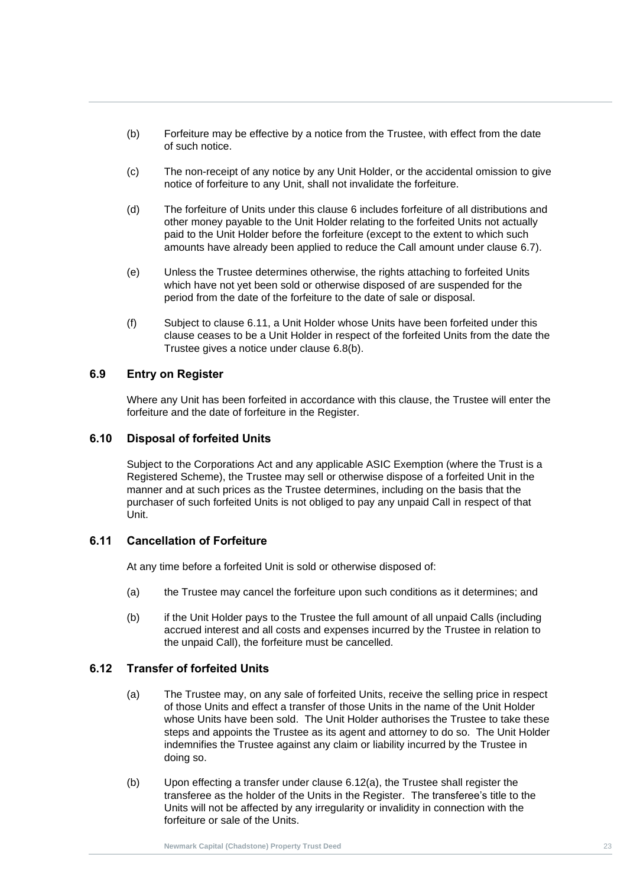(b) Forfeiture may be effective by a notice from the Trustee, with effect from the date of such notice.

(c) The non-receipt of any notice by any Unit Holder, or the accidental omission to give notice of forfeiture to any Unit, shall not invalidate the forfeiture.

(d) The forfeiture of Units under this clause 6 includes forfeiture of all distributions and other money payable to the Unit Holder relating to the forfeited Units not actually paid to the Unit Holder before the forfeiture (except to the extent to which such amounts have already been applied to reduce the Call amount under clause 6.7).

(e) Unless the Trustee determines otherwise, the rights attaching to forfeited Units which have not yet been sold or otherwise disposed of are suspended for the period from the date of the forfeiture to the date of sale or disposal.

(f) Subject to clause 6.11, a Unit Holder whose Units have been forfeited under this clause ceases to be a Unit Holder in respect of the forfeited Units from the date the Trustee gives a notice under clause 6.8(b).

### 6.9 Entry on Register

Where any Unit has been forfeited in accordance with this clause, the Trustee will enter the forfeiture and the date of forfeiture in the Register.

### 6.10 Disposal of forfeited Units

Subject to the Corporations Act and any applicable ASIC Exemption (where the Trust is a Registered Scheme), the Trustee may sell or otherwise dispose of a forfeited Unit in the manner and at such prices as the Trustee determines, including on the basis that the purchaser of such forfeited Units is not obliged to pay any unpaid Call in respect of that Unit.

### 6.11 Cancellation of Forfeiture

At any time before a forfeited Unit is sold or otherwise disposed of:

(a) the Trustee may cancel the forfeiture upon such conditions as it determines; and

(b) if the Unit Holder pays to the Trustee the full amount of all unpaid Calls (including accrued interest and all costs and expenses incurred by the Trustee in relation to the unpaid Call), the forfeiture must be cancelled.

### 6.12 Transfer of forfeited Units

(a) The Trustee may, on any sale of forfeited Units, receive the selling price in respect of those Units and effect a transfer of those Units in the name of the Unit Holder whose Units have been sold. The Unit Holder authorises the Trustee to take these steps and appoints the Trustee as its agent and attorney to do so. The Unit Holder indemnifies the Trustee against any claim or liability incurred by the Trustee in doing so.

(b) Upon effecting a transfer under clause 6.12(a), the Trustee shall register the transferee as the holder of the Units in the Register. The transferee's title to the Units will not be affected by any irregularity or invalidity in connection with the forfeiture or sale of the Units.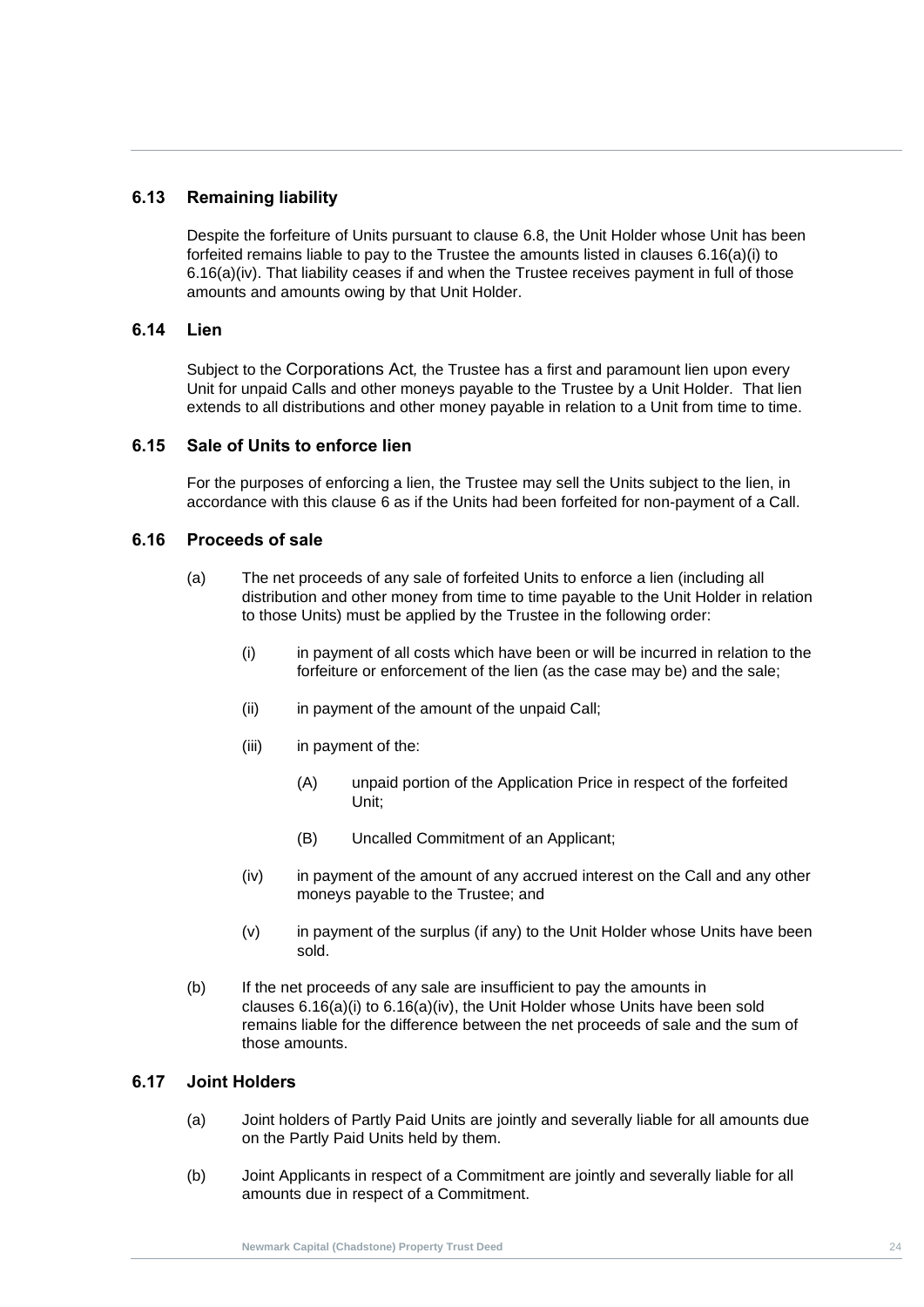### 6.13 Remaining liability

Despite the forfeiture of Units pursuant to clause 6.8, the Unit Holder whose Unit has been forfeited remains liable to pay to the Trustee the amounts listed in clauses 6.16(a)(i) to 6.16(a)(iv). That liability ceases if and when the Trustee receives payment in full of those amounts and amounts owing by that Unit Holder.

### 6.14 Lien

Subject to the Corporations Act, the Trustee has a first and paramount lien upon every Unit for unpaid Calls and other moneys payable to the Trustee by a Unit Holder. That lien extends to all distributions and other money payable in relation to a Unit from time to time.

### 6.15 Sale of Units to enforce lien

For the purposes of enforcing a lien, the Trustee may sell the Units subject to the lien, in accordance with this clause 6 as if the Units had been forfeited for non-payment of a Call.

### 6.16 Proceeds of sale

(a) The net proceeds of any sale of forfeited Units to enforce a lien (including all distribution and other money from time to time payable to the Unit Holder in relation to those Units) must be applied by the Trustee in the following order:

   (i) in payment of all costs which have been or will be incurred in relation to the forfeiture or enforcement of the lien (as the case may be) and the sale;

   (ii) in payment of the amount of the unpaid Call;

   (iii) in payment of the:

      (A) unpaid portion of the Application Price in respect of the forfeited Unit;

      (B) Uncalled Commitment of an Applicant;

   (iv) in payment of the amount of any accrued interest on the Call and any other moneys payable to the Trustee; and

   (v) in payment of the surplus (if any) to the Unit Holder whose Units have been sold.

(b) If the net proceeds of any sale are insufficient to pay the amounts in clauses 6.16(a)(i) to 6.16(a)(iv), the Unit Holder whose Units have been sold remains liable for the difference between the net proceeds of sale and the sum of those amounts.

### 6.17 Joint Holders

(a) Joint holders of Partly Paid Units are jointly and severally liable for all amounts due on the Partly Paid Units held by them.

(b) Joint Applicants in respect of a Commitment are jointly and severally liable for all amounts due in respect of a Commitment.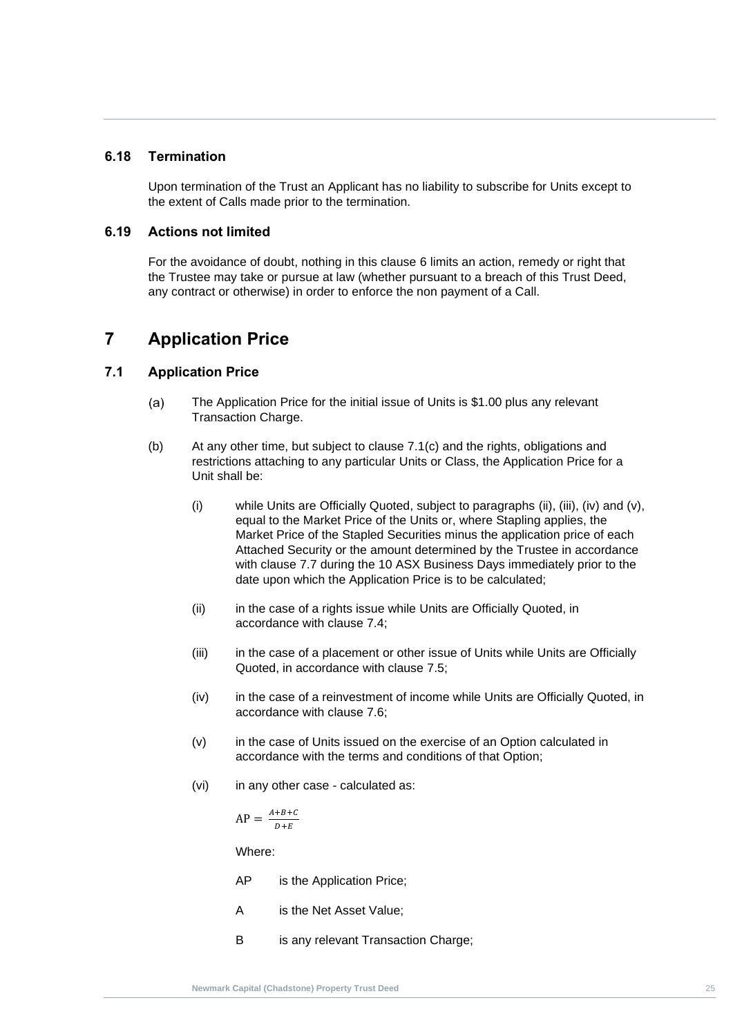### 6.18 Termination

Upon termination of the Trust an Applicant has no liability to subscribe for Units except to the extent of Calls made prior to the termination.

### 6.19 Actions not limited

For the avoidance of doubt, nothing in this clause 6 limits an action, remedy or right that the Trustee may take or pursue at law (whether pursuant to a breach of this Trust Deed, any contract or otherwise) in order to enforce the non payment of a Call.

## 7 Application Price

### 7.1 Application Price

(a) The Application Price for the initial issue of Units is $1.00 plus any relevant Transaction Charge.

(b) At any other time, but subject to clause 7.1(c) and the rights, obligations and restrictions attaching to any particular Units or Class, the Application Price for a Unit shall be:

(i) while Units are Officially Quoted, subject to paragraphs (ii), (iii), (iv) and (v), equal to the Market Price of the Units or, where Stapling applies, the Market Price of the Stapled Securities minus the application price of each Attached Security or the amount determined by the Trustee in accordance with clause 7.7 during the 10 ASX Business Days immediately prior to the date upon which the Application Price is to be calculated;

(ii) in the case of a rights issue while Units are Officially Quoted, in accordance with clause 7.4;

(iii) in the case of a placement or other issue of Units while Units are Officially Quoted, in accordance with clause 7.5;

(iv) in the case of a reinvestment of income while Units are Officially Quoted, in accordance with clause 7.6;

(v) in the case of Units issued on the exercise of an Option calculated in accordance with the terms and conditions of that Option;

(vi) in any other case - calculated as:

$$\mathrm{AP} = \frac{A+B+C}{D+E}$$

Where:

AP is the Application Price;

A is the Net Asset Value;

B is any relevant Transaction Charge;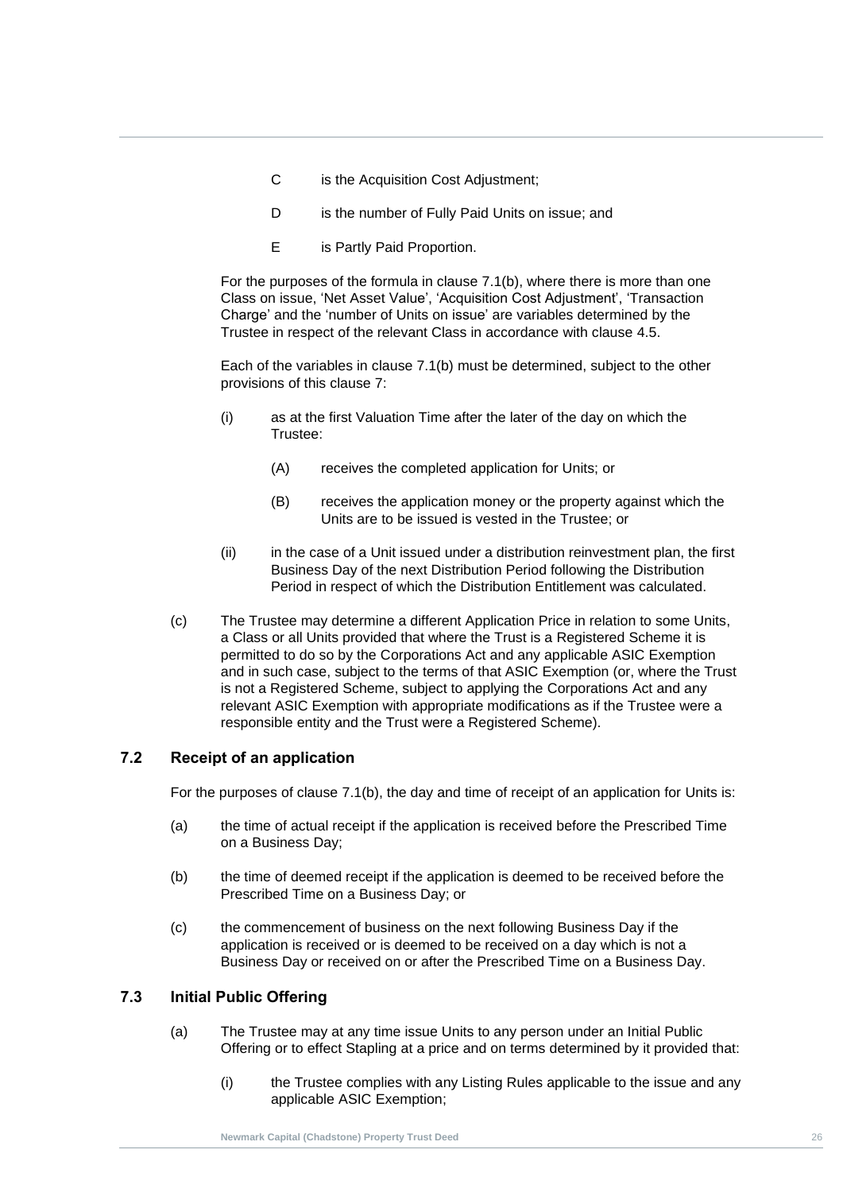C is the Acquisition Cost Adjustment;

D is the number of Fully Paid Units on issue; and

E is Partly Paid Proportion.

For the purposes of the formula in clause 7.1(b), where there is more than one Class on issue, 'Net Asset Value', 'Acquisition Cost Adjustment', 'Transaction Charge' and the 'number of Units on issue' are variables determined by the Trustee in respect of the relevant Class in accordance with clause 4.5.

Each of the variables in clause 7.1(b) must be determined, subject to the other provisions of this clause 7:

(i) as at the first Valuation Time after the later of the day on which the Trustee:

  (A) receives the completed application for Units; or

  (B) receives the application money or the property against which the Units are to be issued is vested in the Trustee; or

(ii) in the case of a Unit issued under a distribution reinvestment plan, the first Business Day of the next Distribution Period following the Distribution Period in respect of which the Distribution Entitlement was calculated.

(c) The Trustee may determine a different Application Price in relation to some Units, a Class or all Units provided that where the Trust is a Registered Scheme it is permitted to do so by the Corporations Act and any applicable ASIC Exemption and in such case, subject to the terms of that ASIC Exemption (or, where the Trust is not a Registered Scheme, subject to applying the Corporations Act and any relevant ASIC Exemption with appropriate modifications as if the Trustee were a responsible entity and the Trust were a Registered Scheme).

## 7.2 Receipt of an application

For the purposes of clause 7.1(b), the day and time of receipt of an application for Units is:

(a) the time of actual receipt if the application is received before the Prescribed Time on a Business Day;

(b) the time of deemed receipt if the application is deemed to be received before the Prescribed Time on a Business Day; or

(c) the commencement of business on the next following Business Day if the application is received or is deemed to be received on a day which is not a Business Day or received on or after the Prescribed Time on a Business Day.

## 7.3 Initial Public Offering

(a) The Trustee may at any time issue Units to any person under an Initial Public Offering or to effect Stapling at a price and on terms determined by it provided that:

  (i) the Trustee complies with any Listing Rules applicable to the issue and any applicable ASIC Exemption;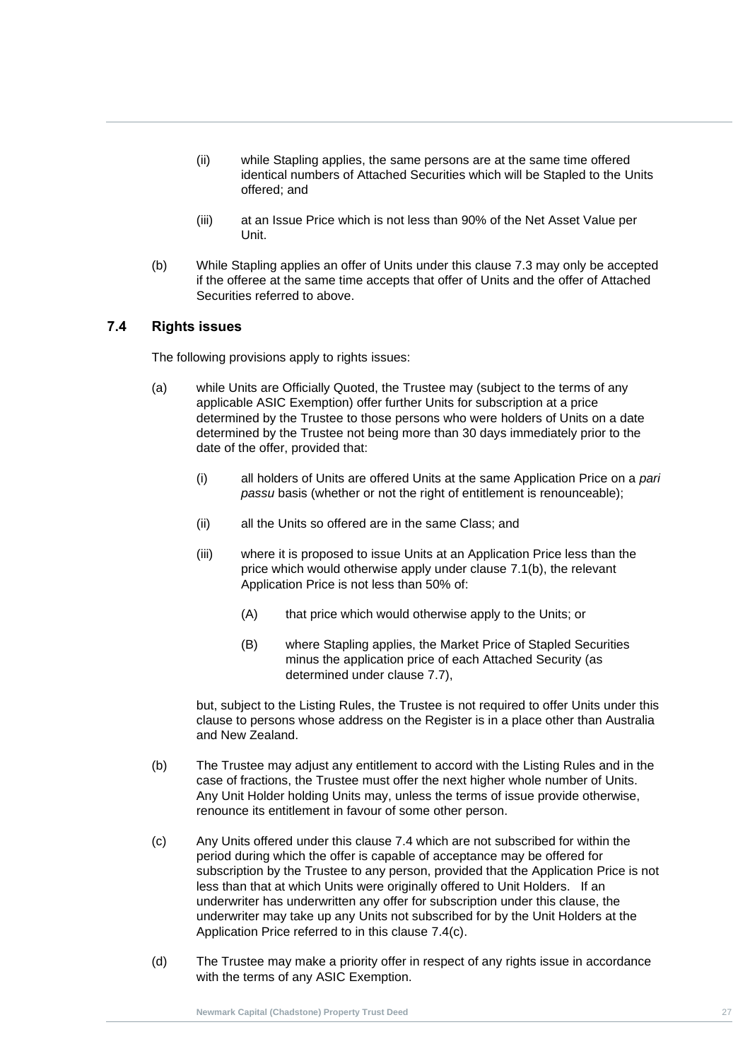(ii) while Stapling applies, the same persons are at the same time offered identical numbers of Attached Securities which will be Stapled to the Units offered; and

(iii) at an Issue Price which is not less than 90% of the Net Asset Value per Unit.

(b) While Stapling applies an offer of Units under this clause 7.3 may only be accepted if the offeree at the same time accepts that offer of Units and the offer of Attached Securities referred to above.

### 7.4 Rights issues

The following provisions apply to rights issues:

(a) while Units are Officially Quoted, the Trustee may (subject to the terms of any applicable ASIC Exemption) offer further Units for subscription at a price determined by the Trustee to those persons who were holders of Units on a date determined by the Trustee not being more than 30 days immediately prior to the date of the offer, provided that:

   (i) all holders of Units are offered Units at the same Application Price on a *pari passu* basis (whether or not the right of entitlement is renounceable);

   (ii) all the Units so offered are in the same Class; and

   (iii) where it is proposed to issue Units at an Application Price less than the price which would otherwise apply under clause 7.1(b), the relevant Application Price is not less than 50% of:

      (A) that price which would otherwise apply to the Units; or

      (B) where Stapling applies, the Market Price of Stapled Securities minus the application price of each Attached Security (as determined under clause 7.7),

   but, subject to the Listing Rules, the Trustee is not required to offer Units under this clause to persons whose address on the Register is in a place other than Australia and New Zealand.

(b) The Trustee may adjust any entitlement to accord with the Listing Rules and in the case of fractions, the Trustee must offer the next higher whole number of Units. Any Unit Holder holding Units may, unless the terms of issue provide otherwise, renounce its entitlement in favour of some other person.

(c) Any Units offered under this clause 7.4 which are not subscribed for within the period during which the offer is capable of acceptance may be offered for subscription by the Trustee to any person, provided that the Application Price is not less than that at which Units were originally offered to Unit Holders. If an underwriter has underwritten any offer for subscription under this clause, the underwriter may take up any Units not subscribed for by the Unit Holders at the Application Price referred to in this clause 7.4(c).

(d) The Trustee may make a priority offer in respect of any rights issue in accordance with the terms of any ASIC Exemption.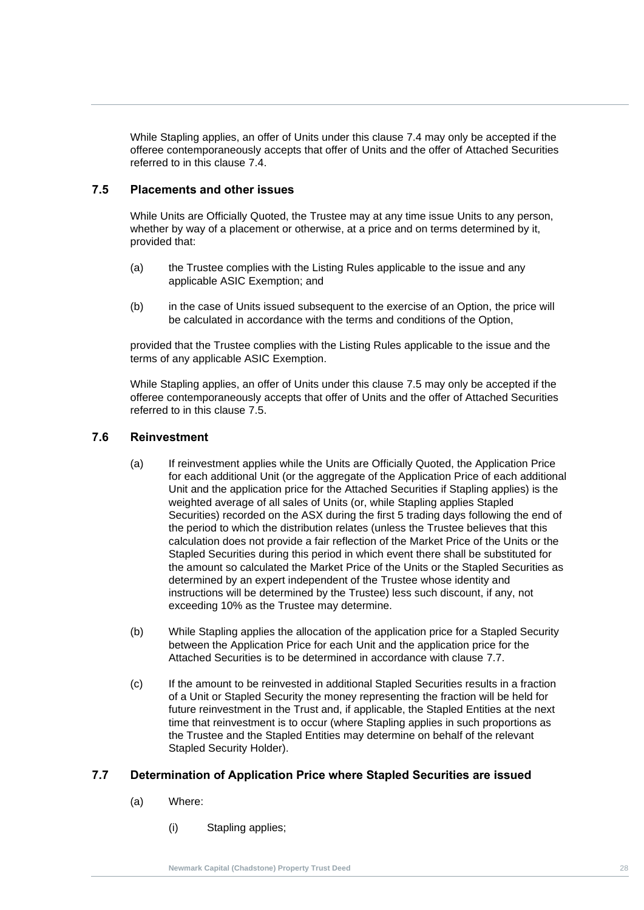While Stapling applies, an offer of Units under this clause 7.4 may only be accepted if the offeree contemporaneously accepts that offer of Units and the offer of Attached Securities referred to in this clause 7.4.

## 7.5 Placements and other issues

While Units are Officially Quoted, the Trustee may at any time issue Units to any person, whether by way of a placement or otherwise, at a price and on terms determined by it, provided that:

(a) the Trustee complies with the Listing Rules applicable to the issue and any applicable ASIC Exemption; and

(b) in the case of Units issued subsequent to the exercise of an Option, the price will be calculated in accordance with the terms and conditions of the Option,

provided that the Trustee complies with the Listing Rules applicable to the issue and the terms of any applicable ASIC Exemption.

While Stapling applies, an offer of Units under this clause 7.5 may only be accepted if the offeree contemporaneously accepts that offer of Units and the offer of Attached Securities referred to in this clause 7.5.

## 7.6 Reinvestment

(a) If reinvestment applies while the Units are Officially Quoted, the Application Price for each additional Unit (or the aggregate of the Application Price of each additional Unit and the application price for the Attached Securities if Stapling applies) is the weighted average of all sales of Units (or, while Stapling applies Stapled Securities) recorded on the ASX during the first 5 trading days following the end of the period to which the distribution relates (unless the Trustee believes that this calculation does not provide a fair reflection of the Market Price of the Units or the Stapled Securities during this period in which event there shall be substituted for the amount so calculated the Market Price of the Units or the Stapled Securities as determined by an expert independent of the Trustee whose identity and instructions will be determined by the Trustee) less such discount, if any, not exceeding 10% as the Trustee may determine.

(b) While Stapling applies the allocation of the application price for a Stapled Security between the Application Price for each Unit and the application price for the Attached Securities is to be determined in accordance with clause 7.7.

(c) If the amount to be reinvested in additional Stapled Securities results in a fraction of a Unit or Stapled Security the money representing the fraction will be held for future reinvestment in the Trust and, if applicable, the Stapled Entities at the next time that reinvestment is to occur (where Stapling applies in such proportions as the Trustee and the Stapled Entities may determine on behalf of the relevant Stapled Security Holder).

## 7.7 Determination of Application Price where Stapled Securities are issued

(a) Where:

(i) Stapling applies;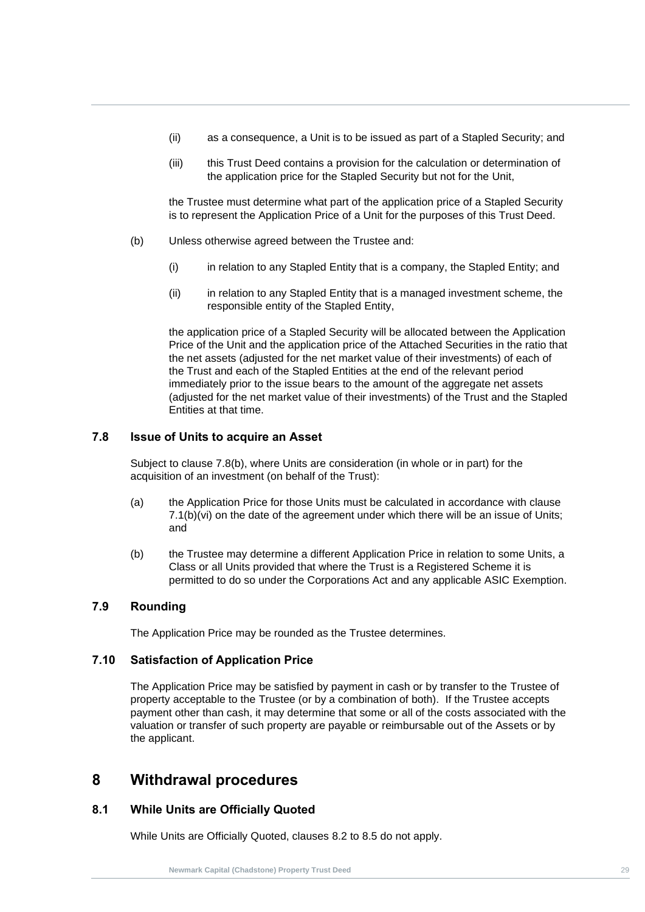(ii) as a consequence, a Unit is to be issued as part of a Stapled Security; and

(iii) this Trust Deed contains a provision for the calculation or determination of the application price for the Stapled Security but not for the Unit,

the Trustee must determine what part of the application price of a Stapled Security is to represent the Application Price of a Unit for the purposes of this Trust Deed.

(b) Unless otherwise agreed between the Trustee and:

(i) in relation to any Stapled Entity that is a company, the Stapled Entity; and

(ii) in relation to any Stapled Entity that is a managed investment scheme, the responsible entity of the Stapled Entity,

the application price of a Stapled Security will be allocated between the Application Price of the Unit and the application price of the Attached Securities in the ratio that the net assets (adjusted for the net market value of their investments) of each of the Trust and each of the Stapled Entities at the end of the relevant period immediately prior to the issue bears to the amount of the aggregate net assets (adjusted for the net market value of their investments) of the Trust and the Stapled Entities at that time.

### 7.8 Issue of Units to acquire an Asset

Subject to clause 7.8(b), where Units are consideration (in whole or in part) for the acquisition of an investment (on behalf of the Trust):

(a) the Application Price for those Units must be calculated in accordance with clause 7.1(b)(vi) on the date of the agreement under which there will be an issue of Units; and

(b) the Trustee may determine a different Application Price in relation to some Units, a Class or all Units provided that where the Trust is a Registered Scheme it is permitted to do so under the Corporations Act and any applicable ASIC Exemption.

### 7.9 Rounding

The Application Price may be rounded as the Trustee determines.

### 7.10 Satisfaction of Application Price

The Application Price may be satisfied by payment in cash or by transfer to the Trustee of property acceptable to the Trustee (or by a combination of both). If the Trustee accepts payment other than cash, it may determine that some or all of the costs associated with the valuation or transfer of such property are payable or reimbursable out of the Assets or by the applicant.

## 8 Withdrawal procedures

### 8.1 While Units are Officially Quoted

While Units are Officially Quoted, clauses 8.2 to 8.5 do not apply.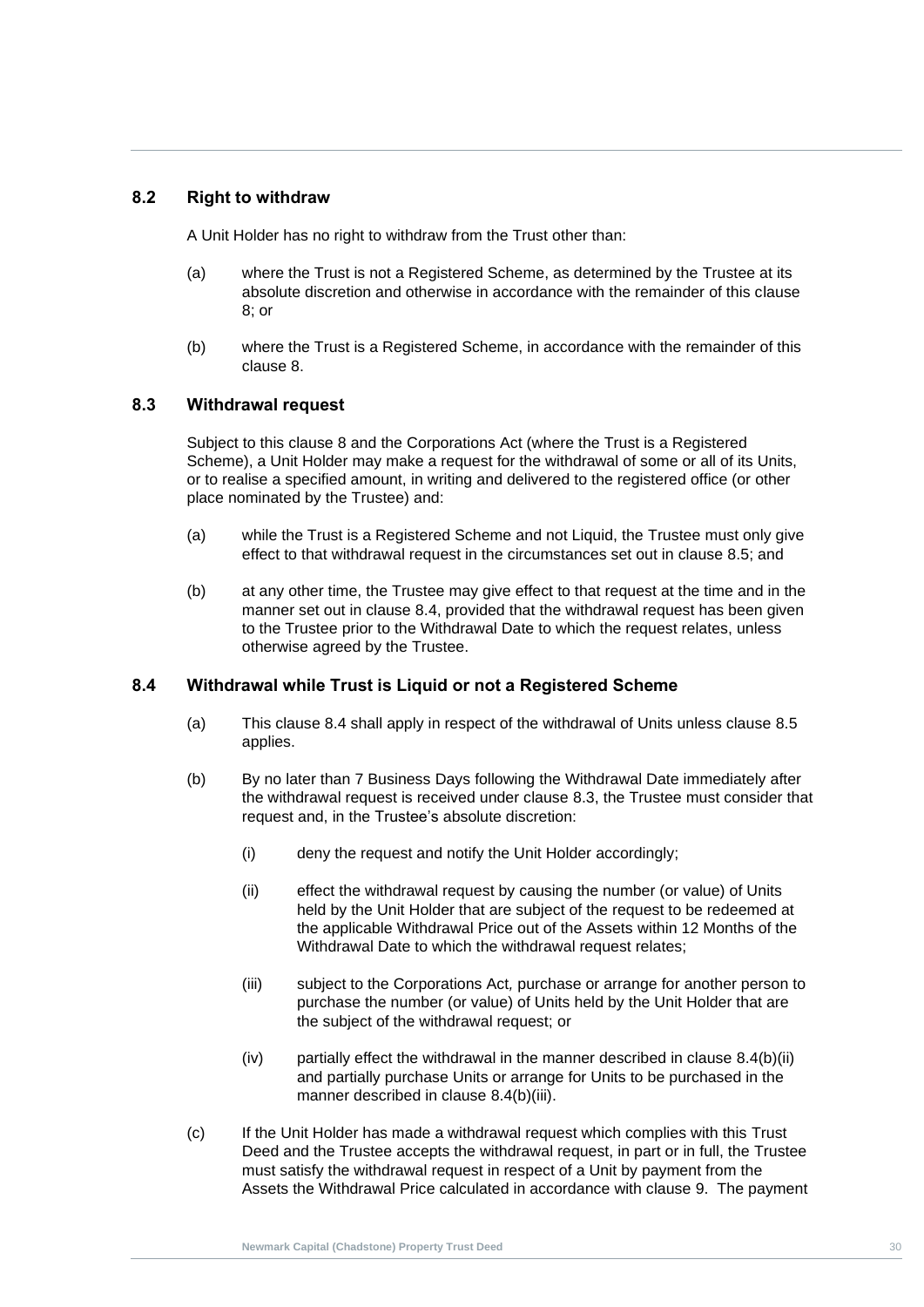### 8.2 Right to withdraw

A Unit Holder has no right to withdraw from the Trust other than:

(a) where the Trust is not a Registered Scheme, as determined by the Trustee at its absolute discretion and otherwise in accordance with the remainder of this clause 8; or

(b) where the Trust is a Registered Scheme, in accordance with the remainder of this clause 8.

### 8.3 Withdrawal request

Subject to this clause 8 and the Corporations Act (where the Trust is a Registered Scheme), a Unit Holder may make a request for the withdrawal of some or all of its Units, or to realise a specified amount, in writing and delivered to the registered office (or other place nominated by the Trustee) and:

(a) while the Trust is a Registered Scheme and not Liquid, the Trustee must only give effect to that withdrawal request in the circumstances set out in clause 8.5; and

(b) at any other time, the Trustee may give effect to that request at the time and in the manner set out in clause 8.4, provided that the withdrawal request has been given to the Trustee prior to the Withdrawal Date to which the request relates, unless otherwise agreed by the Trustee.

### 8.4 Withdrawal while Trust is Liquid or not a Registered Scheme

(a) This clause 8.4 shall apply in respect of the withdrawal of Units unless clause 8.5 applies.

(b) By no later than 7 Business Days following the Withdrawal Date immediately after the withdrawal request is received under clause 8.3, the Trustee must consider that request and, in the Trustee's absolute discretion:

(i) deny the request and notify the Unit Holder accordingly;

(ii) effect the withdrawal request by causing the number (or value) of Units held by the Unit Holder that are subject of the request to be redeemed at the applicable Withdrawal Price out of the Assets within 12 Months of the Withdrawal Date to which the withdrawal request relates;

(iii) subject to the Corporations Act, purchase or arrange for another person to purchase the number (or value) of Units held by the Unit Holder that are the subject of the withdrawal request; or

(iv) partially effect the withdrawal in the manner described in clause 8.4(b)(ii) and partially purchase Units or arrange for Units to be purchased in the manner described in clause 8.4(b)(iii).

(c) If the Unit Holder has made a withdrawal request which complies with this Trust Deed and the Trustee accepts the withdrawal request, in part or in full, the Trustee must satisfy the withdrawal request in respect of a Unit by payment from the Assets the Withdrawal Price calculated in accordance with clause 9. The payment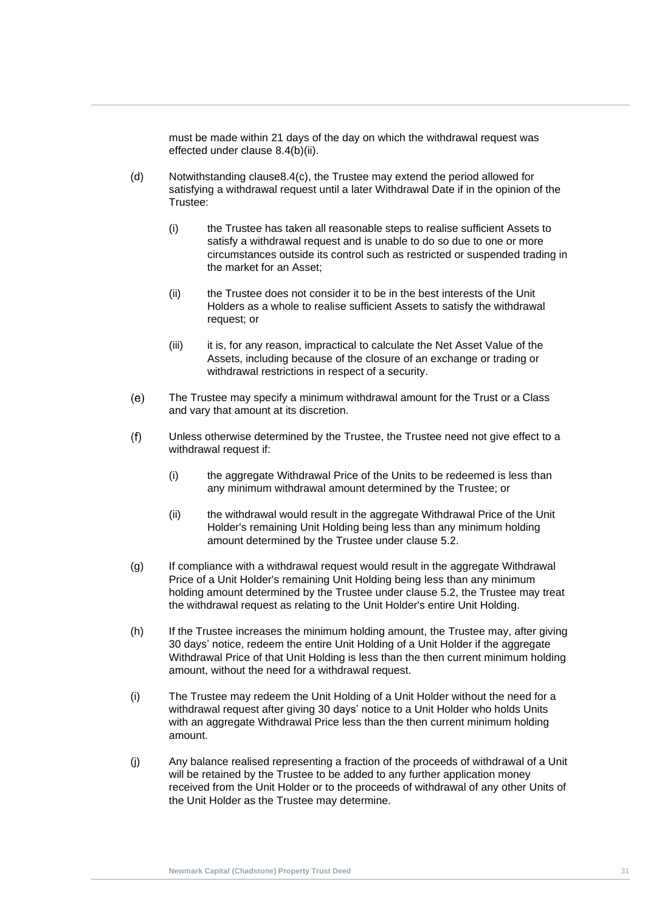must be made within 21 days of the day on which the withdrawal request was effected under clause 8.4(b)(ii).

(d) Notwithstanding clause8.4(c), the Trustee may extend the period allowed for satisfying a withdrawal request until a later Withdrawal Date if in the opinion of the Trustee:

   (i) the Trustee has taken all reasonable steps to realise sufficient Assets to satisfy a withdrawal request and is unable to do so due to one or more circumstances outside its control such as restricted or suspended trading in the market for an Asset;

   (ii) the Trustee does not consider it to be in the best interests of the Unit Holders as a whole to realise sufficient Assets to satisfy the withdrawal request; or

   (iii) it is, for any reason, impractical to calculate the Net Asset Value of the Assets, including because of the closure of an exchange or trading or withdrawal restrictions in respect of a security.

(e) The Trustee may specify a minimum withdrawal amount for the Trust or a Class and vary that amount at its discretion.

(f) Unless otherwise determined by the Trustee, the Trustee need not give effect to a withdrawal request if:

   (i) the aggregate Withdrawal Price of the Units to be redeemed is less than any minimum withdrawal amount determined by the Trustee; or

   (ii) the withdrawal would result in the aggregate Withdrawal Price of the Unit Holder's remaining Unit Holding being less than any minimum holding amount determined by the Trustee under clause 5.2.

(g) If compliance with a withdrawal request would result in the aggregate Withdrawal Price of a Unit Holder's remaining Unit Holding being less than any minimum holding amount determined by the Trustee under clause 5.2, the Trustee may treat the withdrawal request as relating to the Unit Holder's entire Unit Holding.

(h) If the Trustee increases the minimum holding amount, the Trustee may, after giving 30 days' notice, redeem the entire Unit Holding of a Unit Holder if the aggregate Withdrawal Price of that Unit Holding is less than the then current minimum holding amount, without the need for a withdrawal request.

(i) The Trustee may redeem the Unit Holding of a Unit Holder without the need for a withdrawal request after giving 30 days' notice to a Unit Holder who holds Units with an aggregate Withdrawal Price less than the then current minimum holding amount.

(j) Any balance realised representing a fraction of the proceeds of withdrawal of a Unit will be retained by the Trustee to be added to any further application money received from the Unit Holder or to the proceeds of withdrawal of any other Units of the Unit Holder as the Trustee may determine.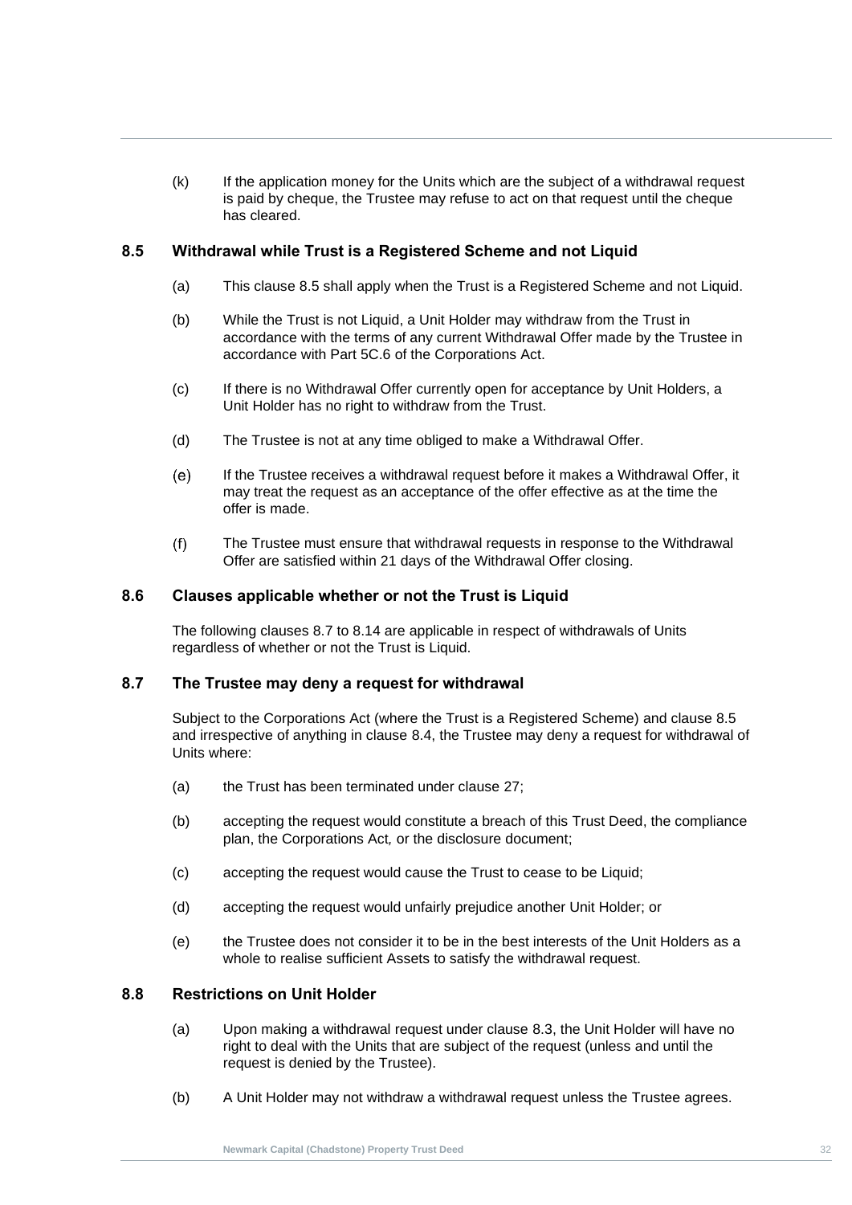(k) If the application money for the Units which are the subject of a withdrawal request is paid by cheque, the Trustee may refuse to act on that request until the cheque has cleared.

## 8.5 Withdrawal while Trust is a Registered Scheme and not Liquid

(a) This clause 8.5 shall apply when the Trust is a Registered Scheme and not Liquid.

(b) While the Trust is not Liquid, a Unit Holder may withdraw from the Trust in accordance with the terms of any current Withdrawal Offer made by the Trustee in accordance with Part 5C.6 of the Corporations Act.

(c) If there is no Withdrawal Offer currently open for acceptance by Unit Holders, a Unit Holder has no right to withdraw from the Trust.

(d) The Trustee is not at any time obliged to make a Withdrawal Offer.

(e) If the Trustee receives a withdrawal request before it makes a Withdrawal Offer, it may treat the request as an acceptance of the offer effective as at the time the offer is made.

(f) The Trustee must ensure that withdrawal requests in response to the Withdrawal Offer are satisfied within 21 days of the Withdrawal Offer closing.

## 8.6 Clauses applicable whether or not the Trust is Liquid

The following clauses 8.7 to 8.14 are applicable in respect of withdrawals of Units regardless of whether or not the Trust is Liquid.

## 8.7 The Trustee may deny a request for withdrawal

Subject to the Corporations Act (where the Trust is a Registered Scheme) and clause 8.5 and irrespective of anything in clause 8.4, the Trustee may deny a request for withdrawal of Units where:

(a) the Trust has been terminated under clause 27;

(b) accepting the request would constitute a breach of this Trust Deed, the compliance plan, the Corporations Act*,* or the disclosure document;

(c) accepting the request would cause the Trust to cease to be Liquid;

(d) accepting the request would unfairly prejudice another Unit Holder; or

(e) the Trustee does not consider it to be in the best interests of the Unit Holders as a whole to realise sufficient Assets to satisfy the withdrawal request.

## 8.8 Restrictions on Unit Holder

(a) Upon making a withdrawal request under clause 8.3, the Unit Holder will have no right to deal with the Units that are subject of the request (unless and until the request is denied by the Trustee).

(b) A Unit Holder may not withdraw a withdrawal request unless the Trustee agrees.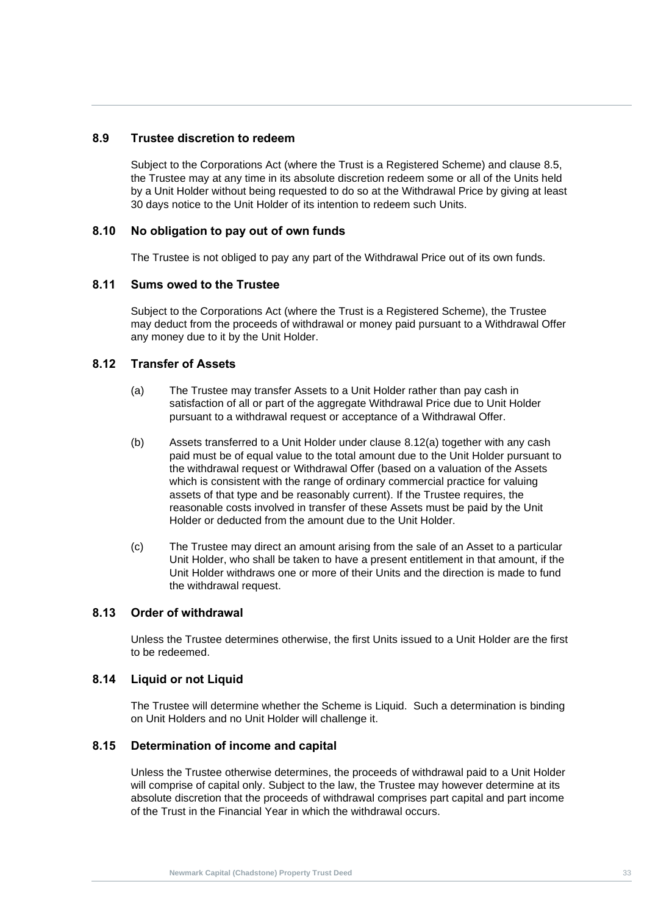### 8.9 Trustee discretion to redeem

Subject to the Corporations Act (where the Trust is a Registered Scheme) and clause 8.5, the Trustee may at any time in its absolute discretion redeem some or all of the Units held by a Unit Holder without being requested to do so at the Withdrawal Price by giving at least 30 days notice to the Unit Holder of its intention to redeem such Units.

### 8.10 No obligation to pay out of own funds

The Trustee is not obliged to pay any part of the Withdrawal Price out of its own funds.

### 8.11 Sums owed to the Trustee

Subject to the Corporations Act (where the Trust is a Registered Scheme), the Trustee may deduct from the proceeds of withdrawal or money paid pursuant to a Withdrawal Offer any money due to it by the Unit Holder.

### 8.12 Transfer of Assets

(a) The Trustee may transfer Assets to a Unit Holder rather than pay cash in satisfaction of all or part of the aggregate Withdrawal Price due to Unit Holder pursuant to a withdrawal request or acceptance of a Withdrawal Offer.

(b) Assets transferred to a Unit Holder under clause 8.12(a) together with any cash paid must be of equal value to the total amount due to the Unit Holder pursuant to the withdrawal request or Withdrawal Offer (based on a valuation of the Assets which is consistent with the range of ordinary commercial practice for valuing assets of that type and be reasonably current). If the Trustee requires, the reasonable costs involved in transfer of these Assets must be paid by the Unit Holder or deducted from the amount due to the Unit Holder.

(c) The Trustee may direct an amount arising from the sale of an Asset to a particular Unit Holder, who shall be taken to have a present entitlement in that amount, if the Unit Holder withdraws one or more of their Units and the direction is made to fund the withdrawal request.

### 8.13 Order of withdrawal

Unless the Trustee determines otherwise, the first Units issued to a Unit Holder are the first to be redeemed.

### 8.14 Liquid or not Liquid

The Trustee will determine whether the Scheme is Liquid. Such a determination is binding on Unit Holders and no Unit Holder will challenge it.

### 8.15 Determination of income and capital

Unless the Trustee otherwise determines, the proceeds of withdrawal paid to a Unit Holder will comprise of capital only. Subject to the law, the Trustee may however determine at its absolute discretion that the proceeds of withdrawal comprises part capital and part income of the Trust in the Financial Year in which the withdrawal occurs.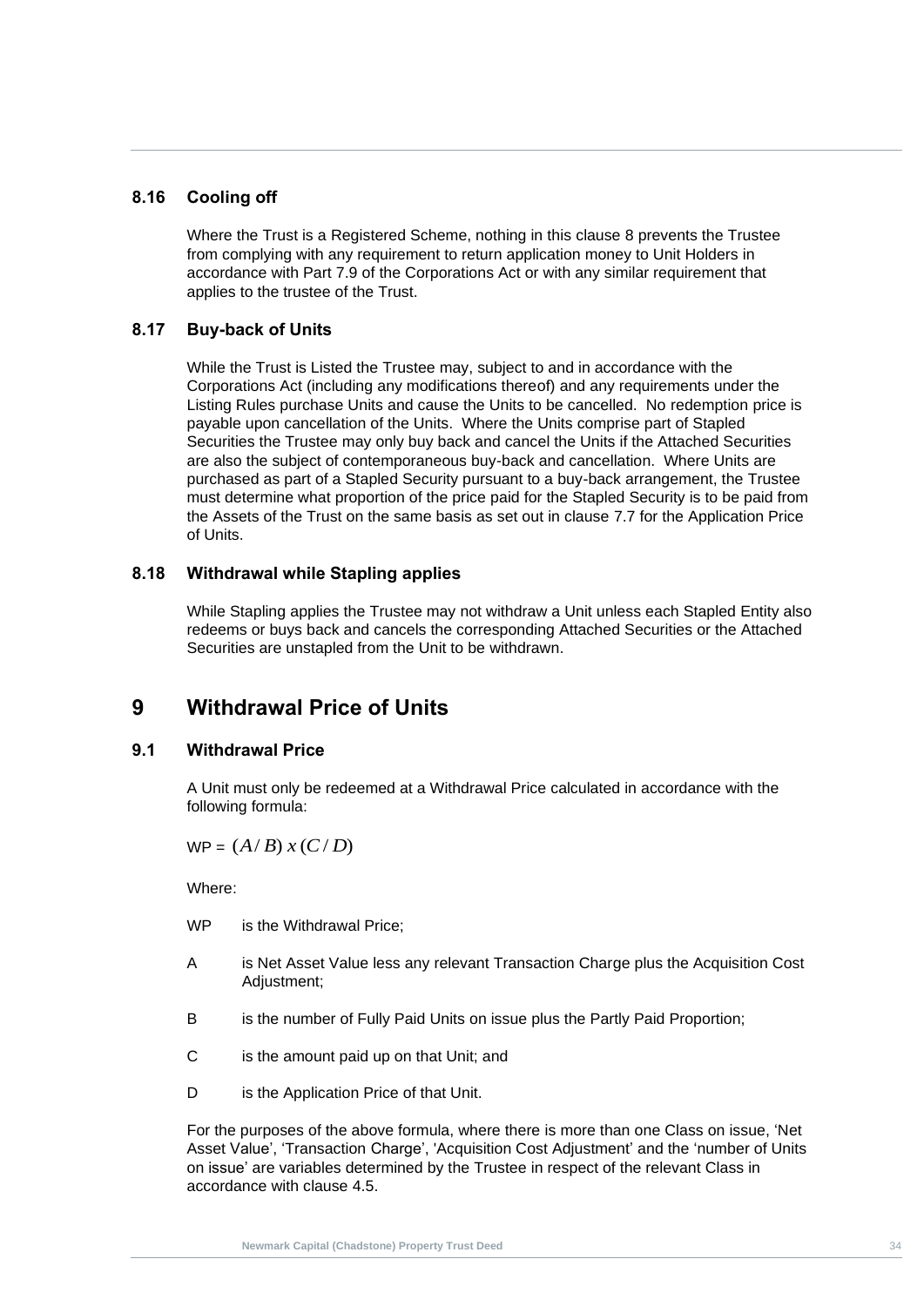### 8.16 Cooling off

Where the Trust is a Registered Scheme, nothing in this clause 8 prevents the Trustee from complying with any requirement to return application money to Unit Holders in accordance with Part 7.9 of the Corporations Act or with any similar requirement that applies to the trustee of the Trust.

### 8.17 Buy-back of Units

While the Trust is Listed the Trustee may, subject to and in accordance with the Corporations Act (including any modifications thereof) and any requirements under the Listing Rules purchase Units and cause the Units to be cancelled. No redemption price is payable upon cancellation of the Units. Where the Units comprise part of Stapled Securities the Trustee may only buy back and cancel the Units if the Attached Securities are also the subject of contemporaneous buy-back and cancellation. Where Units are purchased as part of a Stapled Security pursuant to a buy-back arrangement, the Trustee must determine what proportion of the price paid for the Stapled Security is to be paid from the Assets of the Trust on the same basis as set out in clause 7.7 for the Application Price of Units.

### 8.18 Withdrawal while Stapling applies

While Stapling applies the Trustee may not withdraw a Unit unless each Stapled Entity also redeems or buys back and cancels the corresponding Attached Securities or the Attached Securities are unstapled from the Unit to be withdrawn.

## 9 Withdrawal Price of Units

### 9.1 Withdrawal Price

A Unit must only be redeemed at a Withdrawal Price calculated in accordance with the following formula:

WP = $(A/B)\ x\ (C/D)$

Where:

WP is the Withdrawal Price;

A is Net Asset Value less any relevant Transaction Charge plus the Acquisition Cost Adjustment;

B is the number of Fully Paid Units on issue plus the Partly Paid Proportion;

C is the amount paid up on that Unit; and

D is the Application Price of that Unit.

For the purposes of the above formula, where there is more than one Class on issue, 'Net Asset Value', 'Transaction Charge', 'Acquisition Cost Adjustment' and the 'number of Units on issue' are variables determined by the Trustee in respect of the relevant Class in accordance with clause 4.5.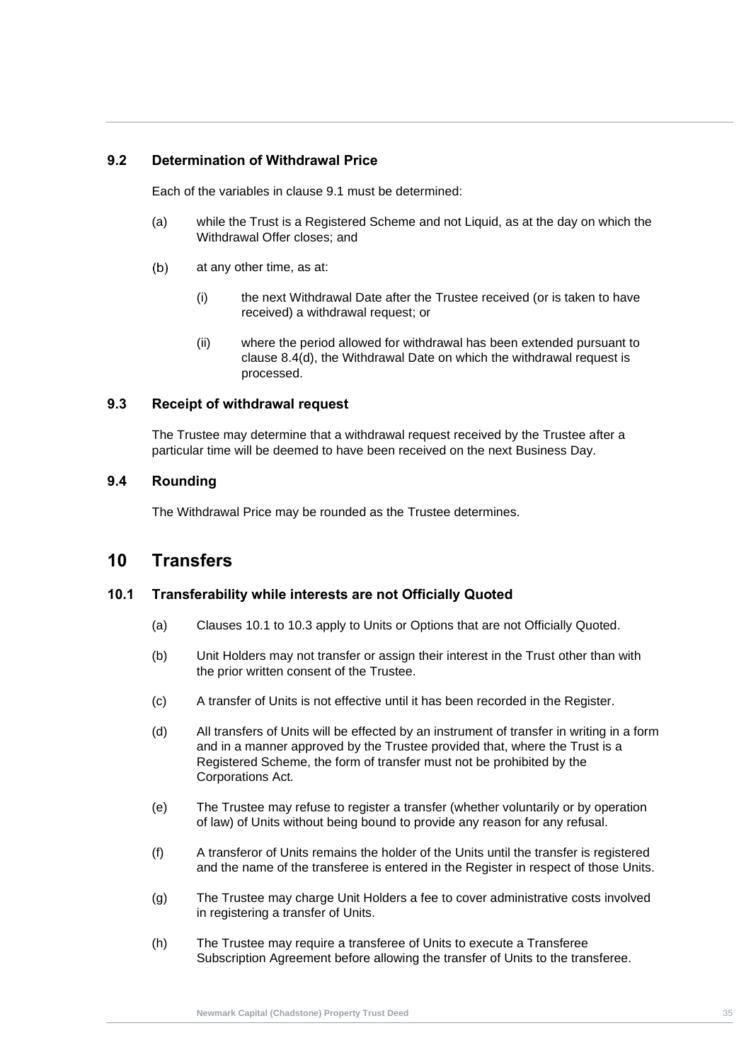### 9.2 Determination of Withdrawal Price

Each of the variables in clause 9.1 must be determined:

(a) while the Trust is a Registered Scheme and not Liquid, as at the day on which the Withdrawal Offer closes; and

(b) at any other time, as at:

(i) the next Withdrawal Date after the Trustee received (or is taken to have received) a withdrawal request; or

(ii) where the period allowed for withdrawal has been extended pursuant to clause 8.4(d), the Withdrawal Date on which the withdrawal request is processed.

### 9.3 Receipt of withdrawal request

The Trustee may determine that a withdrawal request received by the Trustee after a particular time will be deemed to have been received on the next Business Day.

### 9.4 Rounding

The Withdrawal Price may be rounded as the Trustee determines.

## 10 Transfers

### 10.1 Transferability while interests are not Officially Quoted

(a) Clauses 10.1 to 10.3 apply to Units or Options that are not Officially Quoted.

(b) Unit Holders may not transfer or assign their interest in the Trust other than with the prior written consent of the Trustee.

(c) A transfer of Units is not effective until it has been recorded in the Register.

(d) All transfers of Units will be effected by an instrument of transfer in writing in a form and in a manner approved by the Trustee provided that, where the Trust is a Registered Scheme, the form of transfer must not be prohibited by the Corporations Act.

(e) The Trustee may refuse to register a transfer (whether voluntarily or by operation of law) of Units without being bound to provide any reason for any refusal.

(f) A transferor of Units remains the holder of the Units until the transfer is registered and the name of the transferee is entered in the Register in respect of those Units.

(g) The Trustee may charge Unit Holders a fee to cover administrative costs involved in registering a transfer of Units.

(h) The Trustee may require a transferee of Units to execute a Transferee Subscription Agreement before allowing the transfer of Units to the transferee.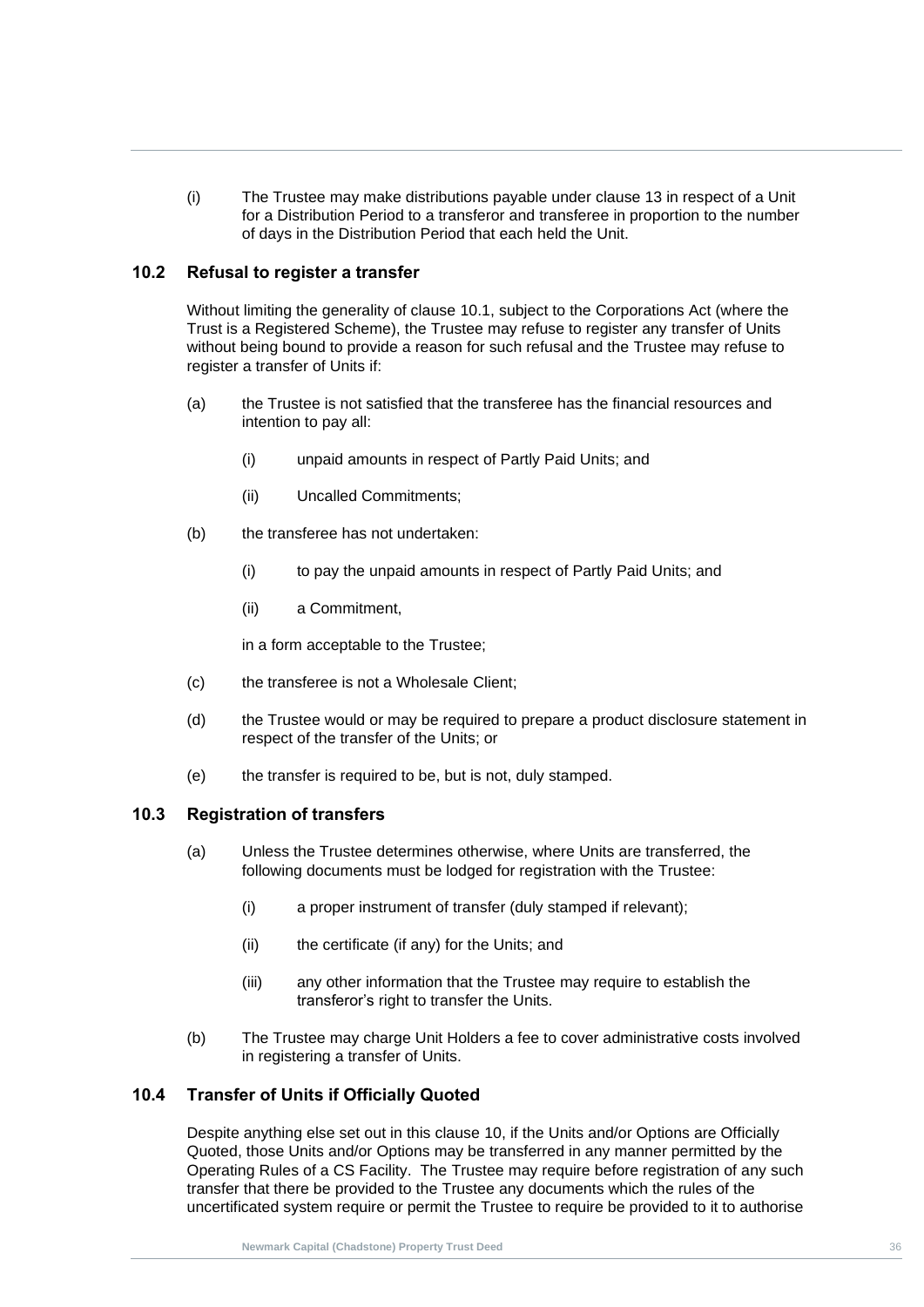(i) The Trustee may make distributions payable under clause 13 in respect of a Unit for a Distribution Period to a transferor and transferee in proportion to the number of days in the Distribution Period that each held the Unit.

### 10.2 Refusal to register a transfer

Without limiting the generality of clause 10.1, subject to the Corporations Act (where the Trust is a Registered Scheme), the Trustee may refuse to register any transfer of Units without being bound to provide a reason for such refusal and the Trustee may refuse to register a transfer of Units if:

(a) the Trustee is not satisfied that the transferee has the financial resources and intention to pay all:

  (i) unpaid amounts in respect of Partly Paid Units; and

  (ii) Uncalled Commitments;

(b) the transferee has not undertaken:

  (i) to pay the unpaid amounts in respect of Partly Paid Units; and

  (ii) a Commitment,

  in a form acceptable to the Trustee;

(c) the transferee is not a Wholesale Client;

(d) the Trustee would or may be required to prepare a product disclosure statement in respect of the transfer of the Units; or

(e) the transfer is required to be, but is not, duly stamped.

### 10.3 Registration of transfers

(a) Unless the Trustee determines otherwise, where Units are transferred, the following documents must be lodged for registration with the Trustee:

  (i) a proper instrument of transfer (duly stamped if relevant);

  (ii) the certificate (if any) for the Units; and

  (iii) any other information that the Trustee may require to establish the transferor's right to transfer the Units.

(b) The Trustee may charge Unit Holders a fee to cover administrative costs involved in registering a transfer of Units.

### 10.4 Transfer of Units if Officially Quoted

Despite anything else set out in this clause 10, if the Units and/or Options are Officially Quoted, those Units and/or Options may be transferred in any manner permitted by the Operating Rules of a CS Facility. The Trustee may require before registration of any such transfer that there be provided to the Trustee any documents which the rules of the uncertificated system require or permit the Trustee to require be provided to it to authorise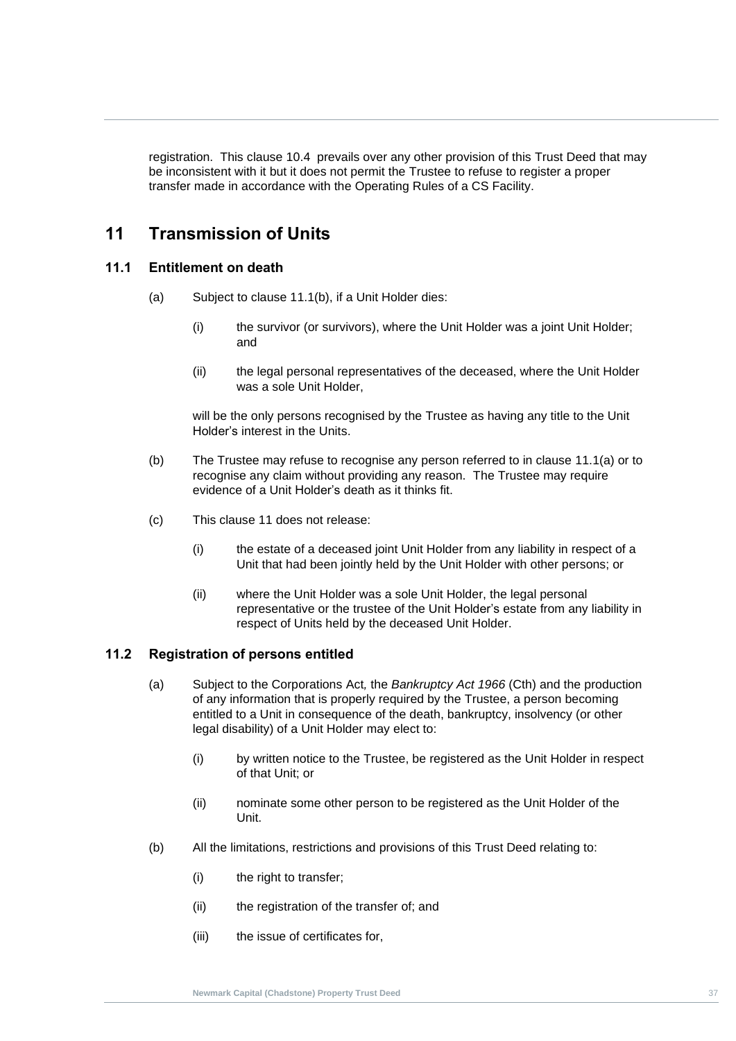registration. This clause 10.4 prevails over any other provision of this Trust Deed that may be inconsistent with it but it does not permit the Trustee to refuse to register a proper transfer made in accordance with the Operating Rules of a CS Facility.

# 11 Transmission of Units

## 11.1 Entitlement on death

(a) Subject to clause 11.1(b), if a Unit Holder dies:

   (i) the survivor (or survivors), where the Unit Holder was a joint Unit Holder; and

   (ii) the legal personal representatives of the deceased, where the Unit Holder was a sole Unit Holder,

   will be the only persons recognised by the Trustee as having any title to the Unit Holder's interest in the Units.

(b) The Trustee may refuse to recognise any person referred to in clause 11.1(a) or to recognise any claim without providing any reason. The Trustee may require evidence of a Unit Holder's death as it thinks fit.

(c) This clause 11 does not release:

   (i) the estate of a deceased joint Unit Holder from any liability in respect of a Unit that had been jointly held by the Unit Holder with other persons; or

   (ii) where the Unit Holder was a sole Unit Holder, the legal personal representative or the trustee of the Unit Holder's estate from any liability in respect of Units held by the deceased Unit Holder.

## 11.2 Registration of persons entitled

(a) Subject to the Corporations Act, the *Bankruptcy Act 1966* (Cth) and the production of any information that is properly required by the Trustee, a person becoming entitled to a Unit in consequence of the death, bankruptcy, insolvency (or other legal disability) of a Unit Holder may elect to:

   (i) by written notice to the Trustee, be registered as the Unit Holder in respect of that Unit; or

   (ii) nominate some other person to be registered as the Unit Holder of the Unit.

(b) All the limitations, restrictions and provisions of this Trust Deed relating to:

   (i) the right to transfer;

   (ii) the registration of the transfer of; and

   (iii) the issue of certificates for,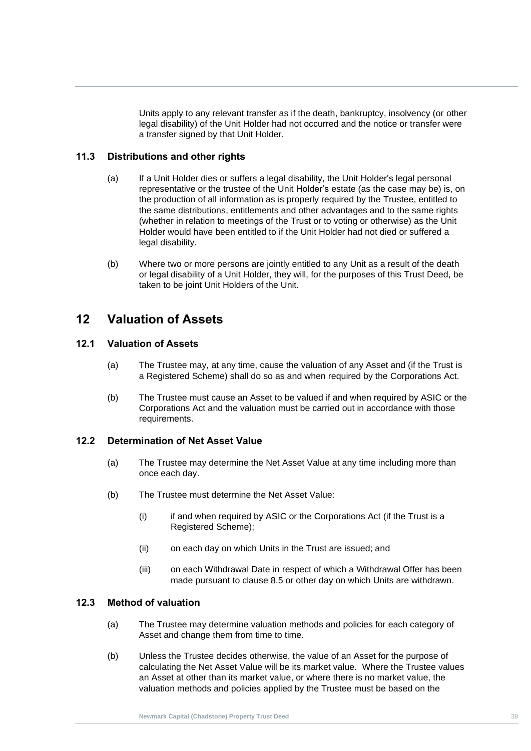Units apply to any relevant transfer as if the death, bankruptcy, insolvency (or other legal disability) of the Unit Holder had not occurred and the notice or transfer were a transfer signed by that Unit Holder.

### 11.3 Distributions and other rights

(a) If a Unit Holder dies or suffers a legal disability, the Unit Holder's legal personal representative or the trustee of the Unit Holder's estate (as the case may be) is, on the production of all information as is properly required by the Trustee, entitled to the same distributions, entitlements and other advantages and to the same rights (whether in relation to meetings of the Trust or to voting or otherwise) as the Unit Holder would have been entitled to if the Unit Holder had not died or suffered a legal disability.

(b) Where two or more persons are jointly entitled to any Unit as a result of the death or legal disability of a Unit Holder, they will, for the purposes of this Trust Deed, be taken to be joint Unit Holders of the Unit.

## 12 Valuation of Assets

### 12.1 Valuation of Assets

(a) The Trustee may, at any time, cause the valuation of any Asset and (if the Trust is a Registered Scheme) shall do so as and when required by the Corporations Act.

(b) The Trustee must cause an Asset to be valued if and when required by ASIC or the Corporations Act and the valuation must be carried out in accordance with those requirements.

### 12.2 Determination of Net Asset Value

(a) The Trustee may determine the Net Asset Value at any time including more than once each day.

(b) The Trustee must determine the Net Asset Value:

(i) if and when required by ASIC or the Corporations Act (if the Trust is a Registered Scheme);

(ii) on each day on which Units in the Trust are issued; and

(iii) on each Withdrawal Date in respect of which a Withdrawal Offer has been made pursuant to clause 8.5 or other day on which Units are withdrawn.

### 12.3 Method of valuation

(a) The Trustee may determine valuation methods and policies for each category of Asset and change them from time to time.

(b) Unless the Trustee decides otherwise, the value of an Asset for the purpose of calculating the Net Asset Value will be its market value. Where the Trustee values an Asset at other than its market value, or where there is no market value, the valuation methods and policies applied by the Trustee must be based on the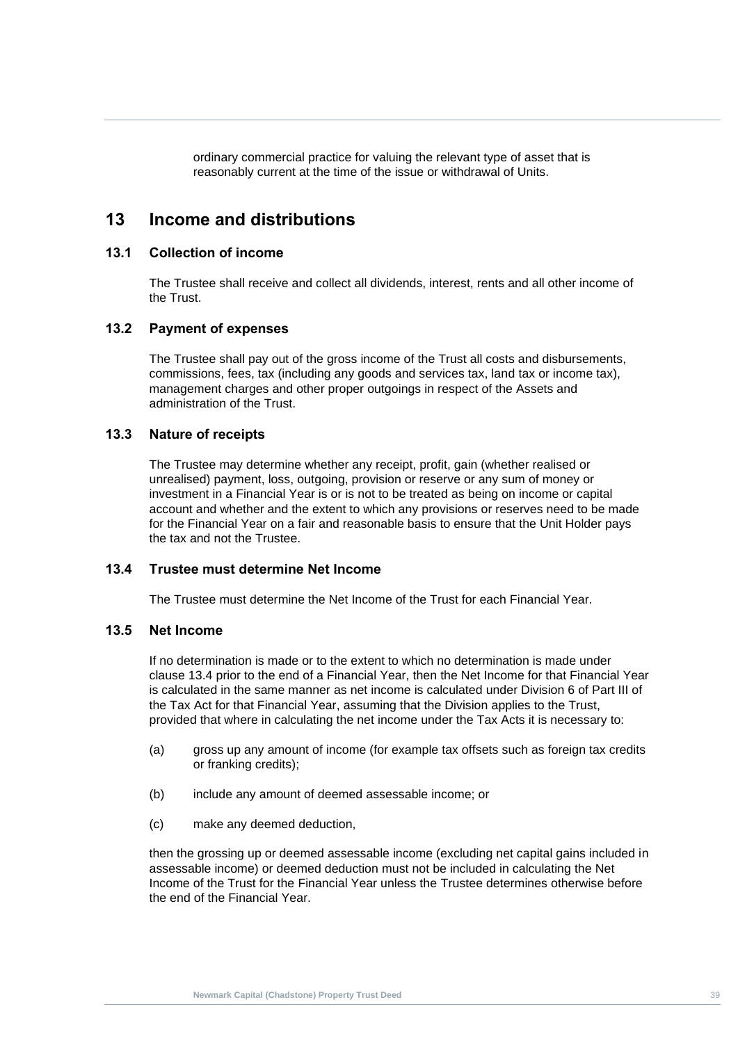ordinary commercial practice for valuing the relevant type of asset that is reasonably current at the time of the issue or withdrawal of Units.

# 13 Income and distributions

## 13.1 Collection of income

The Trustee shall receive and collect all dividends, interest, rents and all other income of the Trust.

## 13.2 Payment of expenses

The Trustee shall pay out of the gross income of the Trust all costs and disbursements, commissions, fees, tax (including any goods and services tax, land tax or income tax), management charges and other proper outgoings in respect of the Assets and administration of the Trust.

## 13.3 Nature of receipts

The Trustee may determine whether any receipt, profit, gain (whether realised or unrealised) payment, loss, outgoing, provision or reserve or any sum of money or investment in a Financial Year is or is not to be treated as being on income or capital account and whether and the extent to which any provisions or reserves need to be made for the Financial Year on a fair and reasonable basis to ensure that the Unit Holder pays the tax and not the Trustee.

## 13.4 Trustee must determine Net Income

The Trustee must determine the Net Income of the Trust for each Financial Year.

## 13.5 Net Income

If no determination is made or to the extent to which no determination is made under clause 13.4 prior to the end of a Financial Year, then the Net Income for that Financial Year is calculated in the same manner as net income is calculated under Division 6 of Part III of the Tax Act for that Financial Year, assuming that the Division applies to the Trust, provided that where in calculating the net income under the Tax Acts it is necessary to:

(a) gross up any amount of income (for example tax offsets such as foreign tax credits or franking credits);

(b) include any amount of deemed assessable income; or

(c) make any deemed deduction,

then the grossing up or deemed assessable income (excluding net capital gains included in assessable income) or deemed deduction must not be included in calculating the Net Income of the Trust for the Financial Year unless the Trustee determines otherwise before the end of the Financial Year.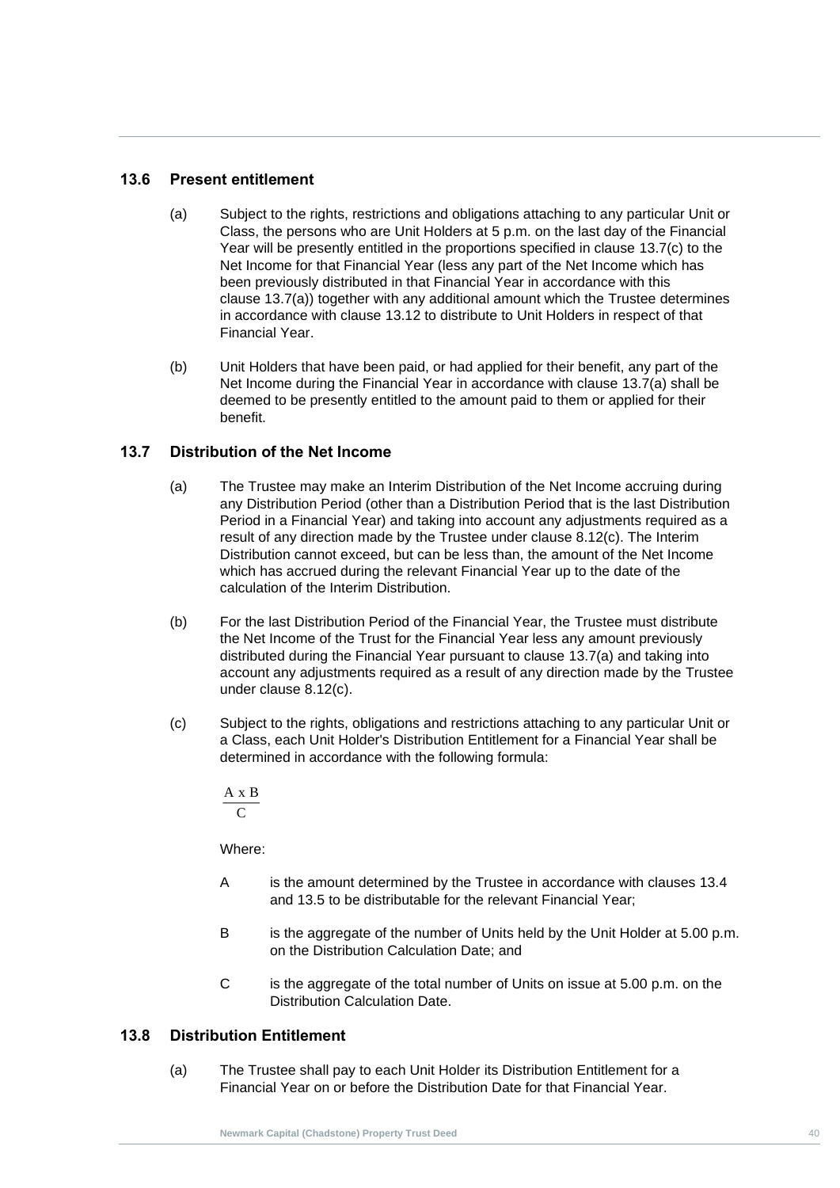### 13.6 Present entitlement

(a) Subject to the rights, restrictions and obligations attaching to any particular Unit or Class, the persons who are Unit Holders at 5 p.m. on the last day of the Financial Year will be presently entitled in the proportions specified in clause 13.7(c) to the Net Income for that Financial Year (less any part of the Net Income which has been previously distributed in that Financial Year in accordance with this clause 13.7(a)) together with any additional amount which the Trustee determines in accordance with clause 13.12 to distribute to Unit Holders in respect of that Financial Year.

(b) Unit Holders that have been paid, or had applied for their benefit, any part of the Net Income during the Financial Year in accordance with clause 13.7(a) shall be deemed to be presently entitled to the amount paid to them or applied for their benefit.

### 13.7 Distribution of the Net Income

(a) The Trustee may make an Interim Distribution of the Net Income accruing during any Distribution Period (other than a Distribution Period that is the last Distribution Period in a Financial Year) and taking into account any adjustments required as a result of any direction made by the Trustee under clause 8.12(c). The Interim Distribution cannot exceed, but can be less than, the amount of the Net Income which has accrued during the relevant Financial Year up to the date of the calculation of the Interim Distribution.

(b) For the last Distribution Period of the Financial Year, the Trustee must distribute the Net Income of the Trust for the Financial Year less any amount previously distributed during the Financial Year pursuant to clause 13.7(a) and taking into account any adjustments required as a result of any direction made by the Trustee under clause 8.12(c).

(c) Subject to the rights, obligations and restrictions attaching to any particular Unit or a Class, each Unit Holder's Distribution Entitlement for a Financial Year shall be determined in accordance with the following formula:

$$\frac{A \times B}{C}$$

Where:

A is the amount determined by the Trustee in accordance with clauses 13.4 and 13.5 to be distributable for the relevant Financial Year;

B is the aggregate of the number of Units held by the Unit Holder at 5.00 p.m. on the Distribution Calculation Date; and

C is the aggregate of the total number of Units on issue at 5.00 p.m. on the Distribution Calculation Date.

### 13.8 Distribution Entitlement

(a) The Trustee shall pay to each Unit Holder its Distribution Entitlement for a Financial Year on or before the Distribution Date for that Financial Year.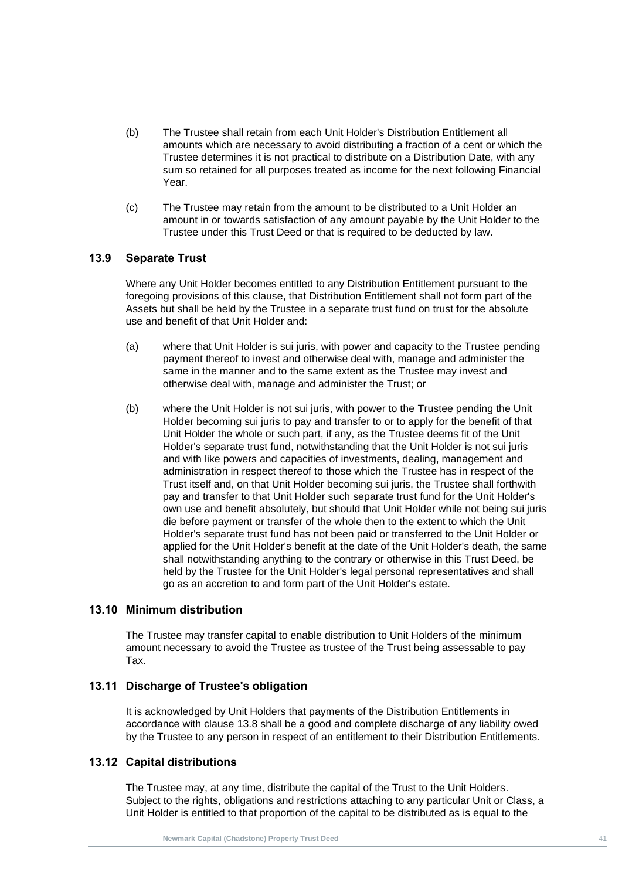(b) The Trustee shall retain from each Unit Holder's Distribution Entitlement all amounts which are necessary to avoid distributing a fraction of a cent or which the Trustee determines it is not practical to distribute on a Distribution Date, with any sum so retained for all purposes treated as income for the next following Financial Year.

(c) The Trustee may retain from the amount to be distributed to a Unit Holder an amount in or towards satisfaction of any amount payable by the Unit Holder to the Trustee under this Trust Deed or that is required to be deducted by law.

### 13.9 Separate Trust

Where any Unit Holder becomes entitled to any Distribution Entitlement pursuant to the foregoing provisions of this clause, that Distribution Entitlement shall not form part of the Assets but shall be held by the Trustee in a separate trust fund on trust for the absolute use and benefit of that Unit Holder and:

(a) where that Unit Holder is sui juris, with power and capacity to the Trustee pending payment thereof to invest and otherwise deal with, manage and administer the same in the manner and to the same extent as the Trustee may invest and otherwise deal with, manage and administer the Trust; or

(b) where the Unit Holder is not sui juris, with power to the Trustee pending the Unit Holder becoming sui juris to pay and transfer to or to apply for the benefit of that Unit Holder the whole or such part, if any, as the Trustee deems fit of the Unit Holder's separate trust fund, notwithstanding that the Unit Holder is not sui juris and with like powers and capacities of investments, dealing, management and administration in respect thereof to those which the Trustee has in respect of the Trust itself and, on that Unit Holder becoming sui juris, the Trustee shall forthwith pay and transfer to that Unit Holder such separate trust fund for the Unit Holder's own use and benefit absolutely, but should that Unit Holder while not being sui juris die before payment or transfer of the whole then to the extent to which the Unit Holder's separate trust fund has not been paid or transferred to the Unit Holder or applied for the Unit Holder's benefit at the date of the Unit Holder's death, the same shall notwithstanding anything to the contrary or otherwise in this Trust Deed, be held by the Trustee for the Unit Holder's legal personal representatives and shall go as an accretion to and form part of the Unit Holder's estate.

### 13.10 Minimum distribution

The Trustee may transfer capital to enable distribution to Unit Holders of the minimum amount necessary to avoid the Trustee as trustee of the Trust being assessable to pay Tax.

### 13.11 Discharge of Trustee's obligation

It is acknowledged by Unit Holders that payments of the Distribution Entitlements in accordance with clause 13.8 shall be a good and complete discharge of any liability owed by the Trustee to any person in respect of an entitlement to their Distribution Entitlements.

### 13.12 Capital distributions

The Trustee may, at any time, distribute the capital of the Trust to the Unit Holders. Subject to the rights, obligations and restrictions attaching to any particular Unit or Class, a Unit Holder is entitled to that proportion of the capital to be distributed as is equal to the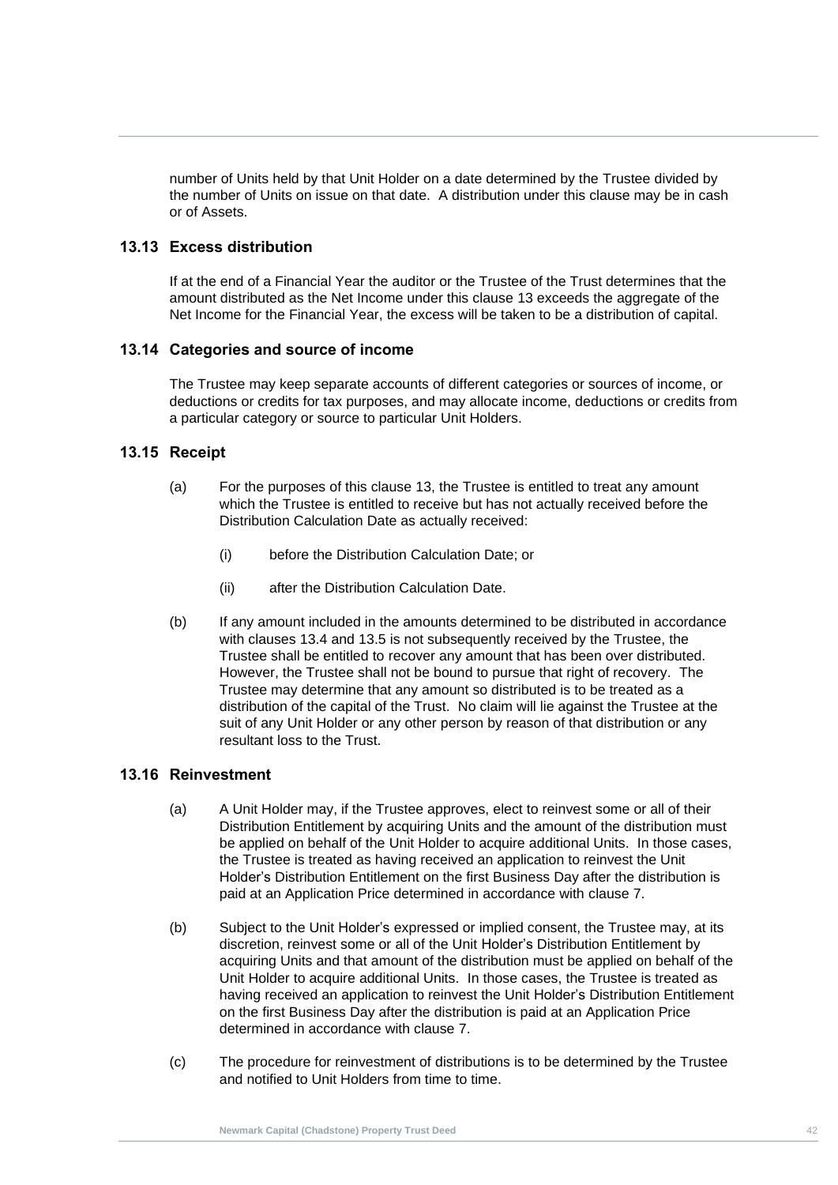number of Units held by that Unit Holder on a date determined by the Trustee divided by the number of Units on issue on that date. A distribution under this clause may be in cash or of Assets.

## 13.13 Excess distribution

If at the end of a Financial Year the auditor or the Trustee of the Trust determines that the amount distributed as the Net Income under this clause 13 exceeds the aggregate of the Net Income for the Financial Year, the excess will be taken to be a distribution of capital.

## 13.14 Categories and source of income

The Trustee may keep separate accounts of different categories or sources of income, or deductions or credits for tax purposes, and may allocate income, deductions or credits from a particular category or source to particular Unit Holders.

## 13.15 Receipt

(a) For the purposes of this clause 13, the Trustee is entitled to treat any amount which the Trustee is entitled to receive but has not actually received before the Distribution Calculation Date as actually received:

  (i) before the Distribution Calculation Date; or

  (ii) after the Distribution Calculation Date.

(b) If any amount included in the amounts determined to be distributed in accordance with clauses 13.4 and 13.5 is not subsequently received by the Trustee, the Trustee shall be entitled to recover any amount that has been over distributed. However, the Trustee shall not be bound to pursue that right of recovery. The Trustee may determine that any amount so distributed is to be treated as a distribution of the capital of the Trust. No claim will lie against the Trustee at the suit of any Unit Holder or any other person by reason of that distribution or any resultant loss to the Trust.

## 13.16 Reinvestment

(a) A Unit Holder may, if the Trustee approves, elect to reinvest some or all of their Distribution Entitlement by acquiring Units and the amount of the distribution must be applied on behalf of the Unit Holder to acquire additional Units. In those cases, the Trustee is treated as having received an application to reinvest the Unit Holder's Distribution Entitlement on the first Business Day after the distribution is paid at an Application Price determined in accordance with clause 7.

(b) Subject to the Unit Holder's expressed or implied consent, the Trustee may, at its discretion, reinvest some or all of the Unit Holder's Distribution Entitlement by acquiring Units and that amount of the distribution must be applied on behalf of the Unit Holder to acquire additional Units. In those cases, the Trustee is treated as having received an application to reinvest the Unit Holder's Distribution Entitlement on the first Business Day after the distribution is paid at an Application Price determined in accordance with clause 7.

(c) The procedure for reinvestment of distributions is to be determined by the Trustee and notified to Unit Holders from time to time.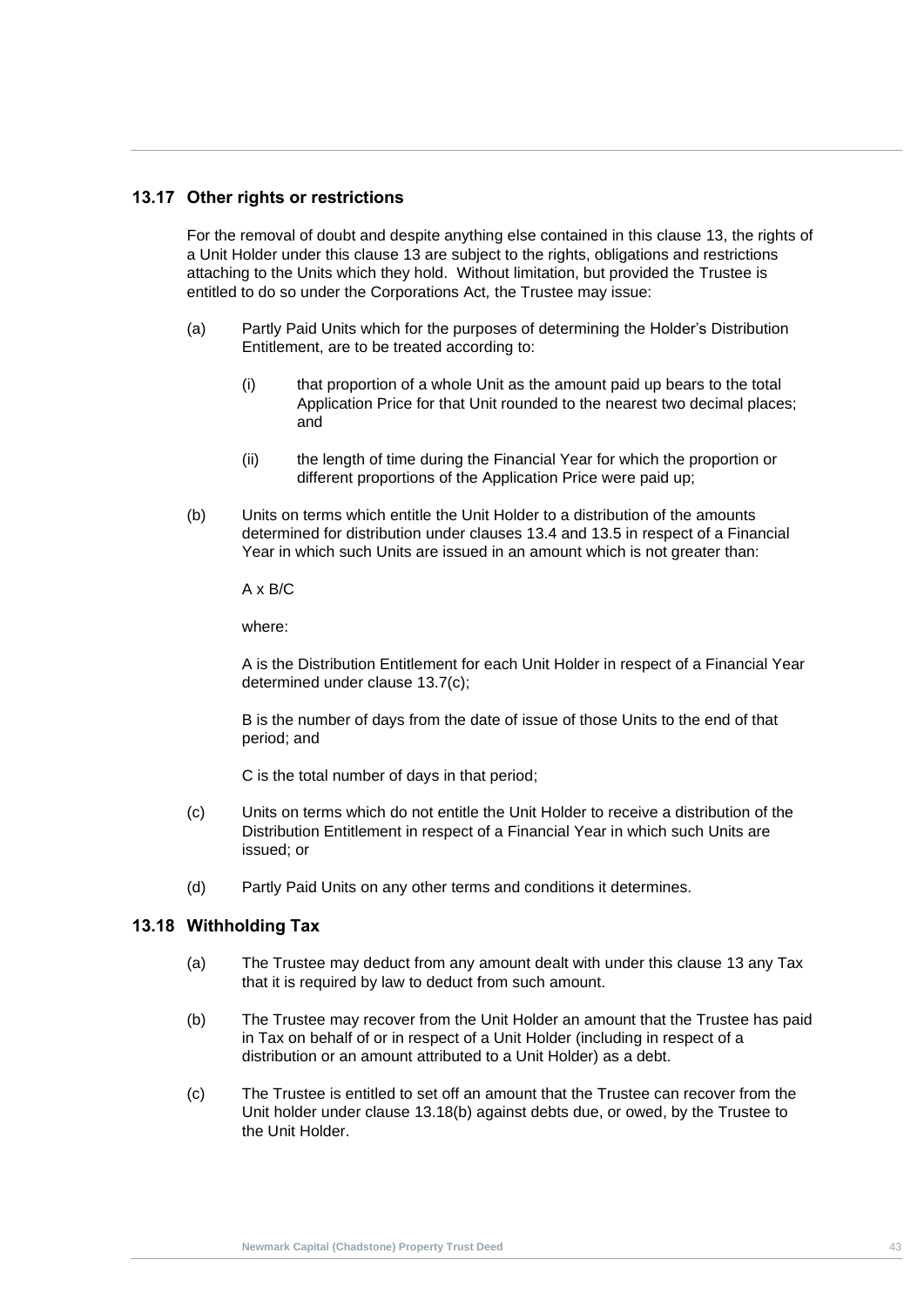### 13.17 Other rights or restrictions

For the removal of doubt and despite anything else contained in this clause 13, the rights of a Unit Holder under this clause 13 are subject to the rights, obligations and restrictions attaching to the Units which they hold. Without limitation, but provided the Trustee is entitled to do so under the Corporations Act, the Trustee may issue:

(a) Partly Paid Units which for the purposes of determining the Holder's Distribution Entitlement, are to be treated according to:

  (i) that proportion of a whole Unit as the amount paid up bears to the total Application Price for that Unit rounded to the nearest two decimal places; and

  (ii) the length of time during the Financial Year for which the proportion or different proportions of the Application Price were paid up;

(b) Units on terms which entitle the Unit Holder to a distribution of the amounts determined for distribution under clauses 13.4 and 13.5 in respect of a Financial Year in which such Units are issued in an amount which is not greater than:

  $A \times B/C$

  where:

  A is the Distribution Entitlement for each Unit Holder in respect of a Financial Year determined under clause 13.7(c);

  B is the number of days from the date of issue of those Units to the end of that period; and

  C is the total number of days in that period;

(c) Units on terms which do not entitle the Unit Holder to receive a distribution of the Distribution Entitlement in respect of a Financial Year in which such Units are issued; or

(d) Partly Paid Units on any other terms and conditions it determines.

### 13.18 Withholding Tax

(a) The Trustee may deduct from any amount dealt with under this clause 13 any Tax that it is required by law to deduct from such amount.

(b) The Trustee may recover from the Unit Holder an amount that the Trustee has paid in Tax on behalf of or in respect of a Unit Holder (including in respect of a distribution or an amount attributed to a Unit Holder) as a debt.

(c) The Trustee is entitled to set off an amount that the Trustee can recover from the Unit holder under clause 13.18(b) against debts due, or owed, by the Trustee to the Unit Holder.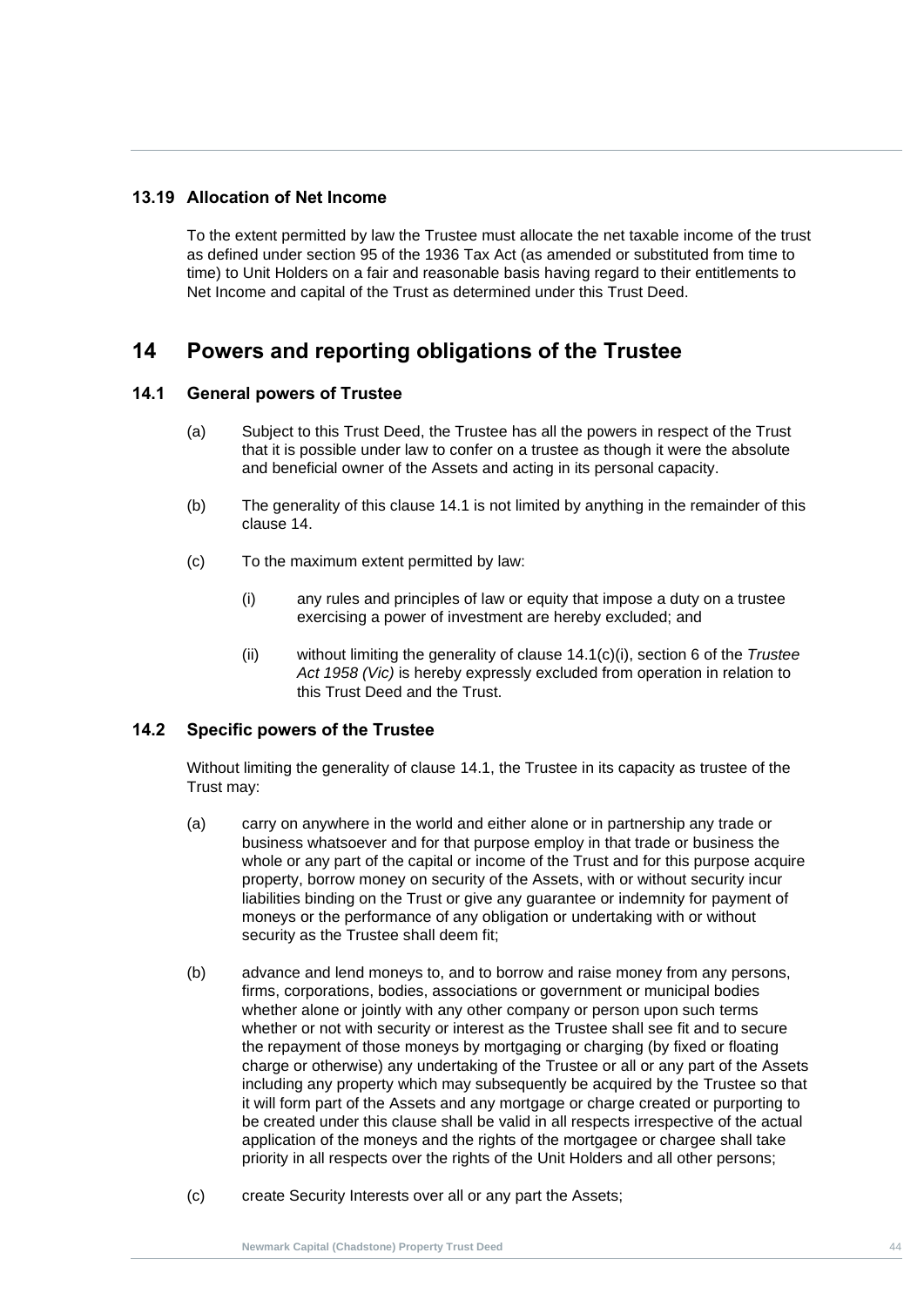### 13.19 Allocation of Net Income

To the extent permitted by law the Trustee must allocate the net taxable income of the trust as defined under section 95 of the 1936 Tax Act (as amended or substituted from time to time) to Unit Holders on a fair and reasonable basis having regard to their entitlements to Net Income and capital of the Trust as determined under this Trust Deed.

## 14 Powers and reporting obligations of the Trustee

### 14.1 General powers of Trustee

(a) Subject to this Trust Deed, the Trustee has all the powers in respect of the Trust that it is possible under law to confer on a trustee as though it were the absolute and beneficial owner of the Assets and acting in its personal capacity.

(b) The generality of this clause 14.1 is not limited by anything in the remainder of this clause 14.

(c) To the maximum extent permitted by law:

(i) any rules and principles of law or equity that impose a duty on a trustee exercising a power of investment are hereby excluded; and

(ii) without limiting the generality of clause 14.1(c)(i), section 6 of the *Trustee Act 1958 (Vic)* is hereby expressly excluded from operation in relation to this Trust Deed and the Trust.

### 14.2 Specific powers of the Trustee

Without limiting the generality of clause 14.1, the Trustee in its capacity as trustee of the Trust may:

(a) carry on anywhere in the world and either alone or in partnership any trade or business whatsoever and for that purpose employ in that trade or business the whole or any part of the capital or income of the Trust and for this purpose acquire property, borrow money on security of the Assets, with or without security incur liabilities binding on the Trust or give any guarantee or indemnity for payment of moneys or the performance of any obligation or undertaking with or without security as the Trustee shall deem fit;

(b) advance and lend moneys to, and to borrow and raise money from any persons, firms, corporations, bodies, associations or government or municipal bodies whether alone or jointly with any other company or person upon such terms whether or not with security or interest as the Trustee shall see fit and to secure the repayment of those moneys by mortgaging or charging (by fixed or floating charge or otherwise) any undertaking of the Trustee or all or any part of the Assets including any property which may subsequently be acquired by the Trustee so that it will form part of the Assets and any mortgage or charge created or purporting to be created under this clause shall be valid in all respects irrespective of the actual application of the moneys and the rights of the mortgagee or chargee shall take priority in all respects over the rights of the Unit Holders and all other persons;

(c) create Security Interests over all or any part the Assets;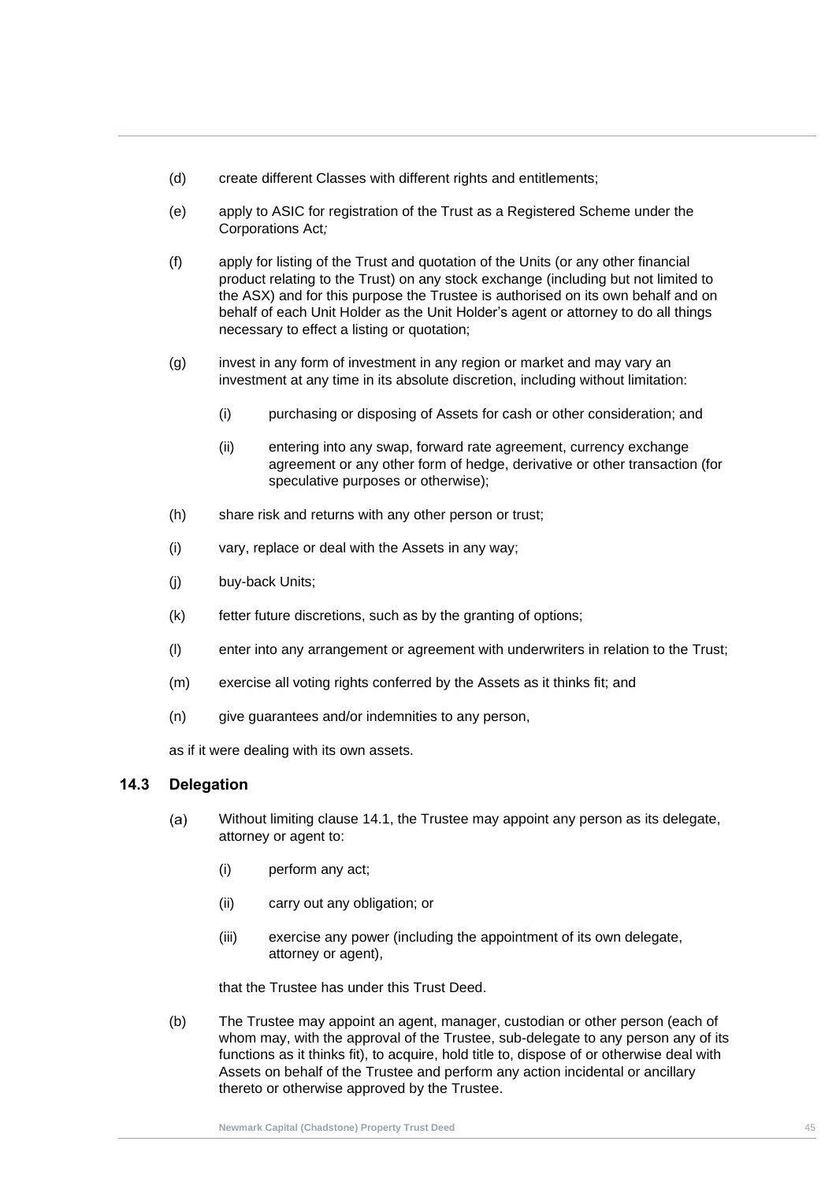(d) create different Classes with different rights and entitlements;

(e) apply to ASIC for registration of the Trust as a Registered Scheme under the Corporations Act*;*

(f) apply for listing of the Trust and quotation of the Units (or any other financial product relating to the Trust) on any stock exchange (including but not limited to the ASX) and for this purpose the Trustee is authorised on its own behalf and on behalf of each Unit Holder as the Unit Holder's agent or attorney to do all things necessary to effect a listing or quotation;

(g) invest in any form of investment in any region or market and may vary an investment at any time in its absolute discretion, including without limitation:

   (i) purchasing or disposing of Assets for cash or other consideration; and

   (ii) entering into any swap, forward rate agreement, currency exchange agreement or any other form of hedge, derivative or other transaction (for speculative purposes or otherwise);

(h) share risk and returns with any other person or trust;

(i) vary, replace or deal with the Assets in any way;

(j) buy-back Units;

(k) fetter future discretions, such as by the granting of options;

(l) enter into any arrangement or agreement with underwriters in relation to the Trust;

(m) exercise all voting rights conferred by the Assets as it thinks fit; and

(n) give guarantees and/or indemnities to any person,

as if it were dealing with its own assets.

## 14.3 Delegation

(a) Without limiting clause 14.1, the Trustee may appoint any person as its delegate, attorney or agent to:

   (i) perform any act;

   (ii) carry out any obligation; or

   (iii) exercise any power (including the appointment of its own delegate, attorney or agent),

   that the Trustee has under this Trust Deed.

(b) The Trustee may appoint an agent, manager, custodian or other person (each of whom may, with the approval of the Trustee, sub-delegate to any person any of its functions as it thinks fit), to acquire, hold title to, dispose of or otherwise deal with Assets on behalf of the Trustee and perform any action incidental or ancillary thereto or otherwise approved by the Trustee.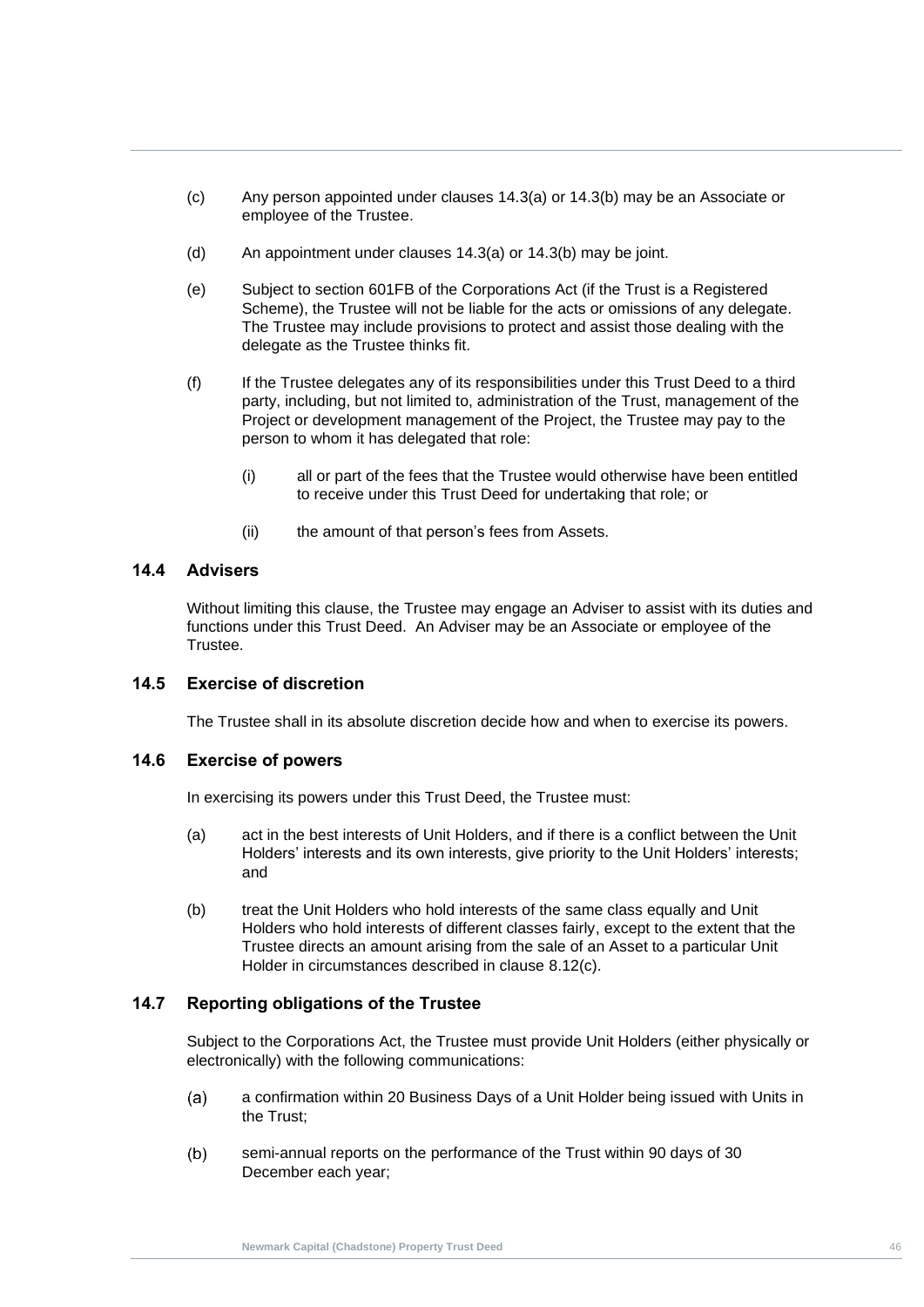(c) Any person appointed under clauses 14.3(a) or 14.3(b) may be an Associate or employee of the Trustee.

(d) An appointment under clauses 14.3(a) or 14.3(b) may be joint.

(e) Subject to section 601FB of the Corporations Act (if the Trust is a Registered Scheme), the Trustee will not be liable for the acts or omissions of any delegate. The Trustee may include provisions to protect and assist those dealing with the delegate as the Trustee thinks fit.

(f) If the Trustee delegates any of its responsibilities under this Trust Deed to a third party, including, but not limited to, administration of the Trust, management of the Project or development management of the Project, the Trustee may pay to the person to whom it has delegated that role:

   (i) all or part of the fees that the Trustee would otherwise have been entitled to receive under this Trust Deed for undertaking that role; or

   (ii) the amount of that person's fees from Assets.

## 14.4 Advisers

Without limiting this clause, the Trustee may engage an Adviser to assist with its duties and functions under this Trust Deed. An Adviser may be an Associate or employee of the Trustee.

## 14.5 Exercise of discretion

The Trustee shall in its absolute discretion decide how and when to exercise its powers.

## 14.6 Exercise of powers

In exercising its powers under this Trust Deed, the Trustee must:

(a) act in the best interests of Unit Holders, and if there is a conflict between the Unit Holders' interests and its own interests, give priority to the Unit Holders' interests; and

(b) treat the Unit Holders who hold interests of the same class equally and Unit Holders who hold interests of different classes fairly, except to the extent that the Trustee directs an amount arising from the sale of an Asset to a particular Unit Holder in circumstances described in clause 8.12(c).

## 14.7 Reporting obligations of the Trustee

Subject to the Corporations Act, the Trustee must provide Unit Holders (either physically or electronically) with the following communications:

(a) a confirmation within 20 Business Days of a Unit Holder being issued with Units in the Trust;

(b) semi-annual reports on the performance of the Trust within 90 days of 30 December each year;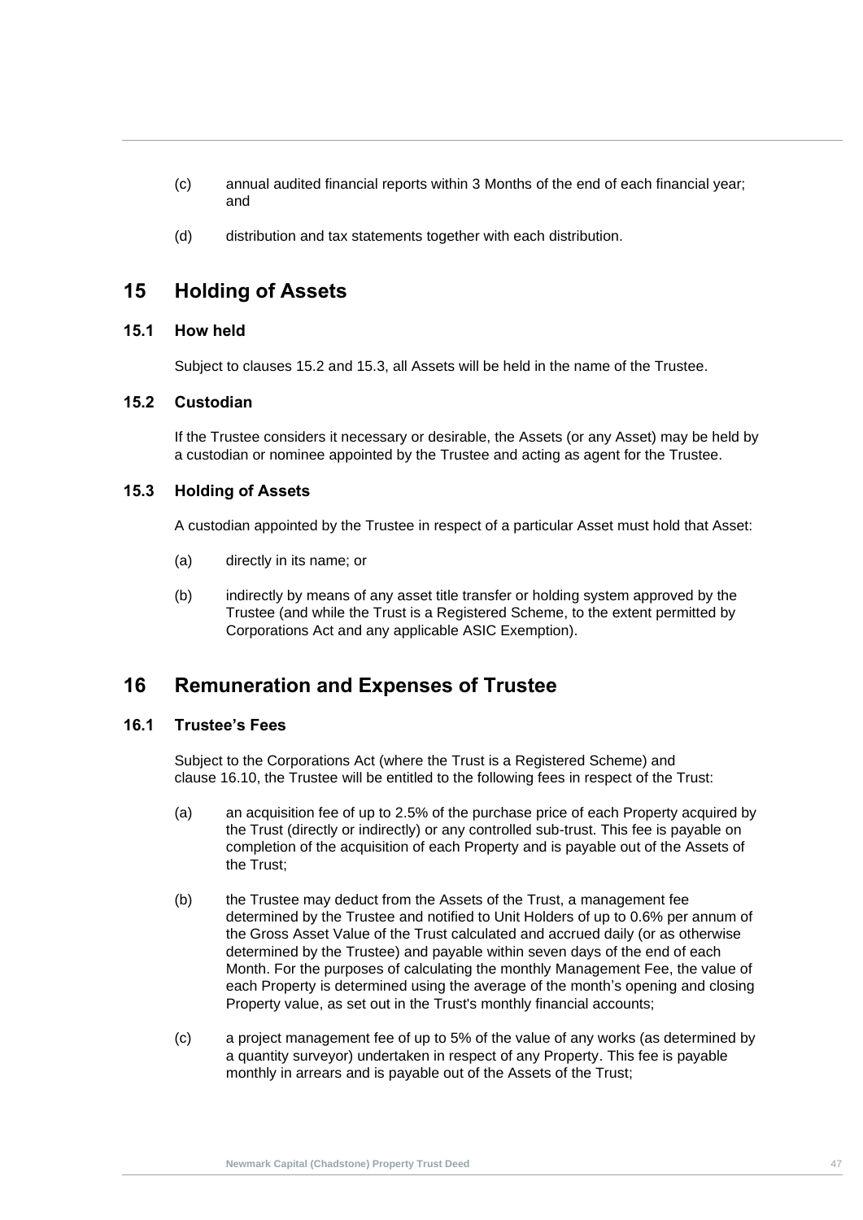(c) annual audited financial reports within 3 Months of the end of each financial year; and

(d) distribution and tax statements together with each distribution.

# 15 Holding of Assets

## 15.1 How held

Subject to clauses 15.2 and 15.3, all Assets will be held in the name of the Trustee.

## 15.2 Custodian

If the Trustee considers it necessary or desirable, the Assets (or any Asset) may be held by a custodian or nominee appointed by the Trustee and acting as agent for the Trustee.

## 15.3 Holding of Assets

A custodian appointed by the Trustee in respect of a particular Asset must hold that Asset:

(a) directly in its name; or

(b) indirectly by means of any asset title transfer or holding system approved by the Trustee (and while the Trust is a Registered Scheme, to the extent permitted by Corporations Act and any applicable ASIC Exemption).

# 16 Remuneration and Expenses of Trustee

## 16.1 Trustee's Fees

Subject to the Corporations Act (where the Trust is a Registered Scheme) and clause 16.10, the Trustee will be entitled to the following fees in respect of the Trust:

(a) an acquisition fee of up to 2.5% of the purchase price of each Property acquired by the Trust (directly or indirectly) or any controlled sub-trust. This fee is payable on completion of the acquisition of each Property and is payable out of the Assets of the Trust;

(b) the Trustee may deduct from the Assets of the Trust, a management fee determined by the Trustee and notified to Unit Holders of up to 0.6% per annum of the Gross Asset Value of the Trust calculated and accrued daily (or as otherwise determined by the Trustee) and payable within seven days of the end of each Month. For the purposes of calculating the monthly Management Fee, the value of each Property is determined using the average of the month's opening and closing Property value, as set out in the Trust's monthly financial accounts;

(c) a project management fee of up to 5% of the value of any works (as determined by a quantity surveyor) undertaken in respect of any Property. This fee is payable monthly in arrears and is payable out of the Assets of the Trust;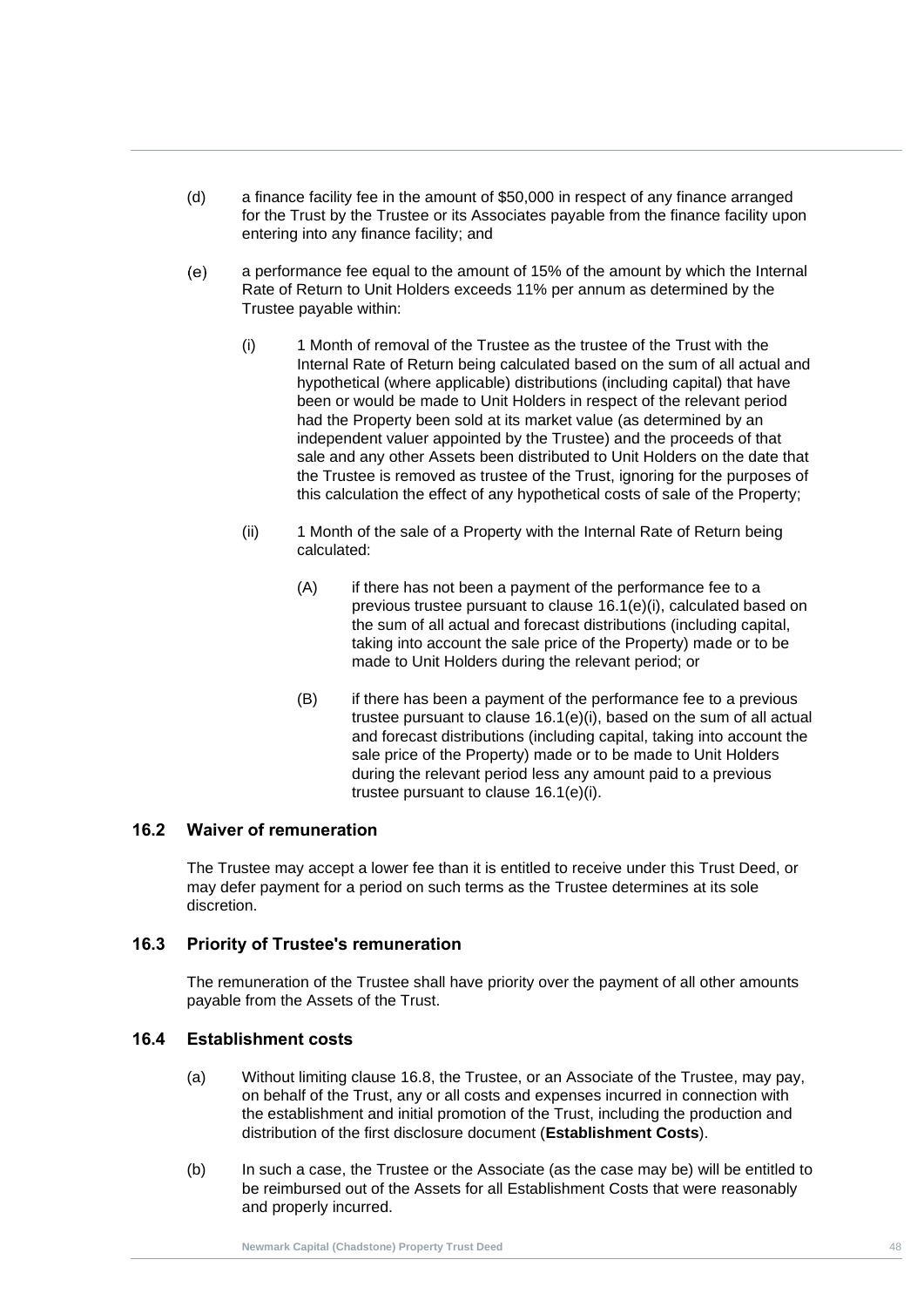(d) a finance facility fee in the amount of $50,000 in respect of any finance arranged for the Trust by the Trustee or its Associates payable from the finance facility upon entering into any finance facility; and

(e) a performance fee equal to the amount of 15% of the amount by which the Internal Rate of Return to Unit Holders exceeds 11% per annum as determined by the Trustee payable within:

   (i) 1 Month of removal of the Trustee as the trustee of the Trust with the Internal Rate of Return being calculated based on the sum of all actual and hypothetical (where applicable) distributions (including capital) that have been or would be made to Unit Holders in respect of the relevant period had the Property been sold at its market value (as determined by an independent valuer appointed by the Trustee) and the proceeds of that sale and any other Assets been distributed to Unit Holders on the date that the Trustee is removed as trustee of the Trust, ignoring for the purposes of this calculation the effect of any hypothetical costs of sale of the Property;

   (ii) 1 Month of the sale of a Property with the Internal Rate of Return being calculated:

      (A) if there has not been a payment of the performance fee to a previous trustee pursuant to clause 16.1(e)(i), calculated based on the sum of all actual and forecast distributions (including capital, taking into account the sale price of the Property) made or to be made to Unit Holders during the relevant period; or

      (B) if there has been a payment of the performance fee to a previous trustee pursuant to clause 16.1(e)(i), based on the sum of all actual and forecast distributions (including capital, taking into account the sale price of the Property) made or to be made to Unit Holders during the relevant period less any amount paid to a previous trustee pursuant to clause 16.1(e)(i).

### 16.2 Waiver of remuneration

The Trustee may accept a lower fee than it is entitled to receive under this Trust Deed, or may defer payment for a period on such terms as the Trustee determines at its sole discretion.

### 16.3 Priority of Trustee's remuneration

The remuneration of the Trustee shall have priority over the payment of all other amounts payable from the Assets of the Trust.

### 16.4 Establishment costs

(a) Without limiting clause 16.8, the Trustee, or an Associate of the Trustee, may pay, on behalf of the Trust, any or all costs and expenses incurred in connection with the establishment and initial promotion of the Trust, including the production and distribution of the first disclosure document (**Establishment Costs**).

(b) In such a case, the Trustee or the Associate (as the case may be) will be entitled to be reimbursed out of the Assets for all Establishment Costs that were reasonably and properly incurred.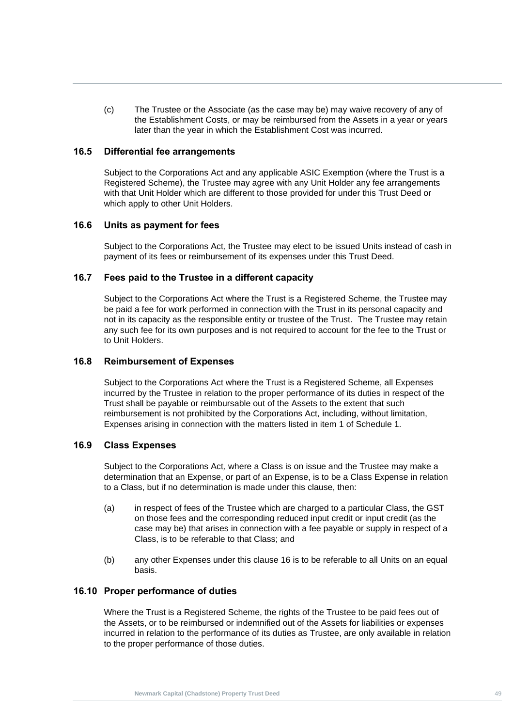(c) The Trustee or the Associate (as the case may be) may waive recovery of any of the Establishment Costs, or may be reimbursed from the Assets in a year or years later than the year in which the Establishment Cost was incurred.

### 16.5 Differential fee arrangements

Subject to the Corporations Act and any applicable ASIC Exemption (where the Trust is a Registered Scheme), the Trustee may agree with any Unit Holder any fee arrangements with that Unit Holder which are different to those provided for under this Trust Deed or which apply to other Unit Holders.

### 16.6 Units as payment for fees

Subject to the Corporations Act*,* the Trustee may elect to be issued Units instead of cash in payment of its fees or reimbursement of its expenses under this Trust Deed.

### 16.7 Fees paid to the Trustee in a different capacity

Subject to the Corporations Act where the Trust is a Registered Scheme, the Trustee may be paid a fee for work performed in connection with the Trust in its personal capacity and not in its capacity as the responsible entity or trustee of the Trust. The Trustee may retain any such fee for its own purposes and is not required to account for the fee to the Trust or to Unit Holders.

### 16.8 Reimbursement of Expenses

Subject to the Corporations Act where the Trust is a Registered Scheme, all Expenses incurred by the Trustee in relation to the proper performance of its duties in respect of the Trust shall be payable or reimbursable out of the Assets to the extent that such reimbursement is not prohibited by the Corporations Act*,* including, without limitation, Expenses arising in connection with the matters listed in item 1 of Schedule 1.

### 16.9 Class Expenses

Subject to the Corporations Act*,* where a Class is on issue and the Trustee may make a determination that an Expense, or part of an Expense, is to be a Class Expense in relation to a Class, but if no determination is made under this clause, then:

(a) in respect of fees of the Trustee which are charged to a particular Class, the GST on those fees and the corresponding reduced input credit or input credit (as the case may be) that arises in connection with a fee payable or supply in respect of a Class, is to be referable to that Class; and

(b) any other Expenses under this clause 16 is to be referable to all Units on an equal basis.

### 16.10 Proper performance of duties

Where the Trust is a Registered Scheme, the rights of the Trustee to be paid fees out of the Assets, or to be reimbursed or indemnified out of the Assets for liabilities or expenses incurred in relation to the performance of its duties as Trustee, are only available in relation to the proper performance of those duties.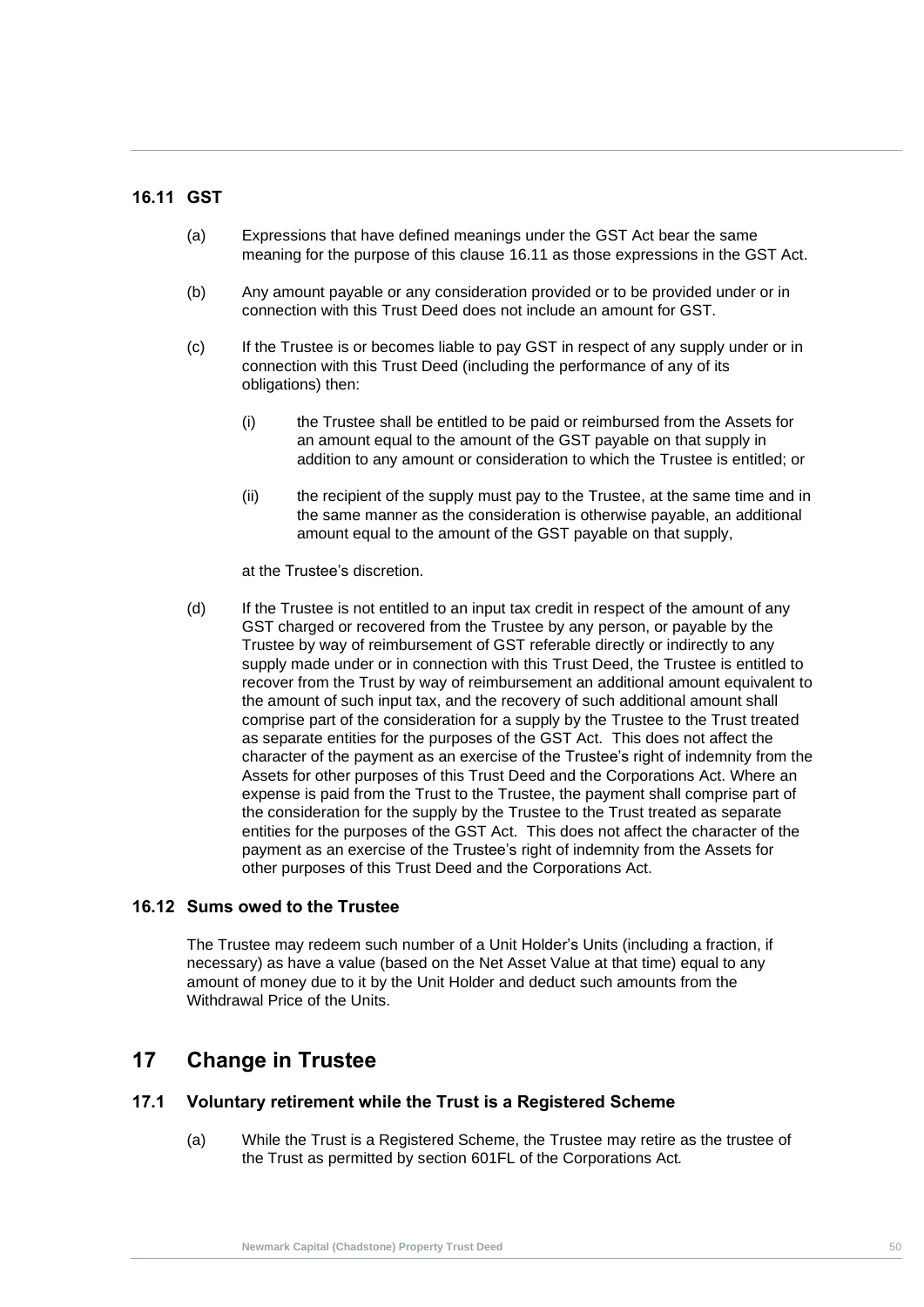### 16.11 GST

(a) Expressions that have defined meanings under the GST Act bear the same meaning for the purpose of this clause 16.11 as those expressions in the GST Act.

(b) Any amount payable or any consideration provided or to be provided under or in connection with this Trust Deed does not include an amount for GST.

(c) If the Trustee is or becomes liable to pay GST in respect of any supply under or in connection with this Trust Deed (including the performance of any of its obligations) then:

  (i) the Trustee shall be entitled to be paid or reimbursed from the Assets for an amount equal to the amount of the GST payable on that supply in addition to any amount or consideration to which the Trustee is entitled; or

  (ii) the recipient of the supply must pay to the Trustee, at the same time and in the same manner as the consideration is otherwise payable, an additional amount equal to the amount of the GST payable on that supply,

  at the Trustee's discretion.

(d) If the Trustee is not entitled to an input tax credit in respect of the amount of any GST charged or recovered from the Trustee by any person, or payable by the Trustee by way of reimbursement of GST referable directly or indirectly to any supply made under or in connection with this Trust Deed, the Trustee is entitled to recover from the Trust by way of reimbursement an additional amount equivalent to the amount of such input tax, and the recovery of such additional amount shall comprise part of the consideration for a supply by the Trustee to the Trust treated as separate entities for the purposes of the GST Act. This does not affect the character of the payment as an exercise of the Trustee's right of indemnity from the Assets for other purposes of this Trust Deed and the Corporations Act. Where an expense is paid from the Trust to the Trustee, the payment shall comprise part of the consideration for the supply by the Trustee to the Trust treated as separate entities for the purposes of the GST Act. This does not affect the character of the payment as an exercise of the Trustee's right of indemnity from the Assets for other purposes of this Trust Deed and the Corporations Act.

### 16.12 Sums owed to the Trustee

The Trustee may redeem such number of a Unit Holder's Units (including a fraction, if necessary) as have a value (based on the Net Asset Value at that time) equal to any amount of money due to it by the Unit Holder and deduct such amounts from the Withdrawal Price of the Units.

## 17 Change in Trustee

### 17.1 Voluntary retirement while the Trust is a Registered Scheme

(a) While the Trust is a Registered Scheme, the Trustee may retire as the trustee of the Trust as permitted by section 601FL of the Corporations Act.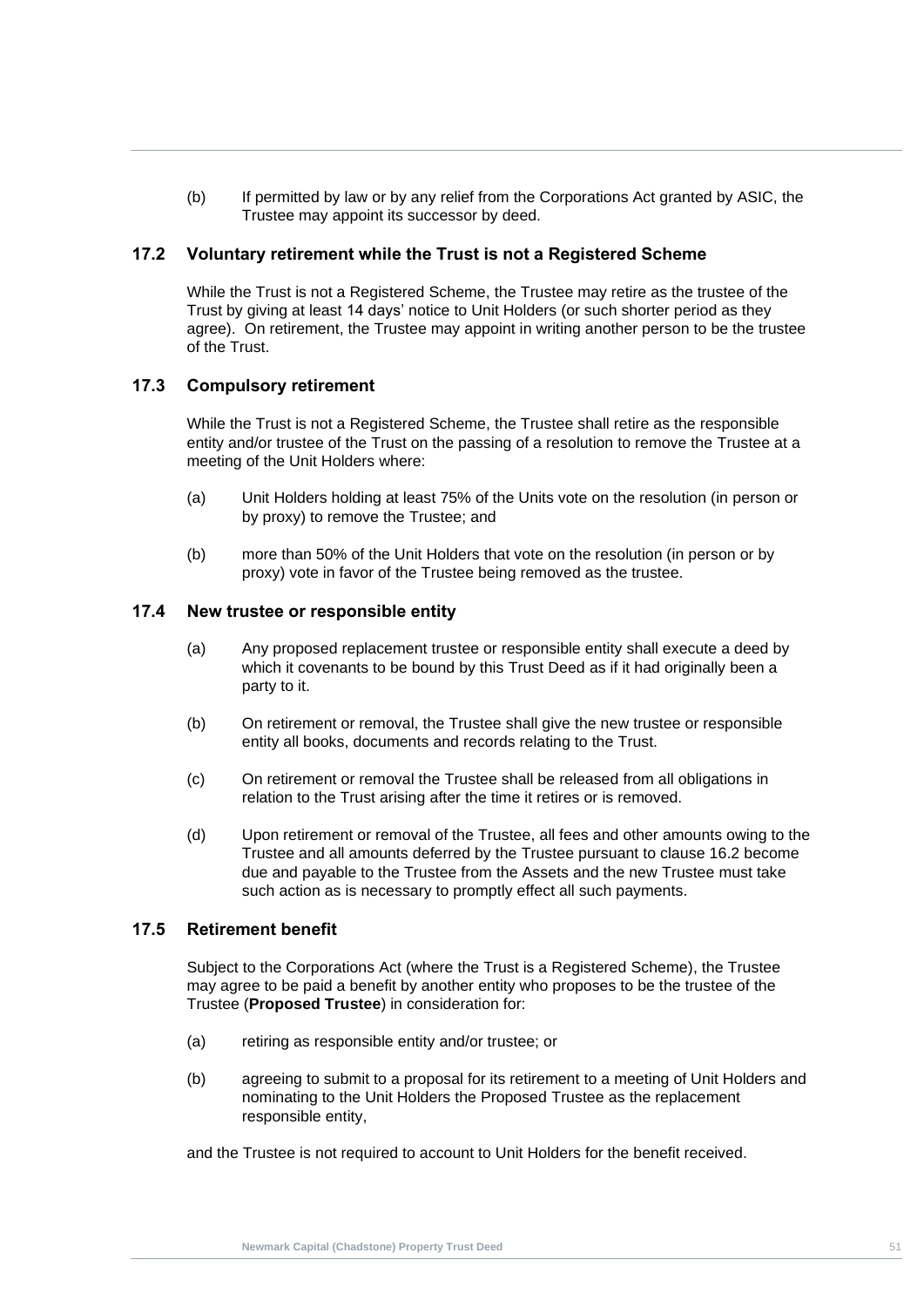(b) If permitted by law or by any relief from the Corporations Act granted by ASIC, the Trustee may appoint its successor by deed.

### 17.2 Voluntary retirement while the Trust is not a Registered Scheme

While the Trust is not a Registered Scheme, the Trustee may retire as the trustee of the Trust by giving at least 14 days' notice to Unit Holders (or such shorter period as they agree). On retirement, the Trustee may appoint in writing another person to be the trustee of the Trust.

### 17.3 Compulsory retirement

While the Trust is not a Registered Scheme, the Trustee shall retire as the responsible entity and/or trustee of the Trust on the passing of a resolution to remove the Trustee at a meeting of the Unit Holders where:

(a) Unit Holders holding at least 75% of the Units vote on the resolution (in person or by proxy) to remove the Trustee; and

(b) more than 50% of the Unit Holders that vote on the resolution (in person or by proxy) vote in favor of the Trustee being removed as the trustee.

### 17.4 New trustee or responsible entity

(a) Any proposed replacement trustee or responsible entity shall execute a deed by which it covenants to be bound by this Trust Deed as if it had originally been a party to it.

(b) On retirement or removal, the Trustee shall give the new trustee or responsible entity all books, documents and records relating to the Trust.

(c) On retirement or removal the Trustee shall be released from all obligations in relation to the Trust arising after the time it retires or is removed.

(d) Upon retirement or removal of the Trustee, all fees and other amounts owing to the Trustee and all amounts deferred by the Trustee pursuant to clause 16.2 become due and payable to the Trustee from the Assets and the new Trustee must take such action as is necessary to promptly effect all such payments.

### 17.5 Retirement benefit

Subject to the Corporations Act (where the Trust is a Registered Scheme), the Trustee may agree to be paid a benefit by another entity who proposes to be the trustee of the Trustee (**Proposed Trustee**) in consideration for:

(a) retiring as responsible entity and/or trustee; or

(b) agreeing to submit to a proposal for its retirement to a meeting of Unit Holders and nominating to the Unit Holders the Proposed Trustee as the replacement responsible entity,

and the Trustee is not required to account to Unit Holders for the benefit received.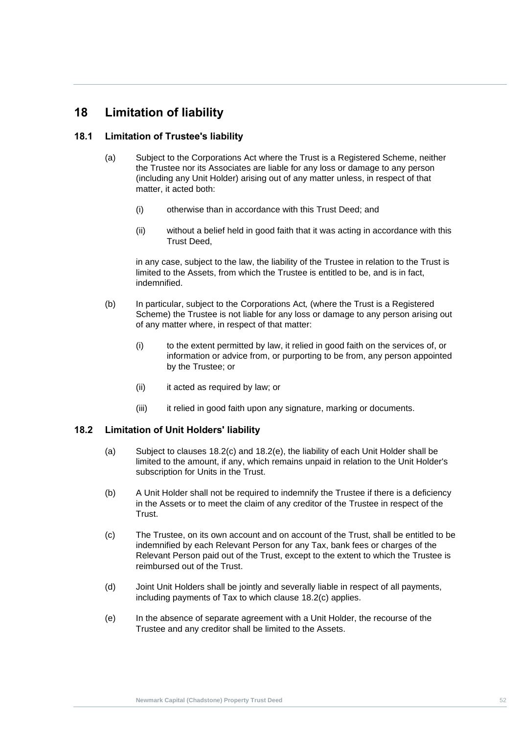# 18 Limitation of liability

## 18.1 Limitation of Trustee's liability

(a) Subject to the Corporations Act where the Trust is a Registered Scheme, neither the Trustee nor its Associates are liable for any loss or damage to any person (including any Unit Holder) arising out of any matter unless, in respect of that matter, it acted both:

(i) otherwise than in accordance with this Trust Deed; and

(ii) without a belief held in good faith that it was acting in accordance with this Trust Deed,

in any case, subject to the law, the liability of the Trustee in relation to the Trust is limited to the Assets, from which the Trustee is entitled to be, and is in fact, indemnified.

(b) In particular, subject to the Corporations Act, (where the Trust is a Registered Scheme) the Trustee is not liable for any loss or damage to any person arising out of any matter where, in respect of that matter:

(i) to the extent permitted by law, it relied in good faith on the services of, or information or advice from, or purporting to be from, any person appointed by the Trustee; or

(ii) it acted as required by law; or

(iii) it relied in good faith upon any signature, marking or documents.

## 18.2 Limitation of Unit Holders' liability

(a) Subject to clauses 18.2(c) and 18.2(e), the liability of each Unit Holder shall be limited to the amount, if any, which remains unpaid in relation to the Unit Holder's subscription for Units in the Trust.

(b) A Unit Holder shall not be required to indemnify the Trustee if there is a deficiency in the Assets or to meet the claim of any creditor of the Trustee in respect of the Trust.

(c) The Trustee, on its own account and on account of the Trust, shall be entitled to be indemnified by each Relevant Person for any Tax, bank fees or charges of the Relevant Person paid out of the Trust, except to the extent to which the Trustee is reimbursed out of the Trust.

(d) Joint Unit Holders shall be jointly and severally liable in respect of all payments, including payments of Tax to which clause 18.2(c) applies.

(e) In the absence of separate agreement with a Unit Holder, the recourse of the Trustee and any creditor shall be limited to the Assets.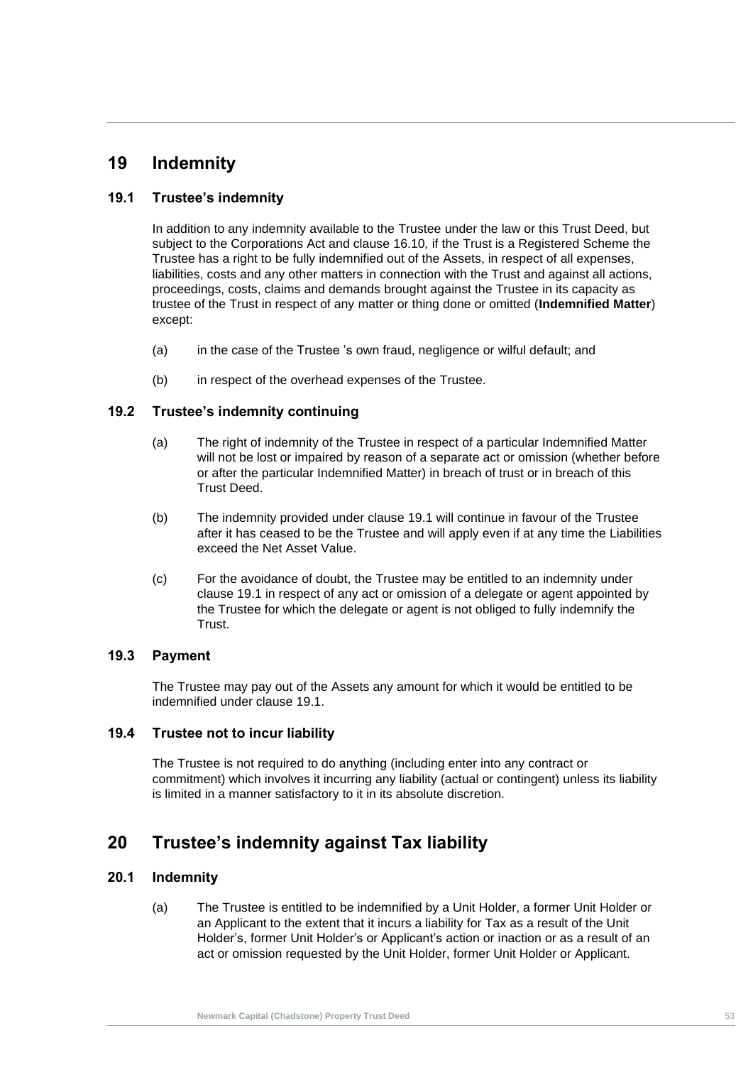# 19 Indemnity

## 19.1 Trustee's indemnity

In addition to any indemnity available to the Trustee under the law or this Trust Deed, but subject to the Corporations Act and clause 16.10, if the Trust is a Registered Scheme the Trustee has a right to be fully indemnified out of the Assets, in respect of all expenses, liabilities, costs and any other matters in connection with the Trust and against all actions, proceedings, costs, claims and demands brought against the Trustee in its capacity as trustee of the Trust in respect of any matter or thing done or omitted (**Indemnified Matter**) except:

(a) in the case of the Trustee 's own fraud, negligence or wilful default; and

(b) in respect of the overhead expenses of the Trustee.

## 19.2 Trustee's indemnity continuing

(a) The right of indemnity of the Trustee in respect of a particular Indemnified Matter will not be lost or impaired by reason of a separate act or omission (whether before or after the particular Indemnified Matter) in breach of trust or in breach of this Trust Deed.

(b) The indemnity provided under clause 19.1 will continue in favour of the Trustee after it has ceased to be the Trustee and will apply even if at any time the Liabilities exceed the Net Asset Value.

(c) For the avoidance of doubt, the Trustee may be entitled to an indemnity under clause 19.1 in respect of any act or omission of a delegate or agent appointed by the Trustee for which the delegate or agent is not obliged to fully indemnify the Trust.

## 19.3 Payment

The Trustee may pay out of the Assets any amount for which it would be entitled to be indemnified under clause 19.1.

## 19.4 Trustee not to incur liability

The Trustee is not required to do anything (including enter into any contract or commitment) which involves it incurring any liability (actual or contingent) unless its liability is limited in a manner satisfactory to it in its absolute discretion.

# 20 Trustee's indemnity against Tax liability

## 20.1 Indemnity

(a) The Trustee is entitled to be indemnified by a Unit Holder, a former Unit Holder or an Applicant to the extent that it incurs a liability for Tax as a result of the Unit Holder's, former Unit Holder's or Applicant's action or inaction or as a result of an act or omission requested by the Unit Holder, former Unit Holder or Applicant.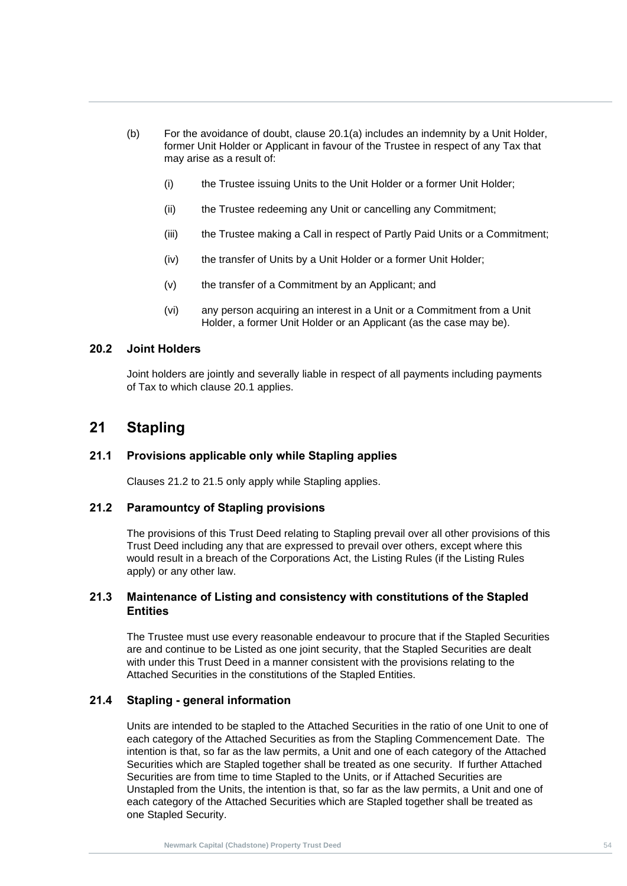(b) For the avoidance of doubt, clause 20.1(a) includes an indemnity by a Unit Holder, former Unit Holder or Applicant in favour of the Trustee in respect of any Tax that may arise as a result of:

(i) the Trustee issuing Units to the Unit Holder or a former Unit Holder;

(ii) the Trustee redeeming any Unit or cancelling any Commitment;

(iii) the Trustee making a Call in respect of Partly Paid Units or a Commitment;

(iv) the transfer of Units by a Unit Holder or a former Unit Holder;

(v) the transfer of a Commitment by an Applicant; and

(vi) any person acquiring an interest in a Unit or a Commitment from a Unit Holder, a former Unit Holder or an Applicant (as the case may be).

### 20.2 Joint Holders

Joint holders are jointly and severally liable in respect of all payments including payments of Tax to which clause 20.1 applies.

## 21 Stapling

### 21.1 Provisions applicable only while Stapling applies

Clauses 21.2 to 21.5 only apply while Stapling applies.

### 21.2 Paramountcy of Stapling provisions

The provisions of this Trust Deed relating to Stapling prevail over all other provisions of this Trust Deed including any that are expressed to prevail over others, except where this would result in a breach of the Corporations Act, the Listing Rules (if the Listing Rules apply) or any other law.

### 21.3 Maintenance of Listing and consistency with constitutions of the Stapled Entities

The Trustee must use every reasonable endeavour to procure that if the Stapled Securities are and continue to be Listed as one joint security, that the Stapled Securities are dealt with under this Trust Deed in a manner consistent with the provisions relating to the Attached Securities in the constitutions of the Stapled Entities.

### 21.4 Stapling - general information

Units are intended to be stapled to the Attached Securities in the ratio of one Unit to one of each category of the Attached Securities as from the Stapling Commencement Date. The intention is that, so far as the law permits, a Unit and one of each category of the Attached Securities which are Stapled together shall be treated as one security. If further Attached Securities are from time to time Stapled to the Units, or if Attached Securities are Unstapled from the Units, the intention is that, so far as the law permits, a Unit and one of each category of the Attached Securities which are Stapled together shall be treated as one Stapled Security.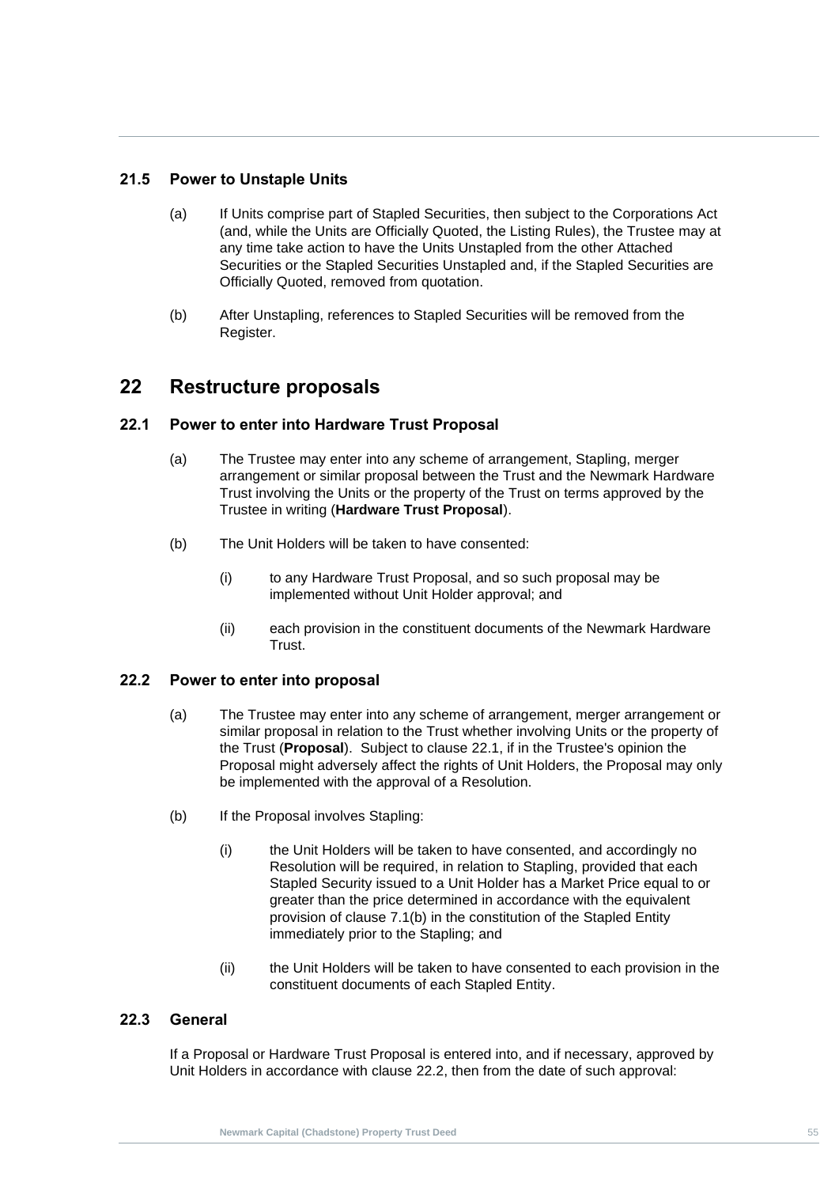### 21.5 Power to Unstaple Units

(a) If Units comprise part of Stapled Securities, then subject to the Corporations Act (and, while the Units are Officially Quoted, the Listing Rules), the Trustee may at any time take action to have the Units Unstapled from the other Attached Securities or the Stapled Securities Unstapled and, if the Stapled Securities are Officially Quoted, removed from quotation.

(b) After Unstapling, references to Stapled Securities will be removed from the Register.

## 22 Restructure proposals

### 22.1 Power to enter into Hardware Trust Proposal

(a) The Trustee may enter into any scheme of arrangement, Stapling, merger arrangement or similar proposal between the Trust and the Newmark Hardware Trust involving the Units or the property of the Trust on terms approved by the Trustee in writing (**Hardware Trust Proposal**).

(b) The Unit Holders will be taken to have consented:

(i) to any Hardware Trust Proposal, and so such proposal may be implemented without Unit Holder approval; and

(ii) each provision in the constituent documents of the Newmark Hardware Trust.

### 22.2 Power to enter into proposal

(a) The Trustee may enter into any scheme of arrangement, merger arrangement or similar proposal in relation to the Trust whether involving Units or the property of the Trust (**Proposal**). Subject to clause 22.1, if in the Trustee's opinion the Proposal might adversely affect the rights of Unit Holders, the Proposal may only be implemented with the approval of a Resolution.

(b) If the Proposal involves Stapling:

(i) the Unit Holders will be taken to have consented, and accordingly no Resolution will be required, in relation to Stapling, provided that each Stapled Security issued to a Unit Holder has a Market Price equal to or greater than the price determined in accordance with the equivalent provision of clause 7.1(b) in the constitution of the Stapled Entity immediately prior to the Stapling; and

(ii) the Unit Holders will be taken to have consented to each provision in the constituent documents of each Stapled Entity.

### 22.3 General

If a Proposal or Hardware Trust Proposal is entered into, and if necessary, approved by Unit Holders in accordance with clause 22.2, then from the date of such approval: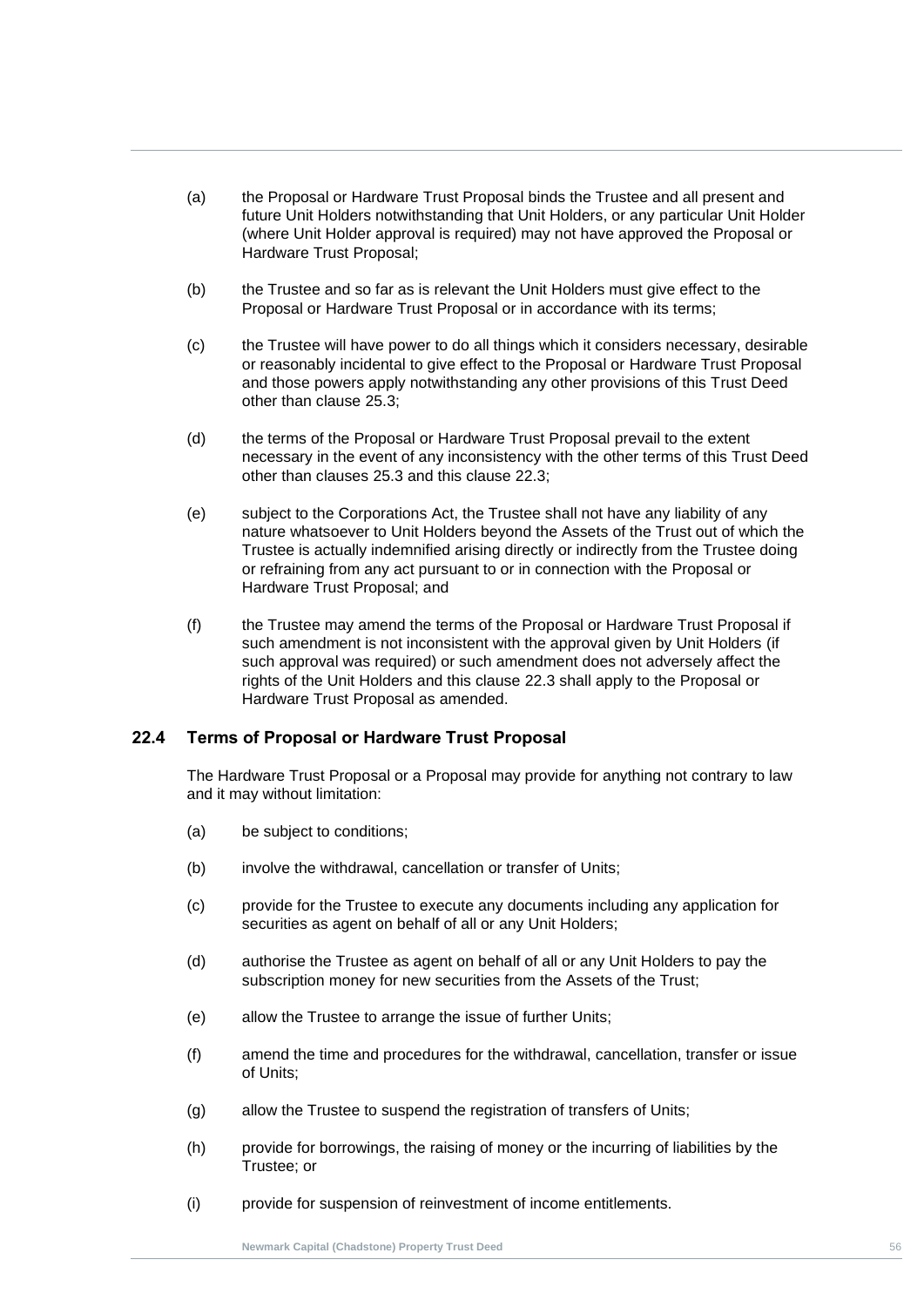(a) the Proposal or Hardware Trust Proposal binds the Trustee and all present and future Unit Holders notwithstanding that Unit Holders, or any particular Unit Holder (where Unit Holder approval is required) may not have approved the Proposal or Hardware Trust Proposal;

(b) the Trustee and so far as is relevant the Unit Holders must give effect to the Proposal or Hardware Trust Proposal or in accordance with its terms;

(c) the Trustee will have power to do all things which it considers necessary, desirable or reasonably incidental to give effect to the Proposal or Hardware Trust Proposal and those powers apply notwithstanding any other provisions of this Trust Deed other than clause 25.3;

(d) the terms of the Proposal or Hardware Trust Proposal prevail to the extent necessary in the event of any inconsistency with the other terms of this Trust Deed other than clauses 25.3 and this clause 22.3;

(e) subject to the Corporations Act, the Trustee shall not have any liability of any nature whatsoever to Unit Holders beyond the Assets of the Trust out of which the Trustee is actually indemnified arising directly or indirectly from the Trustee doing or refraining from any act pursuant to or in connection with the Proposal or Hardware Trust Proposal; and

(f) the Trustee may amend the terms of the Proposal or Hardware Trust Proposal if such amendment is not inconsistent with the approval given by Unit Holders (if such approval was required) or such amendment does not adversely affect the rights of the Unit Holders and this clause 22.3 shall apply to the Proposal or Hardware Trust Proposal as amended.

### 22.4 Terms of Proposal or Hardware Trust Proposal

The Hardware Trust Proposal or a Proposal may provide for anything not contrary to law and it may without limitation:

(a) be subject to conditions;

(b) involve the withdrawal, cancellation or transfer of Units;

(c) provide for the Trustee to execute any documents including any application for securities as agent on behalf of all or any Unit Holders;

(d) authorise the Trustee as agent on behalf of all or any Unit Holders to pay the subscription money for new securities from the Assets of the Trust;

(e) allow the Trustee to arrange the issue of further Units;

(f) amend the time and procedures for the withdrawal, cancellation, transfer or issue of Units;

(g) allow the Trustee to suspend the registration of transfers of Units;

(h) provide for borrowings, the raising of money or the incurring of liabilities by the Trustee; or

(i) provide for suspension of reinvestment of income entitlements.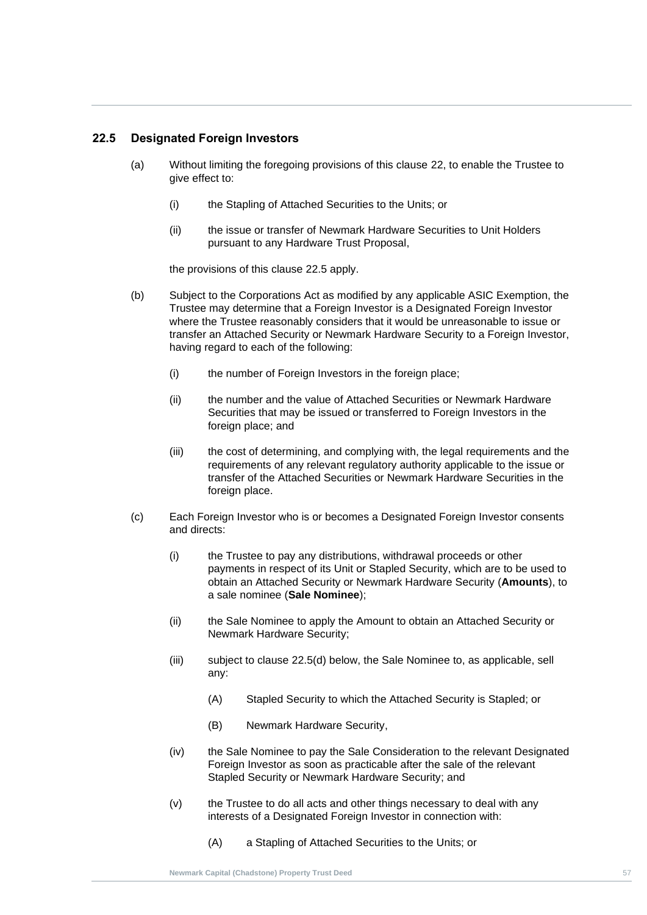## 22.5 Designated Foreign Investors

(a) Without limiting the foregoing provisions of this clause 22, to enable the Trustee to give effect to:

  (i) the Stapling of Attached Securities to the Units; or

  (ii) the issue or transfer of Newmark Hardware Securities to Unit Holders pursuant to any Hardware Trust Proposal,

  the provisions of this clause 22.5 apply.

(b) Subject to the Corporations Act as modified by any applicable ASIC Exemption, the Trustee may determine that a Foreign Investor is a Designated Foreign Investor where the Trustee reasonably considers that it would be unreasonable to issue or transfer an Attached Security or Newmark Hardware Security to a Foreign Investor, having regard to each of the following:

  (i) the number of Foreign Investors in the foreign place;

  (ii) the number and the value of Attached Securities or Newmark Hardware Securities that may be issued or transferred to Foreign Investors in the foreign place; and

  (iii) the cost of determining, and complying with, the legal requirements and the requirements of any relevant regulatory authority applicable to the issue or transfer of the Attached Securities or Newmark Hardware Securities in the foreign place.

(c) Each Foreign Investor who is or becomes a Designated Foreign Investor consents and directs:

  (i) the Trustee to pay any distributions, withdrawal proceeds or other payments in respect of its Unit or Stapled Security, which are to be used to obtain an Attached Security or Newmark Hardware Security (**Amounts**), to a sale nominee (**Sale Nominee**);

  (ii) the Sale Nominee to apply the Amount to obtain an Attached Security or Newmark Hardware Security;

  (iii) subject to clause 22.5(d) below, the Sale Nominee to, as applicable, sell any:

    (A) Stapled Security to which the Attached Security is Stapled; or

    (B) Newmark Hardware Security,

  (iv) the Sale Nominee to pay the Sale Consideration to the relevant Designated Foreign Investor as soon as practicable after the sale of the relevant Stapled Security or Newmark Hardware Security; and

  (v) the Trustee to do all acts and other things necessary to deal with any interests of a Designated Foreign Investor in connection with:

    (A) a Stapling of Attached Securities to the Units; or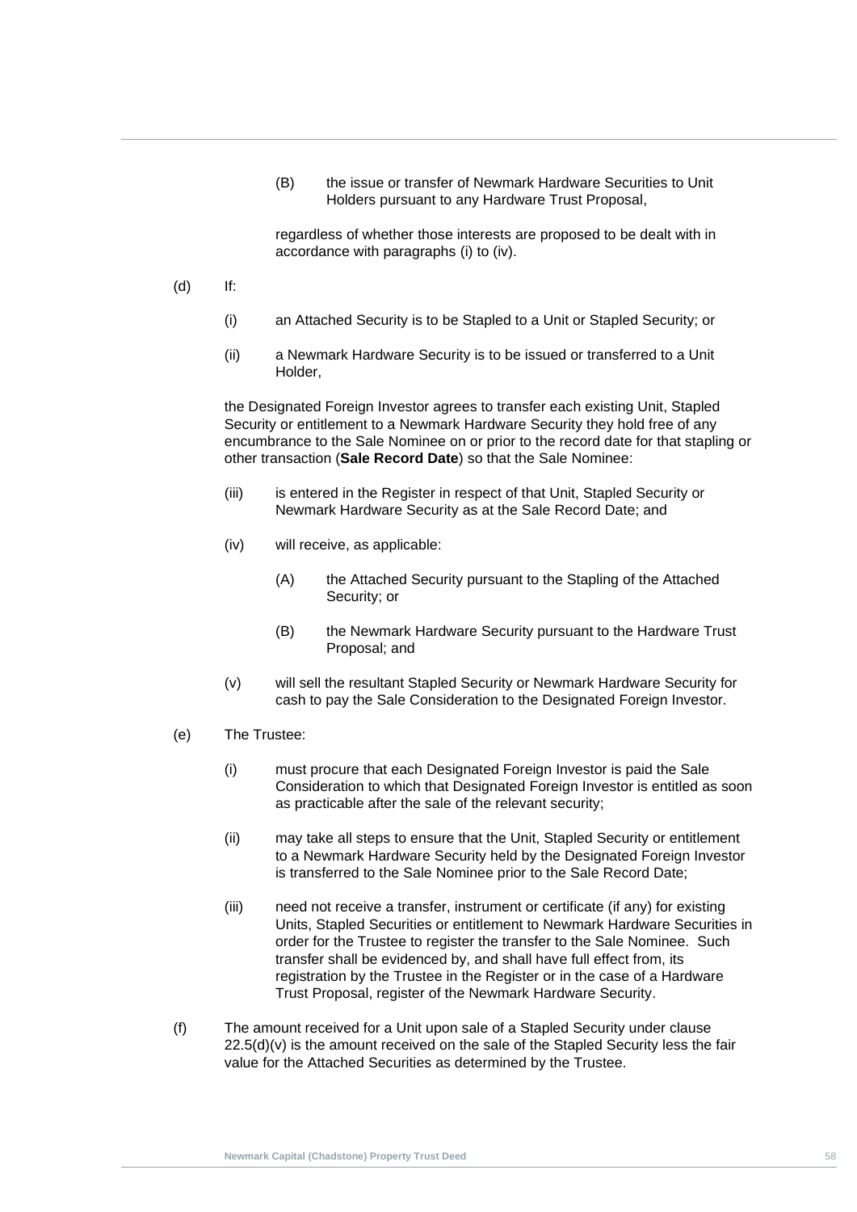(B) the issue or transfer of Newmark Hardware Securities to Unit Holders pursuant to any Hardware Trust Proposal,

regardless of whether those interests are proposed to be dealt with in accordance with paragraphs (i) to (iv).

(d) If:

(i) an Attached Security is to be Stapled to a Unit or Stapled Security; or

(ii) a Newmark Hardware Security is to be issued or transferred to a Unit Holder,

the Designated Foreign Investor agrees to transfer each existing Unit, Stapled Security or entitlement to a Newmark Hardware Security they hold free of any encumbrance to the Sale Nominee on or prior to the record date for that stapling or other transaction (**Sale Record Date**) so that the Sale Nominee:

(iii) is entered in the Register in respect of that Unit, Stapled Security or Newmark Hardware Security as at the Sale Record Date; and

(iv) will receive, as applicable:

(A) the Attached Security pursuant to the Stapling of the Attached Security; or

(B) the Newmark Hardware Security pursuant to the Hardware Trust Proposal; and

(v) will sell the resultant Stapled Security or Newmark Hardware Security for cash to pay the Sale Consideration to the Designated Foreign Investor.

(e) The Trustee:

(i) must procure that each Designated Foreign Investor is paid the Sale Consideration to which that Designated Foreign Investor is entitled as soon as practicable after the sale of the relevant security;

(ii) may take all steps to ensure that the Unit, Stapled Security or entitlement to a Newmark Hardware Security held by the Designated Foreign Investor is transferred to the Sale Nominee prior to the Sale Record Date;

(iii) need not receive a transfer, instrument or certificate (if any) for existing Units, Stapled Securities or entitlement to Newmark Hardware Securities in order for the Trustee to register the transfer to the Sale Nominee. Such transfer shall be evidenced by, and shall have full effect from, its registration by the Trustee in the Register or in the case of a Hardware Trust Proposal, register of the Newmark Hardware Security.

(f) The amount received for a Unit upon sale of a Stapled Security under clause 22.5(d)(v) is the amount received on the sale of the Stapled Security less the fair value for the Attached Securities as determined by the Trustee.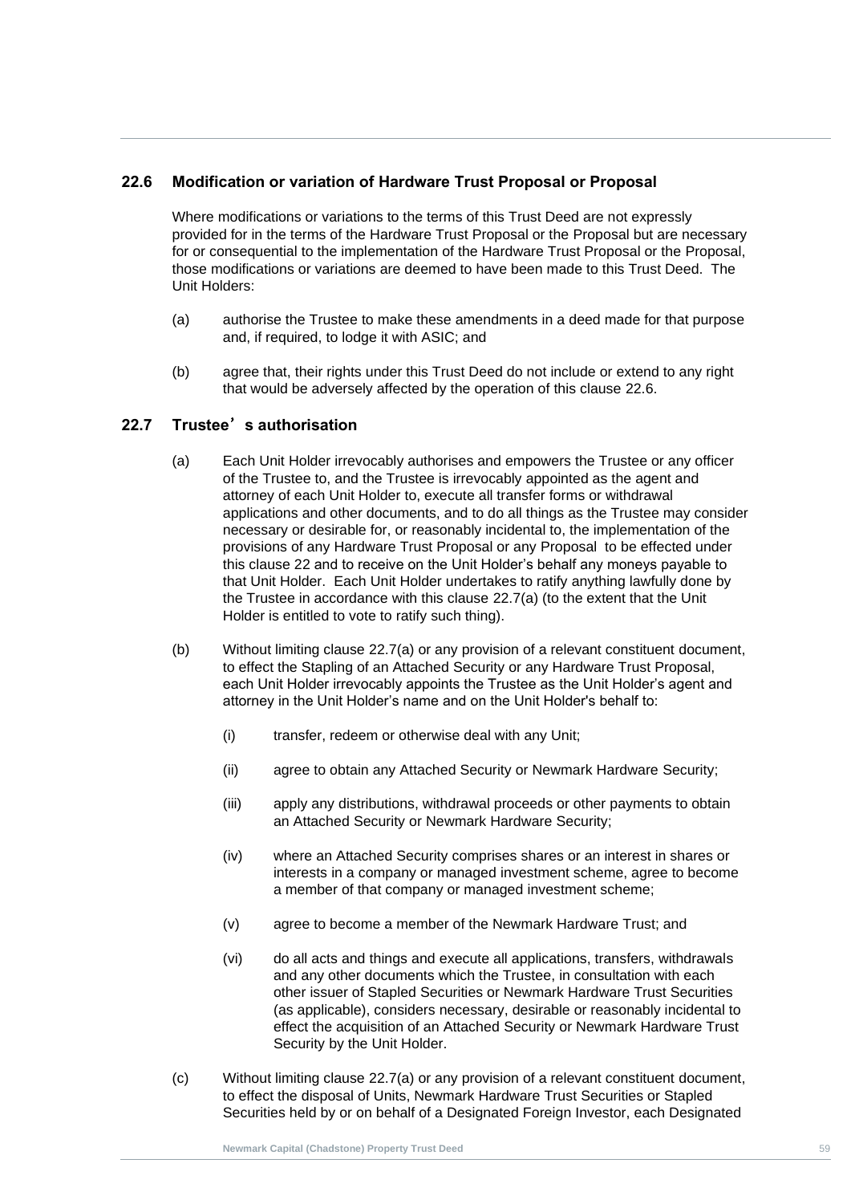## 22.6 Modification or variation of Hardware Trust Proposal or Proposal

Where modifications or variations to the terms of this Trust Deed are not expressly provided for in the terms of the Hardware Trust Proposal or the Proposal but are necessary for or consequential to the implementation of the Hardware Trust Proposal or the Proposal, those modifications or variations are deemed to have been made to this Trust Deed. The Unit Holders:

(a) authorise the Trustee to make these amendments in a deed made for that purpose and, if required, to lodge it with ASIC; and

(b) agree that, their rights under this Trust Deed do not include or extend to any right that would be adversely affected by the operation of this clause 22.6.

## 22.7 Trustee's authorisation

(a) Each Unit Holder irrevocably authorises and empowers the Trustee or any officer of the Trustee to, and the Trustee is irrevocably appointed as the agent and attorney of each Unit Holder to, execute all transfer forms or withdrawal applications and other documents, and to do all things as the Trustee may consider necessary or desirable for, or reasonably incidental to, the implementation of the provisions of any Hardware Trust Proposal or any Proposal to be effected under this clause 22 and to receive on the Unit Holder's behalf any moneys payable to that Unit Holder. Each Unit Holder undertakes to ratify anything lawfully done by the Trustee in accordance with this clause 22.7(a) (to the extent that the Unit Holder is entitled to vote to ratify such thing).

(b) Without limiting clause 22.7(a) or any provision of a relevant constituent document, to effect the Stapling of an Attached Security or any Hardware Trust Proposal, each Unit Holder irrevocably appoints the Trustee as the Unit Holder's agent and attorney in the Unit Holder's name and on the Unit Holder's behalf to:

(i) transfer, redeem or otherwise deal with any Unit;

(ii) agree to obtain any Attached Security or Newmark Hardware Security;

(iii) apply any distributions, withdrawal proceeds or other payments to obtain an Attached Security or Newmark Hardware Security;

(iv) where an Attached Security comprises shares or an interest in shares or interests in a company or managed investment scheme, agree to become a member of that company or managed investment scheme;

(v) agree to become a member of the Newmark Hardware Trust; and

(vi) do all acts and things and execute all applications, transfers, withdrawals and any other documents which the Trustee, in consultation with each other issuer of Stapled Securities or Newmark Hardware Trust Securities (as applicable), considers necessary, desirable or reasonably incidental to effect the acquisition of an Attached Security or Newmark Hardware Trust Security by the Unit Holder.

(c) Without limiting clause 22.7(a) or any provision of a relevant constituent document, to effect the disposal of Units, Newmark Hardware Trust Securities or Stapled Securities held by or on behalf of a Designated Foreign Investor, each Designated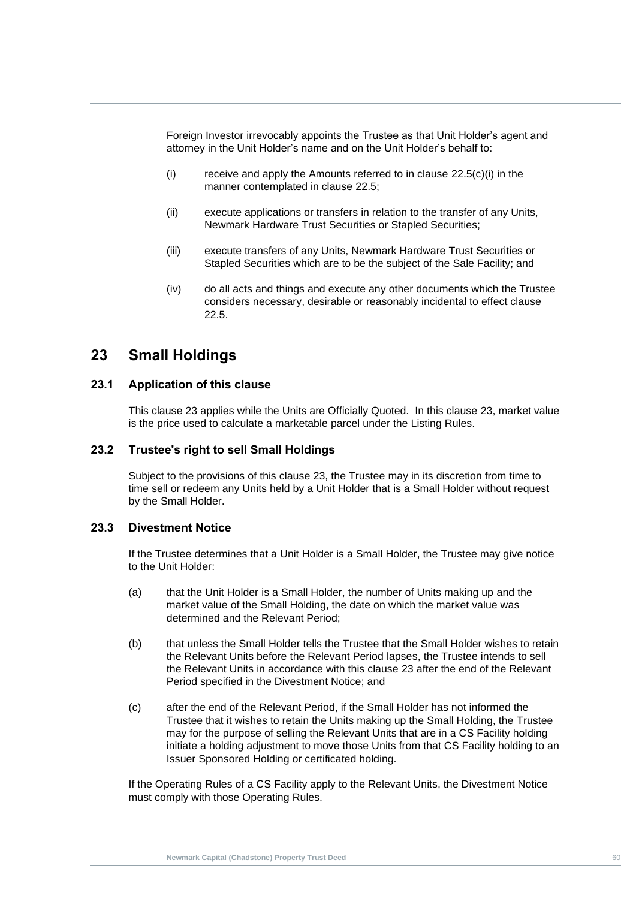Foreign Investor irrevocably appoints the Trustee as that Unit Holder's agent and attorney in the Unit Holder's name and on the Unit Holder's behalf to:

(i) receive and apply the Amounts referred to in clause 22.5(c)(i) in the manner contemplated in clause 22.5;

(ii) execute applications or transfers in relation to the transfer of any Units, Newmark Hardware Trust Securities or Stapled Securities;

(iii) execute transfers of any Units, Newmark Hardware Trust Securities or Stapled Securities which are to be the subject of the Sale Facility; and

(iv) do all acts and things and execute any other documents which the Trustee considers necessary, desirable or reasonably incidental to effect clause 22.5.

# 23 Small Holdings

## 23.1 Application of this clause

This clause 23 applies while the Units are Officially Quoted. In this clause 23, market value is the price used to calculate a marketable parcel under the Listing Rules.

## 23.2 Trustee's right to sell Small Holdings

Subject to the provisions of this clause 23, the Trustee may in its discretion from time to time sell or redeem any Units held by a Unit Holder that is a Small Holder without request by the Small Holder.

## 23.3 Divestment Notice

If the Trustee determines that a Unit Holder is a Small Holder, the Trustee may give notice to the Unit Holder:

(a) that the Unit Holder is a Small Holder, the number of Units making up and the market value of the Small Holding, the date on which the market value was determined and the Relevant Period;

(b) that unless the Small Holder tells the Trustee that the Small Holder wishes to retain the Relevant Units before the Relevant Period lapses, the Trustee intends to sell the Relevant Units in accordance with this clause 23 after the end of the Relevant Period specified in the Divestment Notice; and

(c) after the end of the Relevant Period, if the Small Holder has not informed the Trustee that it wishes to retain the Units making up the Small Holding, the Trustee may for the purpose of selling the Relevant Units that are in a CS Facility holding initiate a holding adjustment to move those Units from that CS Facility holding to an Issuer Sponsored Holding or certificated holding.

If the Operating Rules of a CS Facility apply to the Relevant Units, the Divestment Notice must comply with those Operating Rules.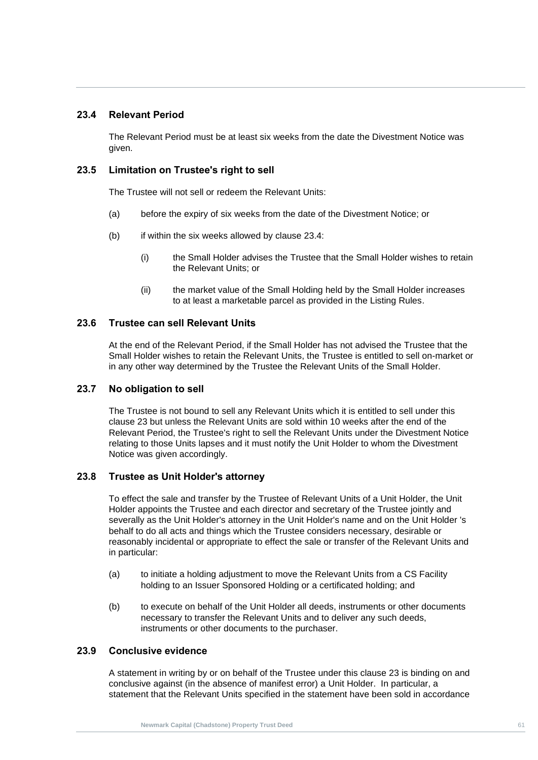### 23.4 Relevant Period

The Relevant Period must be at least six weeks from the date the Divestment Notice was given.

### 23.5 Limitation on Trustee's right to sell

The Trustee will not sell or redeem the Relevant Units:

(a) before the expiry of six weeks from the date of the Divestment Notice; or

(b) if within the six weeks allowed by clause 23.4:

  (i) the Small Holder advises the Trustee that the Small Holder wishes to retain the Relevant Units; or

  (ii) the market value of the Small Holding held by the Small Holder increases to at least a marketable parcel as provided in the Listing Rules.

### 23.6 Trustee can sell Relevant Units

At the end of the Relevant Period, if the Small Holder has not advised the Trustee that the Small Holder wishes to retain the Relevant Units, the Trustee is entitled to sell on-market or in any other way determined by the Trustee the Relevant Units of the Small Holder.

### 23.7 No obligation to sell

The Trustee is not bound to sell any Relevant Units which it is entitled to sell under this clause 23 but unless the Relevant Units are sold within 10 weeks after the end of the Relevant Period, the Trustee's right to sell the Relevant Units under the Divestment Notice relating to those Units lapses and it must notify the Unit Holder to whom the Divestment Notice was given accordingly.

### 23.8 Trustee as Unit Holder's attorney

To effect the sale and transfer by the Trustee of Relevant Units of a Unit Holder, the Unit Holder appoints the Trustee and each director and secretary of the Trustee jointly and severally as the Unit Holder's attorney in the Unit Holder's name and on the Unit Holder 's behalf to do all acts and things which the Trustee considers necessary, desirable or reasonably incidental or appropriate to effect the sale or transfer of the Relevant Units and in particular:

(a) to initiate a holding adjustment to move the Relevant Units from a CS Facility holding to an Issuer Sponsored Holding or a certificated holding; and

(b) to execute on behalf of the Unit Holder all deeds, instruments or other documents necessary to transfer the Relevant Units and to deliver any such deeds, instruments or other documents to the purchaser.

### 23.9 Conclusive evidence

A statement in writing by or on behalf of the Trustee under this clause 23 is binding on and conclusive against (in the absence of manifest error) a Unit Holder. In particular, a statement that the Relevant Units specified in the statement have been sold in accordance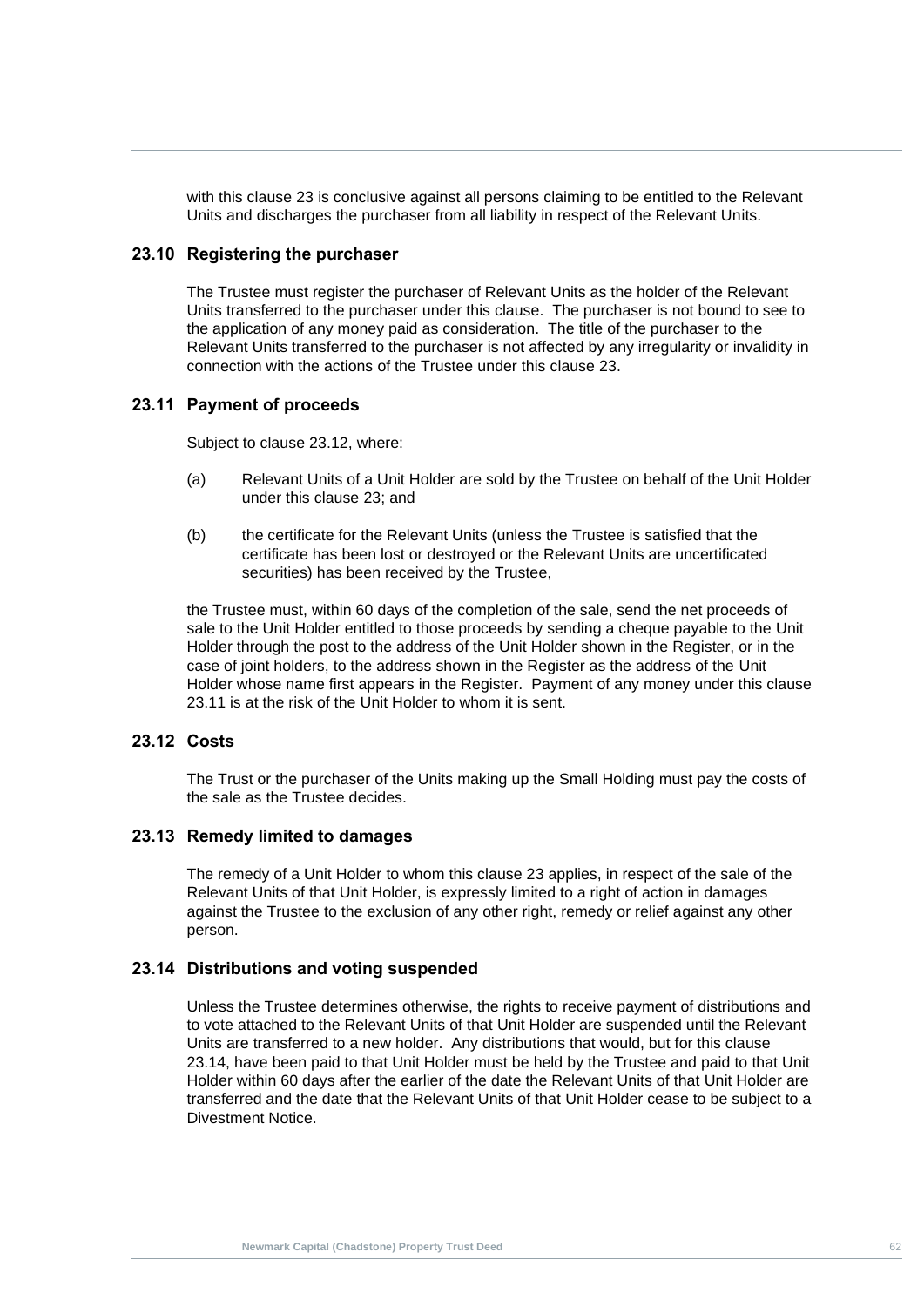with this clause 23 is conclusive against all persons claiming to be entitled to the Relevant Units and discharges the purchaser from all liability in respect of the Relevant Units.

## 23.10 Registering the purchaser

The Trustee must register the purchaser of Relevant Units as the holder of the Relevant Units transferred to the purchaser under this clause. The purchaser is not bound to see to the application of any money paid as consideration. The title of the purchaser to the Relevant Units transferred to the purchaser is not affected by any irregularity or invalidity in connection with the actions of the Trustee under this clause 23.

## 23.11 Payment of proceeds

Subject to clause 23.12, where:

(a) Relevant Units of a Unit Holder are sold by the Trustee on behalf of the Unit Holder under this clause 23; and

(b) the certificate for the Relevant Units (unless the Trustee is satisfied that the certificate has been lost or destroyed or the Relevant Units are uncertificated securities) has been received by the Trustee,

the Trustee must, within 60 days of the completion of the sale, send the net proceeds of sale to the Unit Holder entitled to those proceeds by sending a cheque payable to the Unit Holder through the post to the address of the Unit Holder shown in the Register, or in the case of joint holders, to the address shown in the Register as the address of the Unit Holder whose name first appears in the Register. Payment of any money under this clause 23.11 is at the risk of the Unit Holder to whom it is sent.

## 23.12 Costs

The Trust or the purchaser of the Units making up the Small Holding must pay the costs of the sale as the Trustee decides.

## 23.13 Remedy limited to damages

The remedy of a Unit Holder to whom this clause 23 applies, in respect of the sale of the Relevant Units of that Unit Holder, is expressly limited to a right of action in damages against the Trustee to the exclusion of any other right, remedy or relief against any other person.

## 23.14 Distributions and voting suspended

Unless the Trustee determines otherwise, the rights to receive payment of distributions and to vote attached to the Relevant Units of that Unit Holder are suspended until the Relevant Units are transferred to a new holder. Any distributions that would, but for this clause 23.14, have been paid to that Unit Holder must be held by the Trustee and paid to that Unit Holder within 60 days after the earlier of the date the Relevant Units of that Unit Holder are transferred and the date that the Relevant Units of that Unit Holder cease to be subject to a Divestment Notice.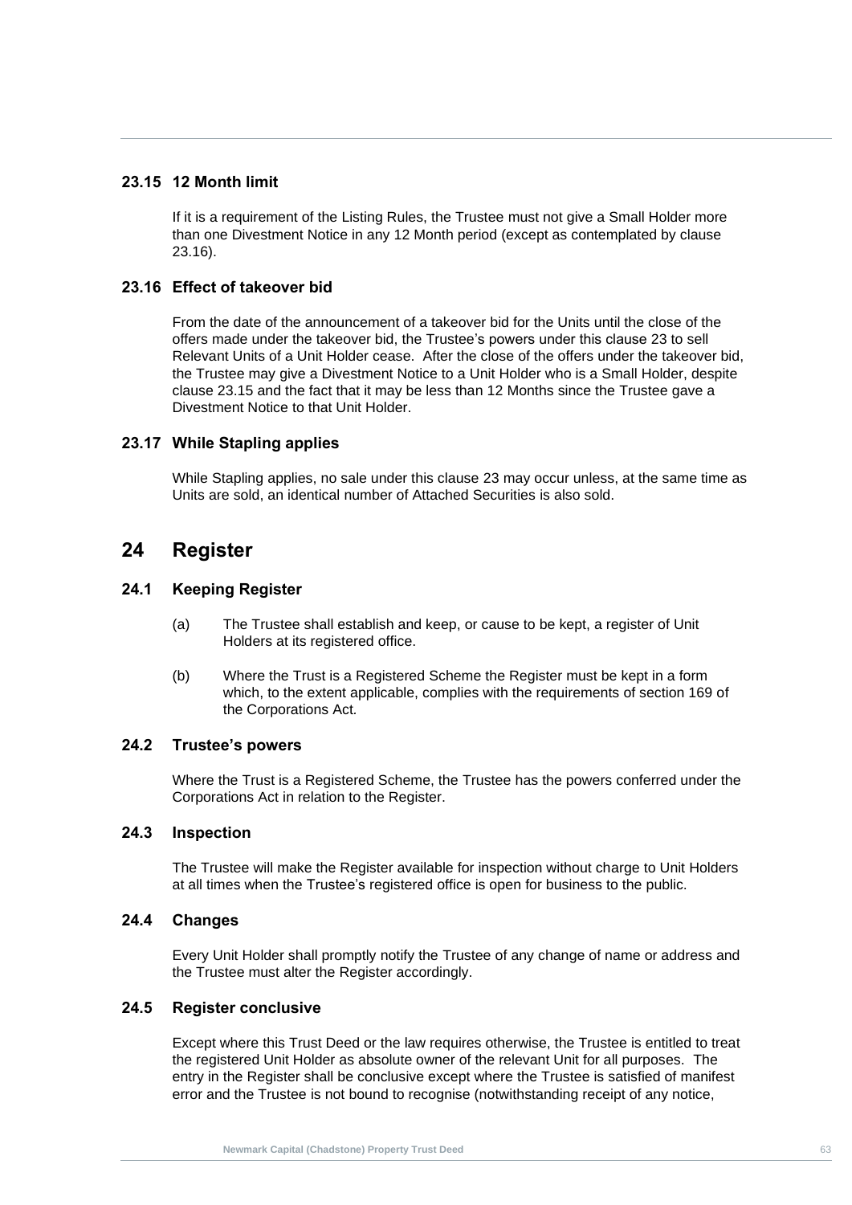### 23.15 12 Month limit

If it is a requirement of the Listing Rules, the Trustee must not give a Small Holder more than one Divestment Notice in any 12 Month period (except as contemplated by clause 23.16).

### 23.16 Effect of takeover bid

From the date of the announcement of a takeover bid for the Units until the close of the offers made under the takeover bid, the Trustee's powers under this clause 23 to sell Relevant Units of a Unit Holder cease. After the close of the offers under the takeover bid, the Trustee may give a Divestment Notice to a Unit Holder who is a Small Holder, despite clause 23.15 and the fact that it may be less than 12 Months since the Trustee gave a Divestment Notice to that Unit Holder.

### 23.17 While Stapling applies

While Stapling applies, no sale under this clause 23 may occur unless, at the same time as Units are sold, an identical number of Attached Securities is also sold.

## 24 Register

### 24.1 Keeping Register

(a) The Trustee shall establish and keep, or cause to be kept, a register of Unit Holders at its registered office.

(b) Where the Trust is a Registered Scheme the Register must be kept in a form which, to the extent applicable, complies with the requirements of section 169 of the Corporations Act.

### 24.2 Trustee's powers

Where the Trust is a Registered Scheme, the Trustee has the powers conferred under the Corporations Act in relation to the Register.

### 24.3 Inspection

The Trustee will make the Register available for inspection without charge to Unit Holders at all times when the Trustee's registered office is open for business to the public.

### 24.4 Changes

Every Unit Holder shall promptly notify the Trustee of any change of name or address and the Trustee must alter the Register accordingly.

### 24.5 Register conclusive

Except where this Trust Deed or the law requires otherwise, the Trustee is entitled to treat the registered Unit Holder as absolute owner of the relevant Unit for all purposes. The entry in the Register shall be conclusive except where the Trustee is satisfied of manifest error and the Trustee is not bound to recognise (notwithstanding receipt of any notice,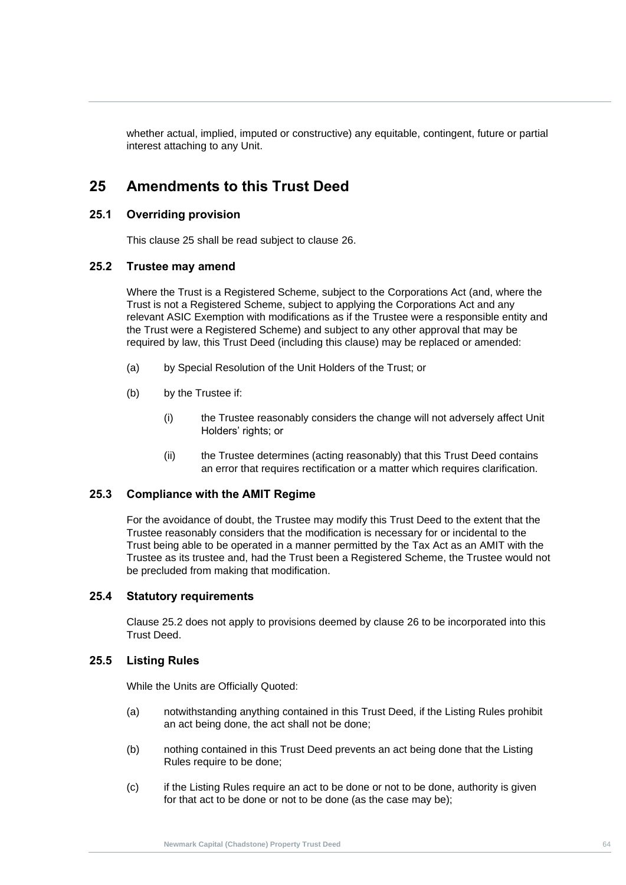whether actual, implied, imputed or constructive) any equitable, contingent, future or partial interest attaching to any Unit.

# 25 Amendments to this Trust Deed

## 25.1 Overriding provision

This clause 25 shall be read subject to clause 26.

## 25.2 Trustee may amend

Where the Trust is a Registered Scheme, subject to the Corporations Act (and, where the Trust is not a Registered Scheme, subject to applying the Corporations Act and any relevant ASIC Exemption with modifications as if the Trustee were a responsible entity and the Trust were a Registered Scheme) and subject to any other approval that may be required by law, this Trust Deed (including this clause) may be replaced or amended:

(a) by Special Resolution of the Unit Holders of the Trust; or

(b) by the Trustee if:

  (i) the Trustee reasonably considers the change will not adversely affect Unit Holders' rights; or

  (ii) the Trustee determines (acting reasonably) that this Trust Deed contains an error that requires rectification or a matter which requires clarification.

## 25.3 Compliance with the AMIT Regime

For the avoidance of doubt, the Trustee may modify this Trust Deed to the extent that the Trustee reasonably considers that the modification is necessary for or incidental to the Trust being able to be operated in a manner permitted by the Tax Act as an AMIT with the Trustee as its trustee and, had the Trust been a Registered Scheme, the Trustee would not be precluded from making that modification.

## 25.4 Statutory requirements

Clause 25.2 does not apply to provisions deemed by clause 26 to be incorporated into this Trust Deed.

## 25.5 Listing Rules

While the Units are Officially Quoted:

(a) notwithstanding anything contained in this Trust Deed, if the Listing Rules prohibit an act being done, the act shall not be done;

(b) nothing contained in this Trust Deed prevents an act being done that the Listing Rules require to be done;

(c) if the Listing Rules require an act to be done or not to be done, authority is given for that act to be done or not to be done (as the case may be);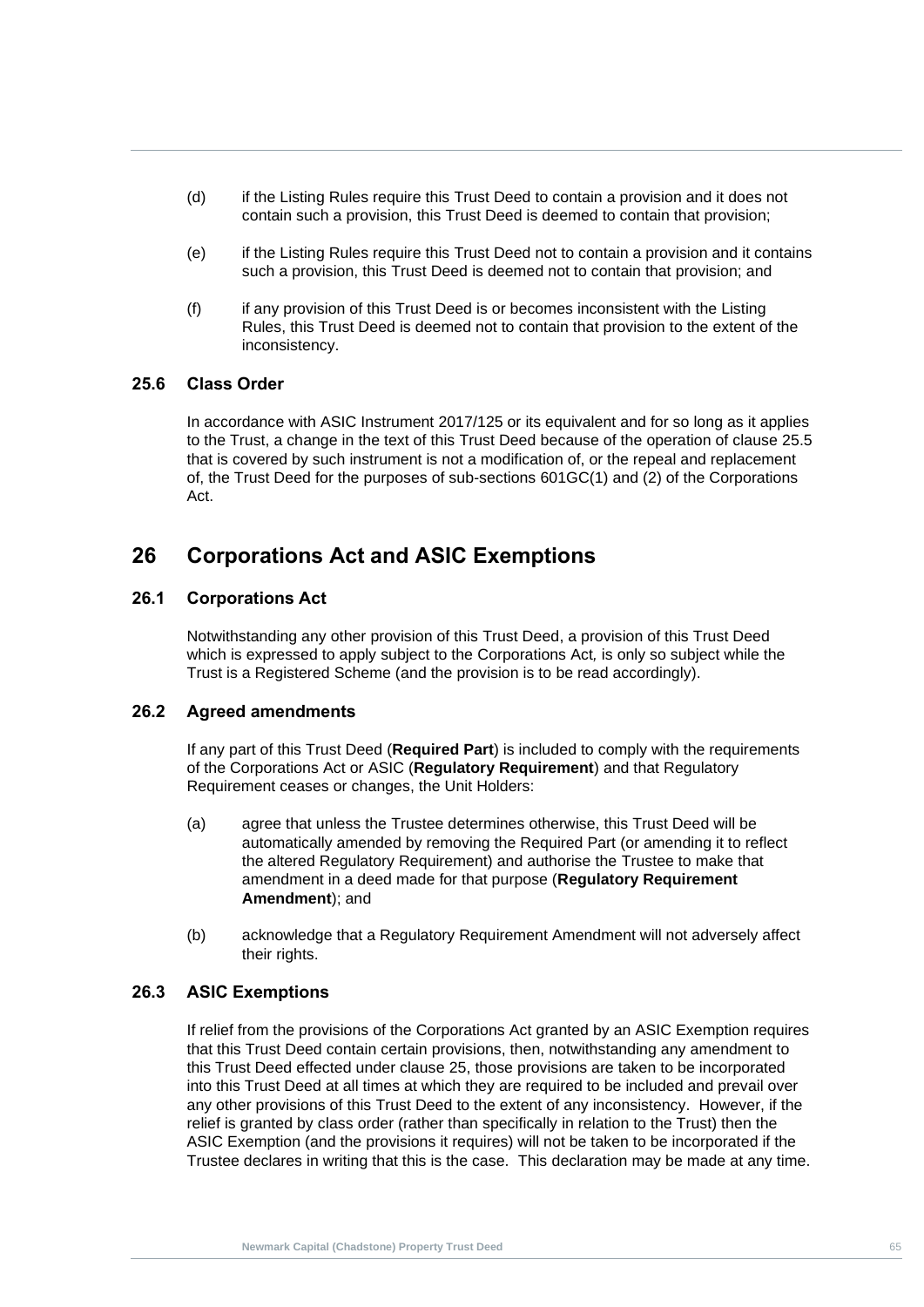(d) if the Listing Rules require this Trust Deed to contain a provision and it does not contain such a provision, this Trust Deed is deemed to contain that provision;

(e) if the Listing Rules require this Trust Deed not to contain a provision and it contains such a provision, this Trust Deed is deemed not to contain that provision; and

(f) if any provision of this Trust Deed is or becomes inconsistent with the Listing Rules, this Trust Deed is deemed not to contain that provision to the extent of the inconsistency.

### 25.6 Class Order

In accordance with ASIC Instrument 2017/125 or its equivalent and for so long as it applies to the Trust, a change in the text of this Trust Deed because of the operation of clause 25.5 that is covered by such instrument is not a modification of, or the repeal and replacement of, the Trust Deed for the purposes of sub-sections 601GC(1) and (2) of the Corporations Act.

## 26 Corporations Act and ASIC Exemptions

### 26.1 Corporations Act

Notwithstanding any other provision of this Trust Deed, a provision of this Trust Deed which is expressed to apply subject to the Corporations Act*,* is only so subject while the Trust is a Registered Scheme (and the provision is to be read accordingly).

### 26.2 Agreed amendments

If any part of this Trust Deed (**Required Part**) is included to comply with the requirements of the Corporations Act or ASIC (**Regulatory Requirement**) and that Regulatory Requirement ceases or changes, the Unit Holders:

(a) agree that unless the Trustee determines otherwise, this Trust Deed will be automatically amended by removing the Required Part (or amending it to reflect the altered Regulatory Requirement) and authorise the Trustee to make that amendment in a deed made for that purpose (**Regulatory Requirement Amendment**); and

(b) acknowledge that a Regulatory Requirement Amendment will not adversely affect their rights.

### 26.3 ASIC Exemptions

If relief from the provisions of the Corporations Act granted by an ASIC Exemption requires that this Trust Deed contain certain provisions, then, notwithstanding any amendment to this Trust Deed effected under clause 25, those provisions are taken to be incorporated into this Trust Deed at all times at which they are required to be included and prevail over any other provisions of this Trust Deed to the extent of any inconsistency. However, if the relief is granted by class order (rather than specifically in relation to the Trust) then the ASIC Exemption (and the provisions it requires) will not be taken to be incorporated if the Trustee declares in writing that this is the case. This declaration may be made at any time.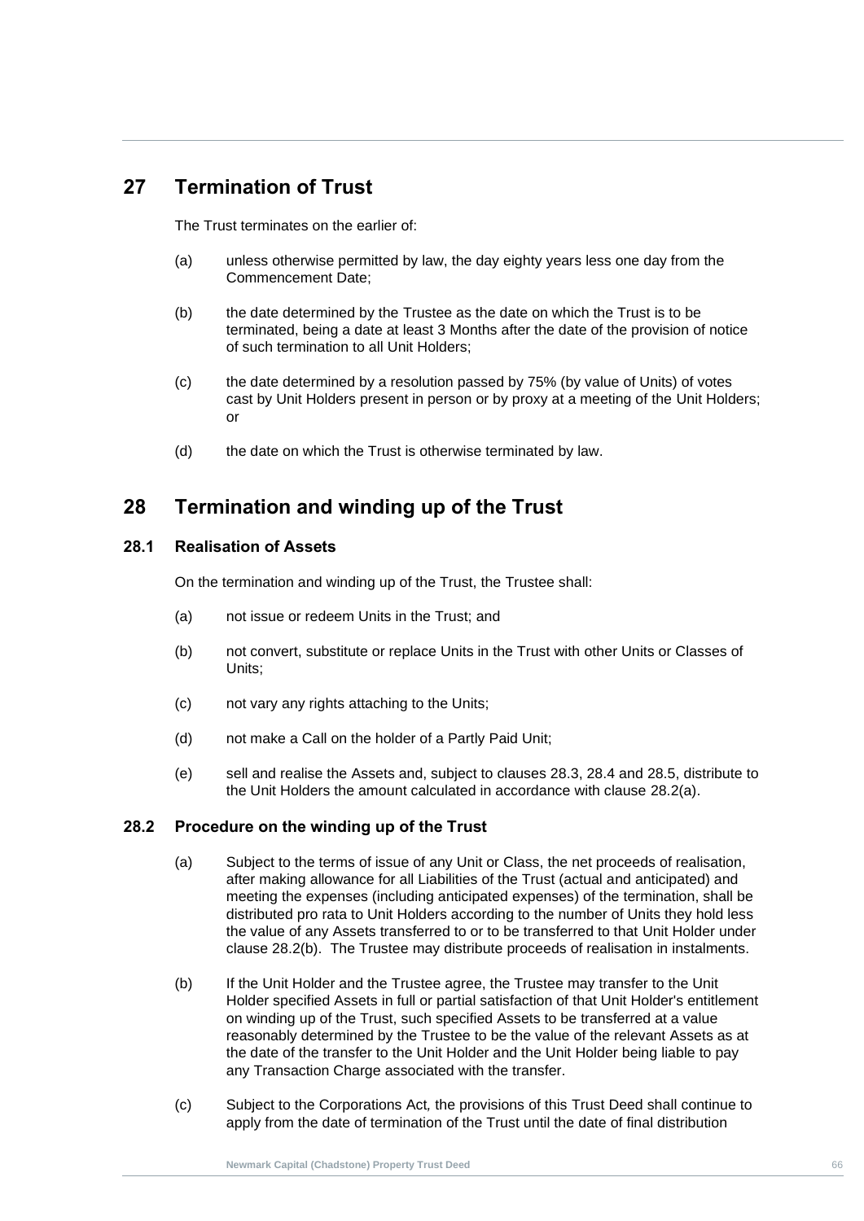## 27 Termination of Trust

The Trust terminates on the earlier of:

(a) unless otherwise permitted by law, the day eighty years less one day from the Commencement Date;

(b) the date determined by the Trustee as the date on which the Trust is to be terminated, being a date at least 3 Months after the date of the provision of notice of such termination to all Unit Holders;

(c) the date determined by a resolution passed by 75% (by value of Units) of votes cast by Unit Holders present in person or by proxy at a meeting of the Unit Holders; or

(d) the date on which the Trust is otherwise terminated by law.

## 28 Termination and winding up of the Trust

### 28.1 Realisation of Assets

On the termination and winding up of the Trust, the Trustee shall:

(a) not issue or redeem Units in the Trust; and

(b) not convert, substitute or replace Units in the Trust with other Units or Classes of Units;

(c) not vary any rights attaching to the Units;

(d) not make a Call on the holder of a Partly Paid Unit;

(e) sell and realise the Assets and, subject to clauses 28.3, 28.4 and 28.5, distribute to the Unit Holders the amount calculated in accordance with clause 28.2(a).

### 28.2 Procedure on the winding up of the Trust

(a) Subject to the terms of issue of any Unit or Class, the net proceeds of realisation, after making allowance for all Liabilities of the Trust (actual and anticipated) and meeting the expenses (including anticipated expenses) of the termination, shall be distributed pro rata to Unit Holders according to the number of Units they hold less the value of any Assets transferred to or to be transferred to that Unit Holder under clause 28.2(b). The Trustee may distribute proceeds of realisation in instalments.

(b) If the Unit Holder and the Trustee agree, the Trustee may transfer to the Unit Holder specified Assets in full or partial satisfaction of that Unit Holder's entitlement on winding up of the Trust, such specified Assets to be transferred at a value reasonably determined by the Trustee to be the value of the relevant Assets as at the date of the transfer to the Unit Holder and the Unit Holder being liable to pay any Transaction Charge associated with the transfer.

(c) Subject to the Corporations Act, the provisions of this Trust Deed shall continue to apply from the date of termination of the Trust until the date of final distribution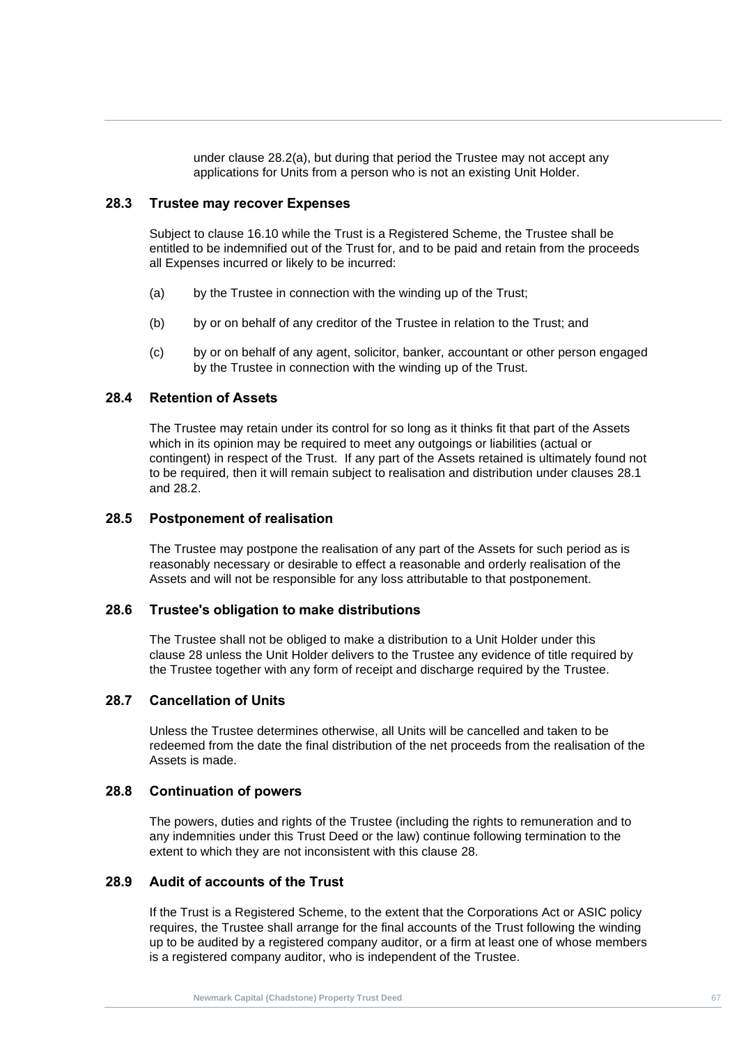under clause 28.2(a), but during that period the Trustee may not accept any applications for Units from a person who is not an existing Unit Holder.

## 28.3 Trustee may recover Expenses

Subject to clause 16.10 while the Trust is a Registered Scheme, the Trustee shall be entitled to be indemnified out of the Trust for, and to be paid and retain from the proceeds all Expenses incurred or likely to be incurred:

(a) by the Trustee in connection with the winding up of the Trust;

(b) by or on behalf of any creditor of the Trustee in relation to the Trust; and

(c) by or on behalf of any agent, solicitor, banker, accountant or other person engaged by the Trustee in connection with the winding up of the Trust.

## 28.4 Retention of Assets

The Trustee may retain under its control for so long as it thinks fit that part of the Assets which in its opinion may be required to meet any outgoings or liabilities (actual or contingent) in respect of the Trust. If any part of the Assets retained is ultimately found not to be required, then it will remain subject to realisation and distribution under clauses 28.1 and 28.2.

## 28.5 Postponement of realisation

The Trustee may postpone the realisation of any part of the Assets for such period as is reasonably necessary or desirable to effect a reasonable and orderly realisation of the Assets and will not be responsible for any loss attributable to that postponement.

## 28.6 Trustee's obligation to make distributions

The Trustee shall not be obliged to make a distribution to a Unit Holder under this clause 28 unless the Unit Holder delivers to the Trustee any evidence of title required by the Trustee together with any form of receipt and discharge required by the Trustee.

## 28.7 Cancellation of Units

Unless the Trustee determines otherwise, all Units will be cancelled and taken to be redeemed from the date the final distribution of the net proceeds from the realisation of the Assets is made.

## 28.8 Continuation of powers

The powers, duties and rights of the Trustee (including the rights to remuneration and to any indemnities under this Trust Deed or the law) continue following termination to the extent to which they are not inconsistent with this clause 28.

## 28.9 Audit of accounts of the Trust

If the Trust is a Registered Scheme, to the extent that the Corporations Act or ASIC policy requires, the Trustee shall arrange for the final accounts of the Trust following the winding up to be audited by a registered company auditor, or a firm at least one of whose members is a registered company auditor, who is independent of the Trustee.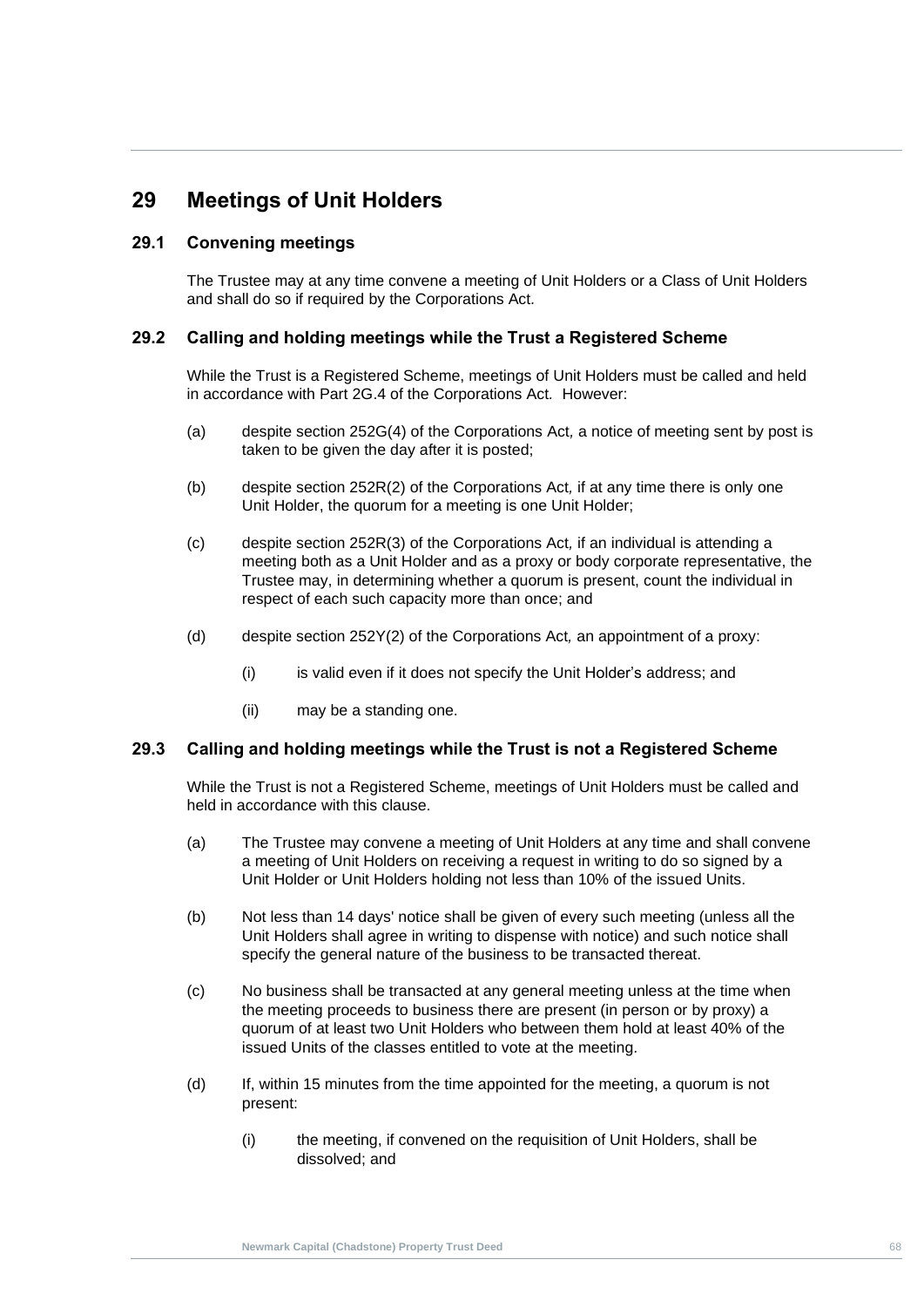# 29 Meetings of Unit Holders

## 29.1 Convening meetings

The Trustee may at any time convene a meeting of Unit Holders or a Class of Unit Holders and shall do so if required by the Corporations Act.

## 29.2 Calling and holding meetings while the Trust a Registered Scheme

While the Trust is a Registered Scheme, meetings of Unit Holders must be called and held in accordance with Part 2G.4 of the Corporations Act. However:

(a) despite section 252G(4) of the Corporations Act, a notice of meeting sent by post is taken to be given the day after it is posted;

(b) despite section 252R(2) of the Corporations Act, if at any time there is only one Unit Holder, the quorum for a meeting is one Unit Holder;

(c) despite section 252R(3) of the Corporations Act, if an individual is attending a meeting both as a Unit Holder and as a proxy or body corporate representative, the Trustee may, in determining whether a quorum is present, count the individual in respect of each such capacity more than once; and

(d) despite section 252Y(2) of the Corporations Act, an appointment of a proxy:

   (i) is valid even if it does not specify the Unit Holder's address; and

   (ii) may be a standing one.

## 29.3 Calling and holding meetings while the Trust is not a Registered Scheme

While the Trust is not a Registered Scheme, meetings of Unit Holders must be called and held in accordance with this clause.

(a) The Trustee may convene a meeting of Unit Holders at any time and shall convene a meeting of Unit Holders on receiving a request in writing to do so signed by a Unit Holder or Unit Holders holding not less than 10% of the issued Units.

(b) Not less than 14 days' notice shall be given of every such meeting (unless all the Unit Holders shall agree in writing to dispense with notice) and such notice shall specify the general nature of the business to be transacted thereat.

(c) No business shall be transacted at any general meeting unless at the time when the meeting proceeds to business there are present (in person or by proxy) a quorum of at least two Unit Holders who between them hold at least 40% of the issued Units of the classes entitled to vote at the meeting.

(d) If, within 15 minutes from the time appointed for the meeting, a quorum is not present:

   (i) the meeting, if convened on the requisition of Unit Holders, shall be dissolved; and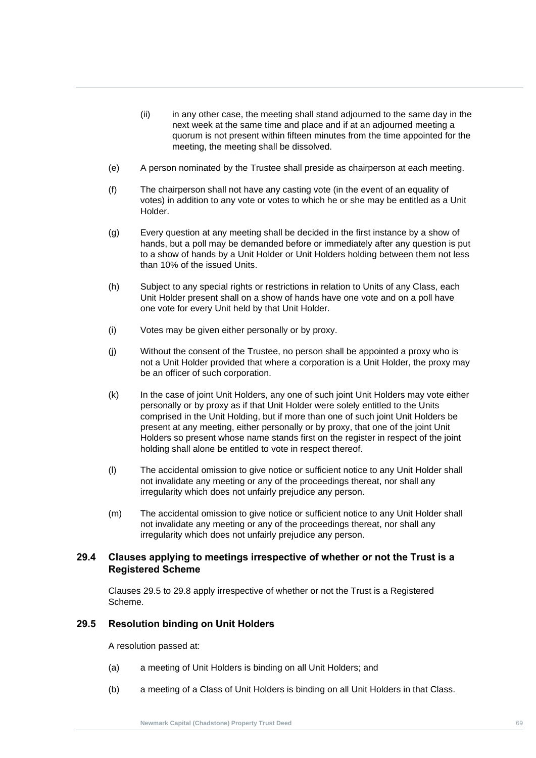(ii) in any other case, the meeting shall stand adjourned to the same day in the next week at the same time and place and if at an adjourned meeting a quorum is not present within fifteen minutes from the time appointed for the meeting, the meeting shall be dissolved.

(e) A person nominated by the Trustee shall preside as chairperson at each meeting.

(f) The chairperson shall not have any casting vote (in the event of an equality of votes) in addition to any vote or votes to which he or she may be entitled as a Unit Holder.

(g) Every question at any meeting shall be decided in the first instance by a show of hands, but a poll may be demanded before or immediately after any question is put to a show of hands by a Unit Holder or Unit Holders holding between them not less than 10% of the issued Units.

(h) Subject to any special rights or restrictions in relation to Units of any Class, each Unit Holder present shall on a show of hands have one vote and on a poll have one vote for every Unit held by that Unit Holder.

(i) Votes may be given either personally or by proxy.

(j) Without the consent of the Trustee, no person shall be appointed a proxy who is not a Unit Holder provided that where a corporation is a Unit Holder, the proxy may be an officer of such corporation.

(k) In the case of joint Unit Holders, any one of such joint Unit Holders may vote either personally or by proxy as if that Unit Holder were solely entitled to the Units comprised in the Unit Holding, but if more than one of such joint Unit Holders be present at any meeting, either personally or by proxy, that one of the joint Unit Holders so present whose name stands first on the register in respect of the joint holding shall alone be entitled to vote in respect thereof.

(l) The accidental omission to give notice or sufficient notice to any Unit Holder shall not invalidate any meeting or any of the proceedings thereat, nor shall any irregularity which does not unfairly prejudice any person.

(m) The accidental omission to give notice or sufficient notice to any Unit Holder shall not invalidate any meeting or any of the proceedings thereat, nor shall any irregularity which does not unfairly prejudice any person.

### 29.4 Clauses applying to meetings irrespective of whether or not the Trust is a Registered Scheme

Clauses 29.5 to 29.8 apply irrespective of whether or not the Trust is a Registered Scheme.

### 29.5 Resolution binding on Unit Holders

A resolution passed at:

(a) a meeting of Unit Holders is binding on all Unit Holders; and

(b) a meeting of a Class of Unit Holders is binding on all Unit Holders in that Class.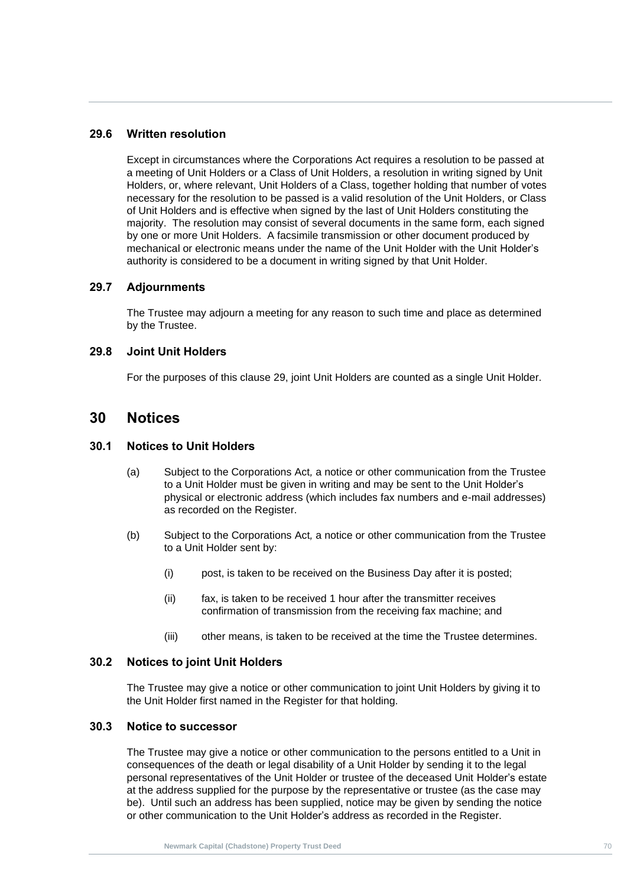### 29.6 Written resolution

Except in circumstances where the Corporations Act requires a resolution to be passed at a meeting of Unit Holders or a Class of Unit Holders, a resolution in writing signed by Unit Holders, or, where relevant, Unit Holders of a Class, together holding that number of votes necessary for the resolution to be passed is a valid resolution of the Unit Holders, or Class of Unit Holders and is effective when signed by the last of Unit Holders constituting the majority. The resolution may consist of several documents in the same form, each signed by one or more Unit Holders. A facsimile transmission or other document produced by mechanical or electronic means under the name of the Unit Holder with the Unit Holder's authority is considered to be a document in writing signed by that Unit Holder.

### 29.7 Adjournments

The Trustee may adjourn a meeting for any reason to such time and place as determined by the Trustee.

### 29.8 Joint Unit Holders

For the purposes of this clause 29, joint Unit Holders are counted as a single Unit Holder.

## 30 Notices

### 30.1 Notices to Unit Holders

(a) Subject to the Corporations Act, a notice or other communication from the Trustee to a Unit Holder must be given in writing and may be sent to the Unit Holder's physical or electronic address (which includes fax numbers and e-mail addresses) as recorded on the Register.

(b) Subject to the Corporations Act, a notice or other communication from the Trustee to a Unit Holder sent by:

  (i) post, is taken to be received on the Business Day after it is posted;

  (ii) fax, is taken to be received 1 hour after the transmitter receives confirmation of transmission from the receiving fax machine; and

  (iii) other means, is taken to be received at the time the Trustee determines.

### 30.2 Notices to joint Unit Holders

The Trustee may give a notice or other communication to joint Unit Holders by giving it to the Unit Holder first named in the Register for that holding.

### 30.3 Notice to successor

The Trustee may give a notice or other communication to the persons entitled to a Unit in consequences of the death or legal disability of a Unit Holder by sending it to the legal personal representatives of the Unit Holder or trustee of the deceased Unit Holder's estate at the address supplied for the purpose by the representative or trustee (as the case may be). Until such an address has been supplied, notice may be given by sending the notice or other communication to the Unit Holder's address as recorded in the Register.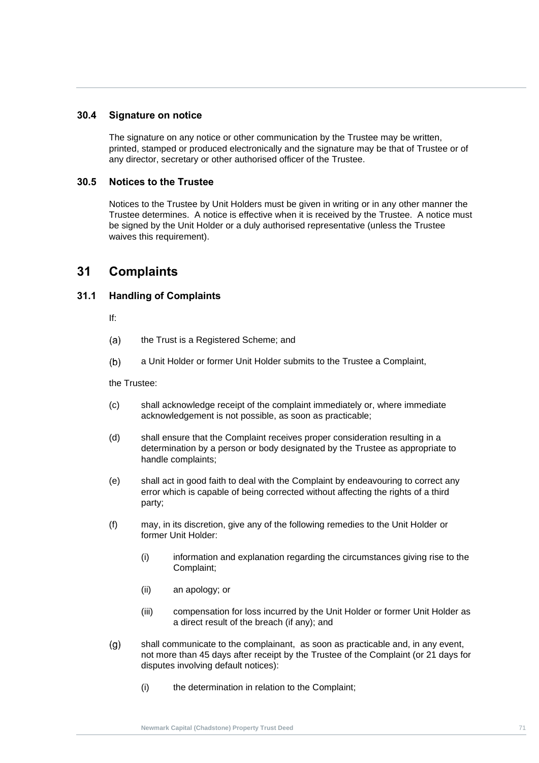### 30.4 Signature on notice

The signature on any notice or other communication by the Trustee may be written, printed, stamped or produced electronically and the signature may be that of Trustee or of any director, secretary or other authorised officer of the Trustee.

### 30.5 Notices to the Trustee

Notices to the Trustee by Unit Holders must be given in writing or in any other manner the Trustee determines. A notice is effective when it is received by the Trustee. A notice must be signed by the Unit Holder or a duly authorised representative (unless the Trustee waives this requirement).

## 31 Complaints

### 31.1 Handling of Complaints

If:

(a) the Trust is a Registered Scheme; and

(b) a Unit Holder or former Unit Holder submits to the Trustee a Complaint,

the Trustee:

(c) shall acknowledge receipt of the complaint immediately or, where immediate acknowledgement is not possible, as soon as practicable;

(d) shall ensure that the Complaint receives proper consideration resulting in a determination by a person or body designated by the Trustee as appropriate to handle complaints;

(e) shall act in good faith to deal with the Complaint by endeavouring to correct any error which is capable of being corrected without affecting the rights of a third party;

(f) may, in its discretion, give any of the following remedies to the Unit Holder or former Unit Holder:

   (i) information and explanation regarding the circumstances giving rise to the Complaint;

   (ii) an apology; or

   (iii) compensation for loss incurred by the Unit Holder or former Unit Holder as a direct result of the breach (if any); and

(g) shall communicate to the complainant, as soon as practicable and, in any event, not more than 45 days after receipt by the Trustee of the Complaint (or 21 days for disputes involving default notices):

   (i) the determination in relation to the Complaint;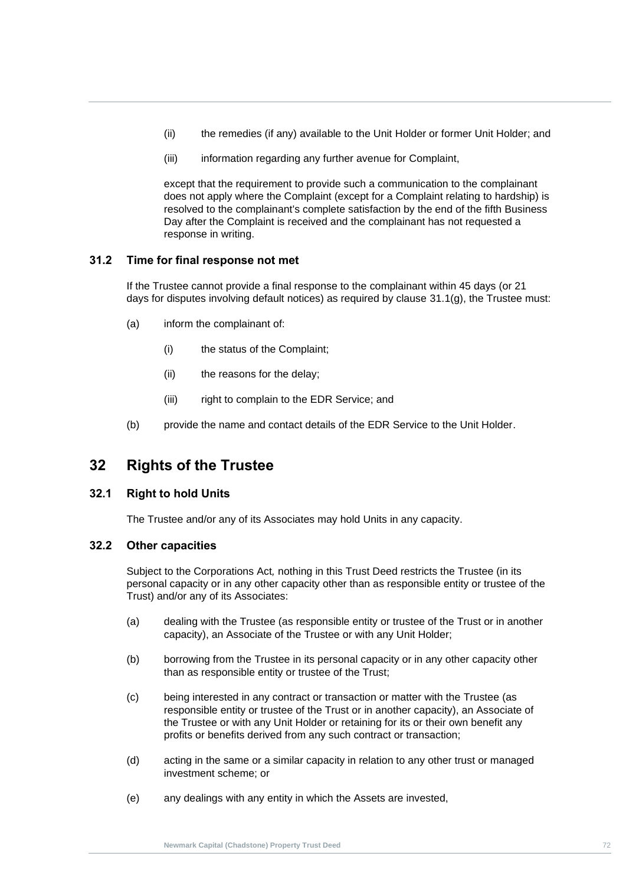(ii) the remedies (if any) available to the Unit Holder or former Unit Holder; and

(iii) information regarding any further avenue for Complaint,

except that the requirement to provide such a communication to the complainant does not apply where the Complaint (except for a Complaint relating to hardship) is resolved to the complainant's complete satisfaction by the end of the fifth Business Day after the Complaint is received and the complainant has not requested a response in writing.

### 31.2 Time for final response not met

If the Trustee cannot provide a final response to the complainant within 45 days (or 21 days for disputes involving default notices) as required by clause 31.1(g), the Trustee must:

(a) inform the complainant of:

(i) the status of the Complaint;

(ii) the reasons for the delay;

(iii) right to complain to the EDR Service; and

(b) provide the name and contact details of the EDR Service to the Unit Holder.

## 32 Rights of the Trustee

### 32.1 Right to hold Units

The Trustee and/or any of its Associates may hold Units in any capacity.

### 32.2 Other capacities

Subject to the Corporations Act*,* nothing in this Trust Deed restricts the Trustee (in its personal capacity or in any other capacity other than as responsible entity or trustee of the Trust) and/or any of its Associates:

(a) dealing with the Trustee (as responsible entity or trustee of the Trust or in another capacity), an Associate of the Trustee or with any Unit Holder;

(b) borrowing from the Trustee in its personal capacity or in any other capacity other than as responsible entity or trustee of the Trust;

(c) being interested in any contract or transaction or matter with the Trustee (as responsible entity or trustee of the Trust or in another capacity), an Associate of the Trustee or with any Unit Holder or retaining for its or their own benefit any profits or benefits derived from any such contract or transaction;

(d) acting in the same or a similar capacity in relation to any other trust or managed investment scheme; or

(e) any dealings with any entity in which the Assets are invested,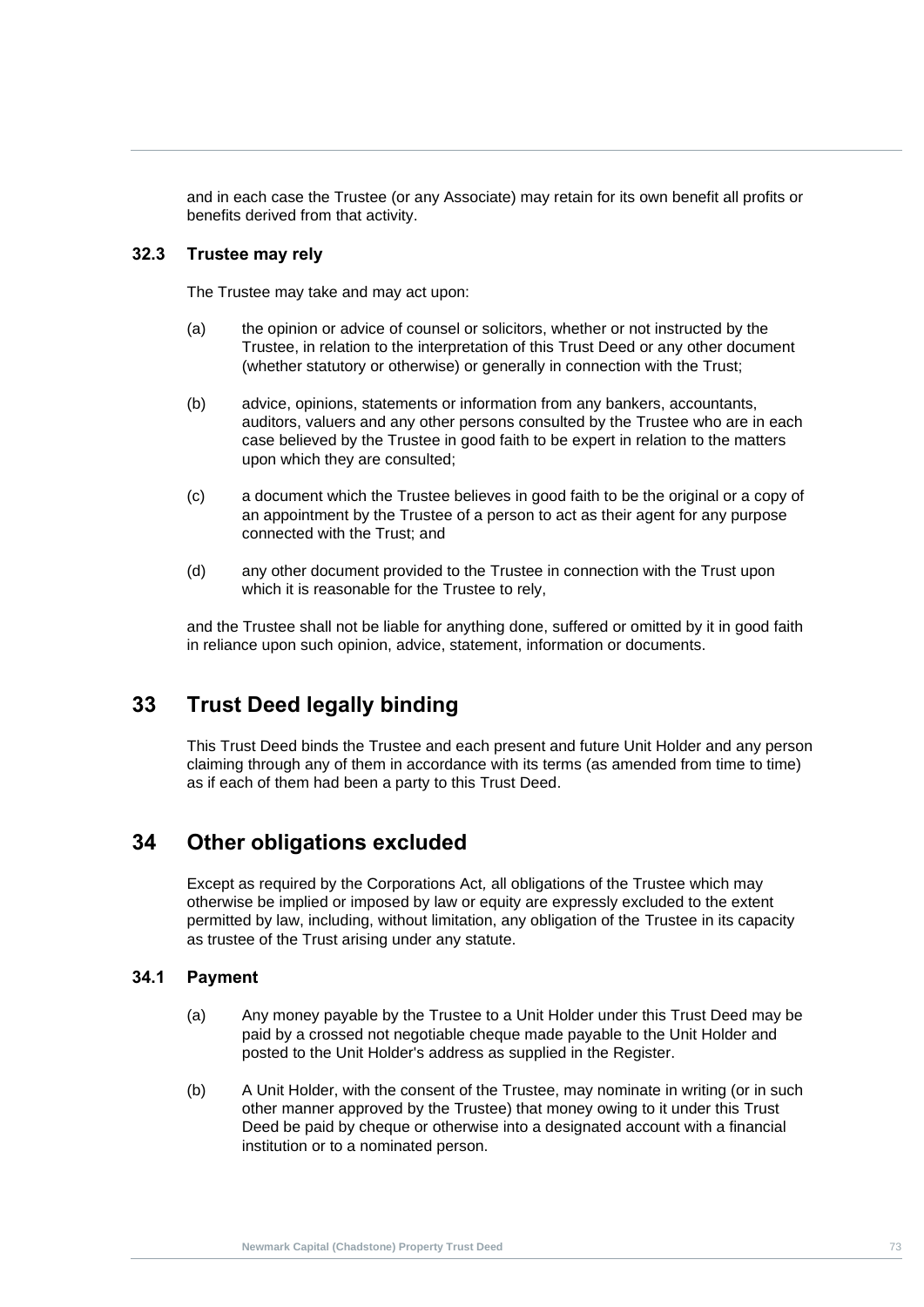and in each case the Trustee (or any Associate) may retain for its own benefit all profits or benefits derived from that activity.

### 32.3 Trustee may rely

The Trustee may take and may act upon:

(a) the opinion or advice of counsel or solicitors, whether or not instructed by the Trustee, in relation to the interpretation of this Trust Deed or any other document (whether statutory or otherwise) or generally in connection with the Trust;

(b) advice, opinions, statements or information from any bankers, accountants, auditors, valuers and any other persons consulted by the Trustee who are in each case believed by the Trustee in good faith to be expert in relation to the matters upon which they are consulted;

(c) a document which the Trustee believes in good faith to be the original or a copy of an appointment by the Trustee of a person to act as their agent for any purpose connected with the Trust; and

(d) any other document provided to the Trustee in connection with the Trust upon which it is reasonable for the Trustee to rely,

and the Trustee shall not be liable for anything done, suffered or omitted by it in good faith in reliance upon such opinion, advice, statement, information or documents.

## 33 Trust Deed legally binding

This Trust Deed binds the Trustee and each present and future Unit Holder and any person claiming through any of them in accordance with its terms (as amended from time to time) as if each of them had been a party to this Trust Deed.

## 34 Other obligations excluded

Except as required by the Corporations Act*,* all obligations of the Trustee which may otherwise be implied or imposed by law or equity are expressly excluded to the extent permitted by law, including, without limitation, any obligation of the Trustee in its capacity as trustee of the Trust arising under any statute.

### 34.1 Payment

(a) Any money payable by the Trustee to a Unit Holder under this Trust Deed may be paid by a crossed not negotiable cheque made payable to the Unit Holder and posted to the Unit Holder's address as supplied in the Register.

(b) A Unit Holder, with the consent of the Trustee, may nominate in writing (or in such other manner approved by the Trustee) that money owing to it under this Trust Deed be paid by cheque or otherwise into a designated account with a financial institution or to a nominated person.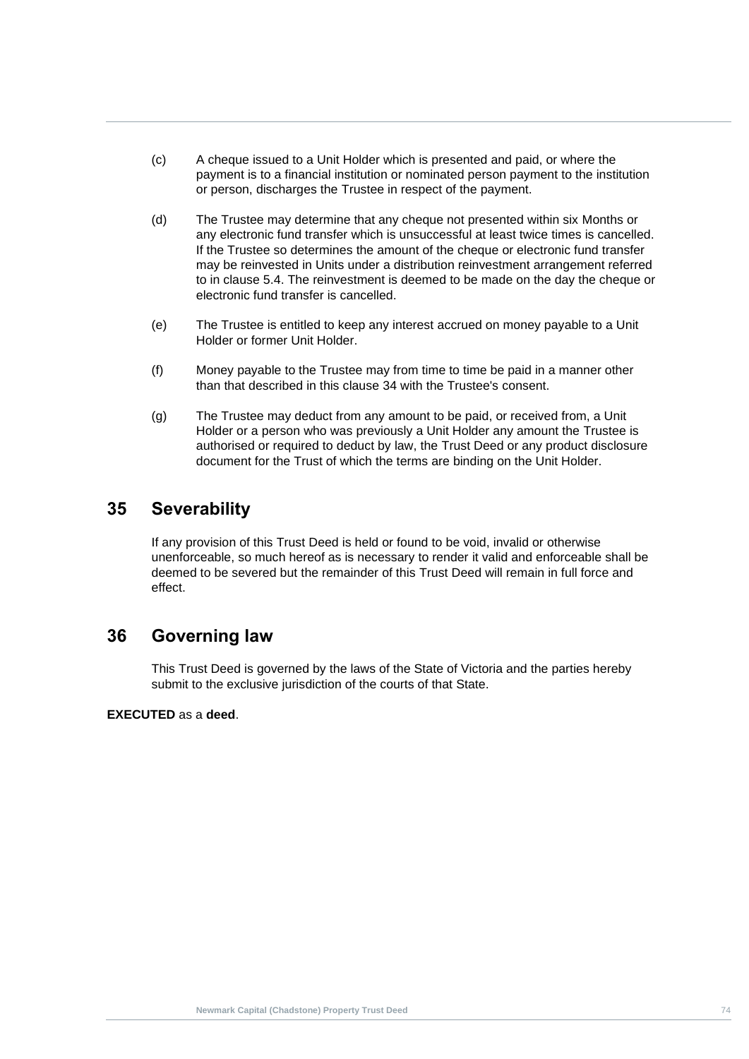(c) A cheque issued to a Unit Holder which is presented and paid, or where the payment is to a financial institution or nominated person payment to the institution or person, discharges the Trustee in respect of the payment.

(d) The Trustee may determine that any cheque not presented within six Months or any electronic fund transfer which is unsuccessful at least twice times is cancelled. If the Trustee so determines the amount of the cheque or electronic fund transfer may be reinvested in Units under a distribution reinvestment arrangement referred to in clause 5.4. The reinvestment is deemed to be made on the day the cheque or electronic fund transfer is cancelled.

(e) The Trustee is entitled to keep any interest accrued on money payable to a Unit Holder or former Unit Holder.

(f) Money payable to the Trustee may from time to time be paid in a manner other than that described in this clause 34 with the Trustee's consent.

(g) The Trustee may deduct from any amount to be paid, or received from, a Unit Holder or a person who was previously a Unit Holder any amount the Trustee is authorised or required to deduct by law, the Trust Deed or any product disclosure document for the Trust of which the terms are binding on the Unit Holder.

## 35 Severability

If any provision of this Trust Deed is held or found to be void, invalid or otherwise unenforceable, so much hereof as is necessary to render it valid and enforceable shall be deemed to be severed but the remainder of this Trust Deed will remain in full force and effect.

## 36 Governing law

This Trust Deed is governed by the laws of the State of Victoria and the parties hereby submit to the exclusive jurisdiction of the courts of that State.

**EXECUTED** as a **deed**.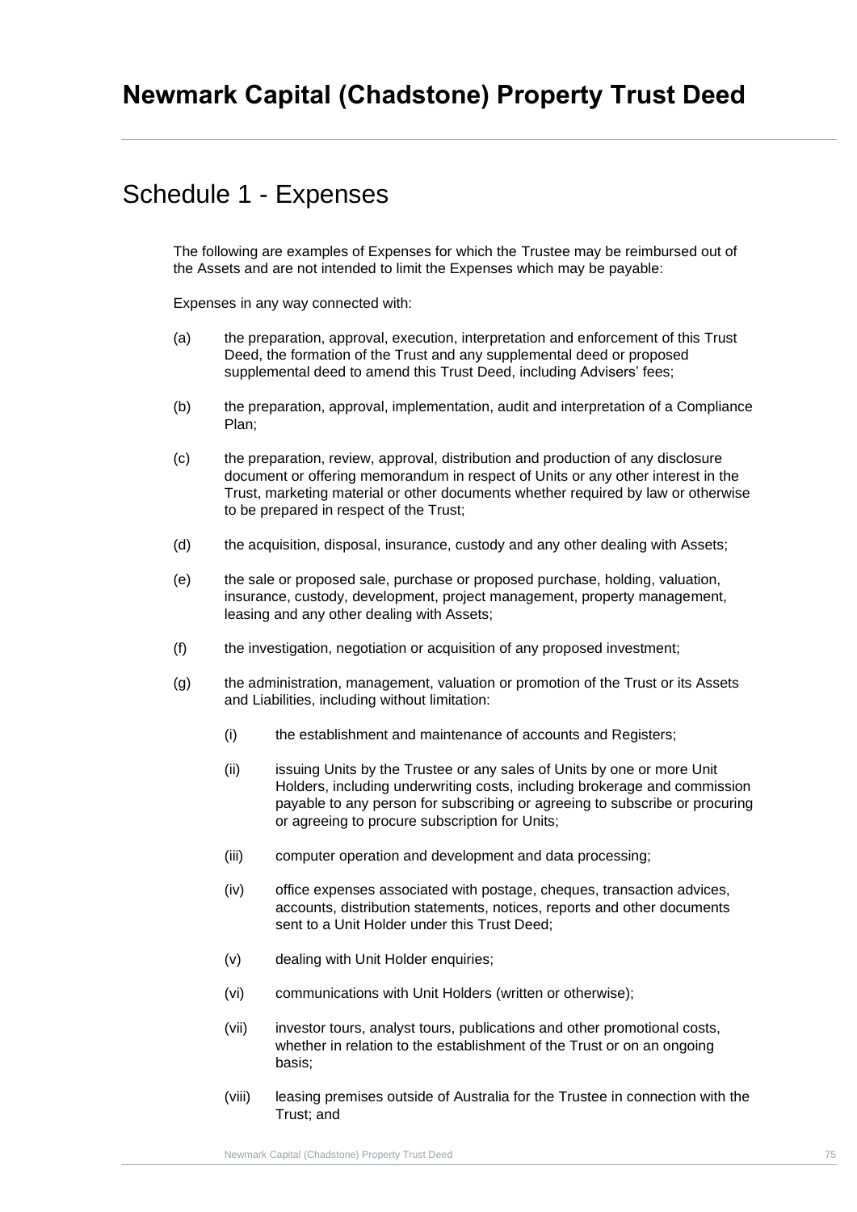# Newmark Capital (Chadstone) Property Trust Deed

## Schedule 1 - Expenses

The following are examples of Expenses for which the Trustee may be reimbursed out of the Assets and are not intended to limit the Expenses which may be payable:

Expenses in any way connected with:

(a) the preparation, approval, execution, interpretation and enforcement of this Trust Deed, the formation of the Trust and any supplemental deed or proposed supplemental deed to amend this Trust Deed, including Advisers' fees;

(b) the preparation, approval, implementation, audit and interpretation of a Compliance Plan;

(c) the preparation, review, approval, distribution and production of any disclosure document or offering memorandum in respect of Units or any other interest in the Trust, marketing material or other documents whether required by law or otherwise to be prepared in respect of the Trust;

(d) the acquisition, disposal, insurance, custody and any other dealing with Assets;

(e) the sale or proposed sale, purchase or proposed purchase, holding, valuation, insurance, custody, development, project management, property management, leasing and any other dealing with Assets;

(f) the investigation, negotiation or acquisition of any proposed investment;

(g) the administration, management, valuation or promotion of the Trust or its Assets and Liabilities, including without limitation:

  (i) the establishment and maintenance of accounts and Registers;

  (ii) issuing Units by the Trustee or any sales of Units by one or more Unit Holders, including underwriting costs, including brokerage and commission payable to any person for subscribing or agreeing to subscribe or procuring or agreeing to procure subscription for Units;

  (iii) computer operation and development and data processing;

  (iv) office expenses associated with postage, cheques, transaction advices, accounts, distribution statements, notices, reports and other documents sent to a Unit Holder under this Trust Deed;

  (v) dealing with Unit Holder enquiries;

  (vi) communications with Unit Holders (written or otherwise);

  (vii) investor tours, analyst tours, publications and other promotional costs, whether in relation to the establishment of the Trust or on an ongoing basis;

  (viii) leasing premises outside of Australia for the Trustee in connection with the Trust; and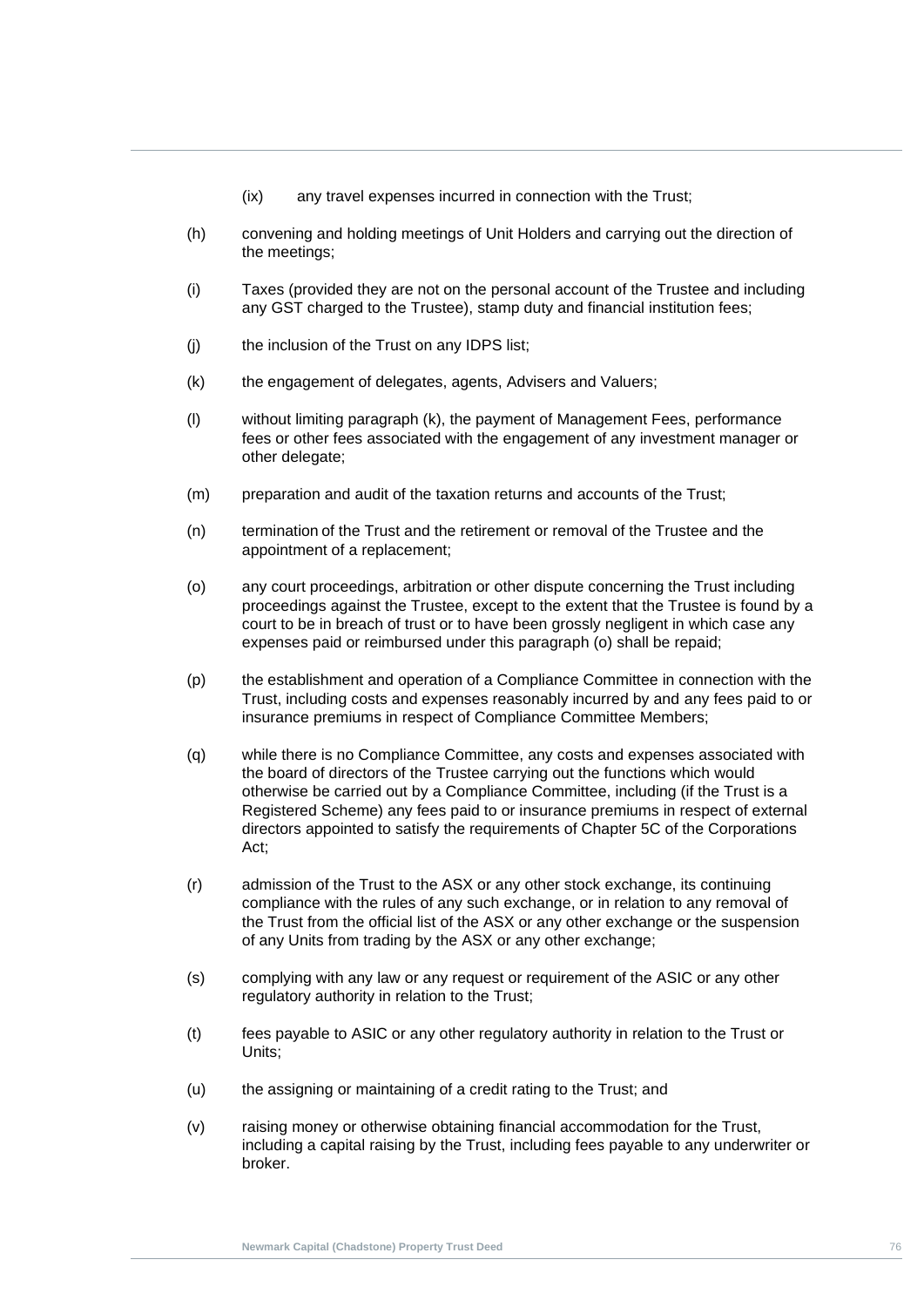(ix) any travel expenses incurred in connection with the Trust;

(h) convening and holding meetings of Unit Holders and carrying out the direction of the meetings;

(i) Taxes (provided they are not on the personal account of the Trustee and including any GST charged to the Trustee), stamp duty and financial institution fees;

(j) the inclusion of the Trust on any IDPS list;

(k) the engagement of delegates, agents, Advisers and Valuers;

(l) without limiting paragraph (k), the payment of Management Fees, performance fees or other fees associated with the engagement of any investment manager or other delegate;

(m) preparation and audit of the taxation returns and accounts of the Trust;

(n) termination of the Trust and the retirement or removal of the Trustee and the appointment of a replacement;

(o) any court proceedings, arbitration or other dispute concerning the Trust including proceedings against the Trustee, except to the extent that the Trustee is found by a court to be in breach of trust or to have been grossly negligent in which case any expenses paid or reimbursed under this paragraph (o) shall be repaid;

(p) the establishment and operation of a Compliance Committee in connection with the Trust, including costs and expenses reasonably incurred by and any fees paid to or insurance premiums in respect of Compliance Committee Members;

(q) while there is no Compliance Committee, any costs and expenses associated with the board of directors of the Trustee carrying out the functions which would otherwise be carried out by a Compliance Committee, including (if the Trust is a Registered Scheme) any fees paid to or insurance premiums in respect of external directors appointed to satisfy the requirements of Chapter 5C of the Corporations Act;

(r) admission of the Trust to the ASX or any other stock exchange, its continuing compliance with the rules of any such exchange, or in relation to any removal of the Trust from the official list of the ASX or any other exchange or the suspension of any Units from trading by the ASX or any other exchange;

(s) complying with any law or any request or requirement of the ASIC or any other regulatory authority in relation to the Trust;

(t) fees payable to ASIC or any other regulatory authority in relation to the Trust or Units;

(u) the assigning or maintaining of a credit rating to the Trust; and

(v) raising money or otherwise obtaining financial accommodation for the Trust, including a capital raising by the Trust, including fees payable to any underwriter or broker.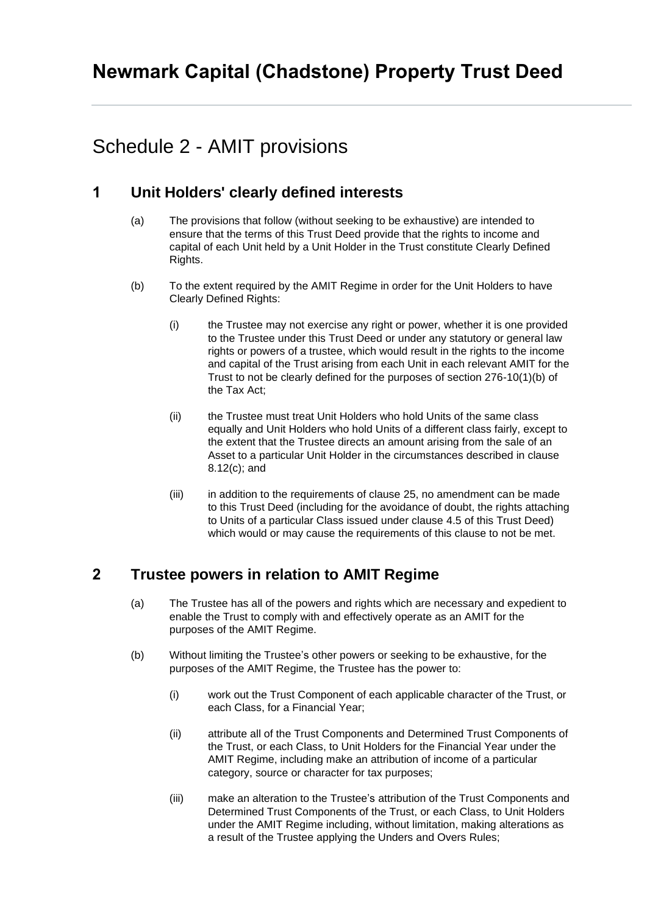# Newmark Capital (Chadstone) Property Trust Deed

## Schedule 2 - AMIT provisions

### 1 Unit Holders' clearly defined interests

(a) The provisions that follow (without seeking to be exhaustive) are intended to ensure that the terms of this Trust Deed provide that the rights to income and capital of each Unit held by a Unit Holder in the Trust constitute Clearly Defined Rights.

(b) To the extent required by the AMIT Regime in order for the Unit Holders to have Clearly Defined Rights:

(i) the Trustee may not exercise any right or power, whether it is one provided to the Trustee under this Trust Deed or under any statutory or general law rights or powers of a trustee, which would result in the rights to the income and capital of the Trust arising from each Unit in each relevant AMIT for the Trust to not be clearly defined for the purposes of section 276-10(1)(b) of the Tax Act;

(ii) the Trustee must treat Unit Holders who hold Units of the same class equally and Unit Holders who hold Units of a different class fairly, except to the extent that the Trustee directs an amount arising from the sale of an Asset to a particular Unit Holder in the circumstances described in clause 8.12(c); and

(iii) in addition to the requirements of clause 25, no amendment can be made to this Trust Deed (including for the avoidance of doubt, the rights attaching to Units of a particular Class issued under clause 4.5 of this Trust Deed) which would or may cause the requirements of this clause to not be met.

### 2 Trustee powers in relation to AMIT Regime

(a) The Trustee has all of the powers and rights which are necessary and expedient to enable the Trust to comply with and effectively operate as an AMIT for the purposes of the AMIT Regime.

(b) Without limiting the Trustee's other powers or seeking to be exhaustive, for the purposes of the AMIT Regime, the Trustee has the power to:

(i) work out the Trust Component of each applicable character of the Trust, or each Class, for a Financial Year;

(ii) attribute all of the Trust Components and Determined Trust Components of the Trust, or each Class, to Unit Holders for the Financial Year under the AMIT Regime, including make an attribution of income of a particular category, source or character for tax purposes;

(iii) make an alteration to the Trustee's attribution of the Trust Components and Determined Trust Components of the Trust, or each Class, to Unit Holders under the AMIT Regime including, without limitation, making alterations as a result of the Trustee applying the Unders and Overs Rules;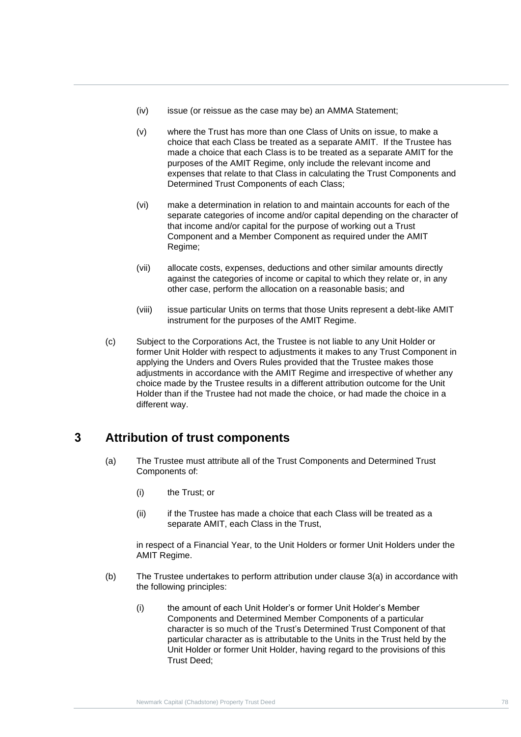(iv) issue (or reissue as the case may be) an AMMA Statement;

(v) where the Trust has more than one Class of Units on issue, to make a choice that each Class be treated as a separate AMIT. If the Trustee has made a choice that each Class is to be treated as a separate AMIT for the purposes of the AMIT Regime, only include the relevant income and expenses that relate to that Class in calculating the Trust Components and Determined Trust Components of each Class;

(vi) make a determination in relation to and maintain accounts for each of the separate categories of income and/or capital depending on the character of that income and/or capital for the purpose of working out a Trust Component and a Member Component as required under the AMIT Regime;

(vii) allocate costs, expenses, deductions and other similar amounts directly against the categories of income or capital to which they relate or, in any other case, perform the allocation on a reasonable basis; and

(viii) issue particular Units on terms that those Units represent a debt-like AMIT instrument for the purposes of the AMIT Regime.

(c) Subject to the Corporations Act, the Trustee is not liable to any Unit Holder or former Unit Holder with respect to adjustments it makes to any Trust Component in applying the Unders and Overs Rules provided that the Trustee makes those adjustments in accordance with the AMIT Regime and irrespective of whether any choice made by the Trustee results in a different attribution outcome for the Unit Holder than if the Trustee had not made the choice, or had made the choice in a different way.

## 3 Attribution of trust components

(a) The Trustee must attribute all of the Trust Components and Determined Trust Components of:

(i) the Trust; or

(ii) if the Trustee has made a choice that each Class will be treated as a separate AMIT, each Class in the Trust,

in respect of a Financial Year, to the Unit Holders or former Unit Holders under the AMIT Regime.

(b) The Trustee undertakes to perform attribution under clause 3(a) in accordance with the following principles:

(i) the amount of each Unit Holder's or former Unit Holder's Member Components and Determined Member Components of a particular character is so much of the Trust's Determined Trust Component of that particular character as is attributable to the Units in the Trust held by the Unit Holder or former Unit Holder, having regard to the provisions of this Trust Deed;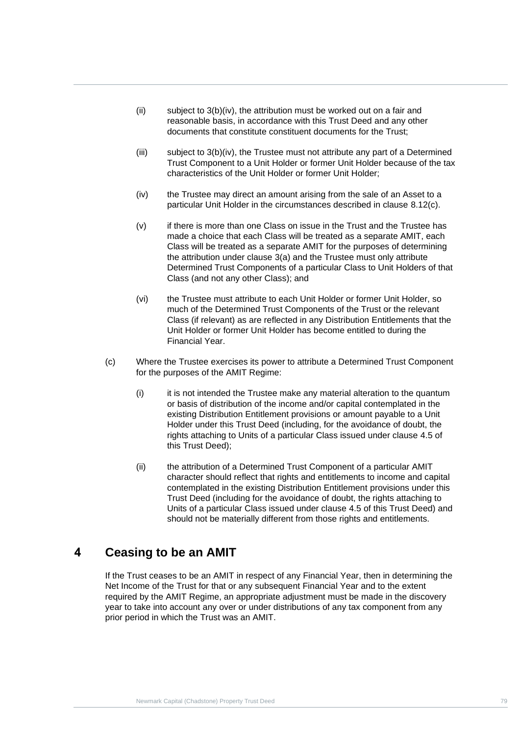(ii) subject to 3(b)(iv), the attribution must be worked out on a fair and reasonable basis, in accordance with this Trust Deed and any other documents that constitute constituent documents for the Trust;

(iii) subject to 3(b)(iv), the Trustee must not attribute any part of a Determined Trust Component to a Unit Holder or former Unit Holder because of the tax characteristics of the Unit Holder or former Unit Holder;

(iv) the Trustee may direct an amount arising from the sale of an Asset to a particular Unit Holder in the circumstances described in clause 8.12(c).

(v) if there is more than one Class on issue in the Trust and the Trustee has made a choice that each Class will be treated as a separate AMIT, each Class will be treated as a separate AMIT for the purposes of determining the attribution under clause 3(a) and the Trustee must only attribute Determined Trust Components of a particular Class to Unit Holders of that Class (and not any other Class); and

(vi) the Trustee must attribute to each Unit Holder or former Unit Holder, so much of the Determined Trust Components of the Trust or the relevant Class (if relevant) as are reflected in any Distribution Entitlements that the Unit Holder or former Unit Holder has become entitled to during the Financial Year.

(c) Where the Trustee exercises its power to attribute a Determined Trust Component for the purposes of the AMIT Regime:

(i) it is not intended the Trustee make any material alteration to the quantum or basis of distribution of the income and/or capital contemplated in the existing Distribution Entitlement provisions or amount payable to a Unit Holder under this Trust Deed (including, for the avoidance of doubt, the rights attaching to Units of a particular Class issued under clause 4.5 of this Trust Deed);

(ii) the attribution of a Determined Trust Component of a particular AMIT character should reflect that rights and entitlements to income and capital contemplated in the existing Distribution Entitlement provisions under this Trust Deed (including for the avoidance of doubt, the rights attaching to Units of a particular Class issued under clause 4.5 of this Trust Deed) and should not be materially different from those rights and entitlements.

# 4 Ceasing to be an AMIT

If the Trust ceases to be an AMIT in respect of any Financial Year, then in determining the Net Income of the Trust for that or any subsequent Financial Year and to the extent required by the AMIT Regime, an appropriate adjustment must be made in the discovery year to take into account any over or under distributions of any tax component from any prior period in which the Trust was an AMIT.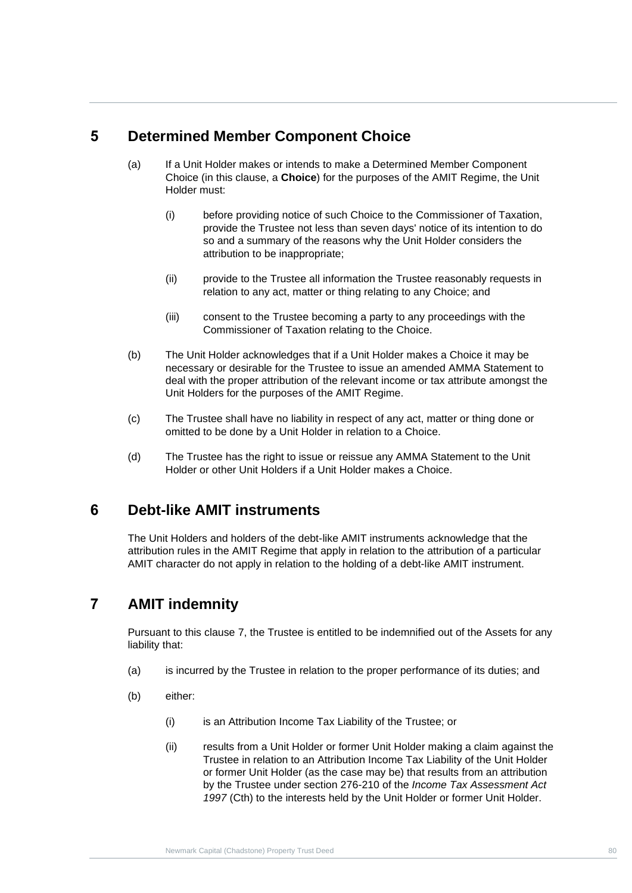## 5 Determined Member Component Choice

(a) If a Unit Holder makes or intends to make a Determined Member Component Choice (in this clause, a **Choice**) for the purposes of the AMIT Regime, the Unit Holder must:

(i) before providing notice of such Choice to the Commissioner of Taxation, provide the Trustee not less than seven days' notice of its intention to do so and a summary of the reasons why the Unit Holder considers the attribution to be inappropriate;

(ii) provide to the Trustee all information the Trustee reasonably requests in relation to any act, matter or thing relating to any Choice; and

(iii) consent to the Trustee becoming a party to any proceedings with the Commissioner of Taxation relating to the Choice.

(b) The Unit Holder acknowledges that if a Unit Holder makes a Choice it may be necessary or desirable for the Trustee to issue an amended AMMA Statement to deal with the proper attribution of the relevant income or tax attribute amongst the Unit Holders for the purposes of the AMIT Regime.

(c) The Trustee shall have no liability in respect of any act, matter or thing done or omitted to be done by a Unit Holder in relation to a Choice.

(d) The Trustee has the right to issue or reissue any AMMA Statement to the Unit Holder or other Unit Holders if a Unit Holder makes a Choice.

## 6 Debt-like AMIT instruments

The Unit Holders and holders of the debt-like AMIT instruments acknowledge that the attribution rules in the AMIT Regime that apply in relation to the attribution of a particular AMIT character do not apply in relation to the holding of a debt-like AMIT instrument.

## 7 AMIT indemnity

Pursuant to this clause 7, the Trustee is entitled to be indemnified out of the Assets for any liability that:

(a) is incurred by the Trustee in relation to the proper performance of its duties; and

(b) either:

(i) is an Attribution Income Tax Liability of the Trustee; or

(ii) results from a Unit Holder or former Unit Holder making a claim against the Trustee in relation to an Attribution Income Tax Liability of the Unit Holder or former Unit Holder (as the case may be) that results from an attribution by the Trustee under section 276-210 of the *Income Tax Assessment Act 1997* (Cth) to the interests held by the Unit Holder or former Unit Holder.